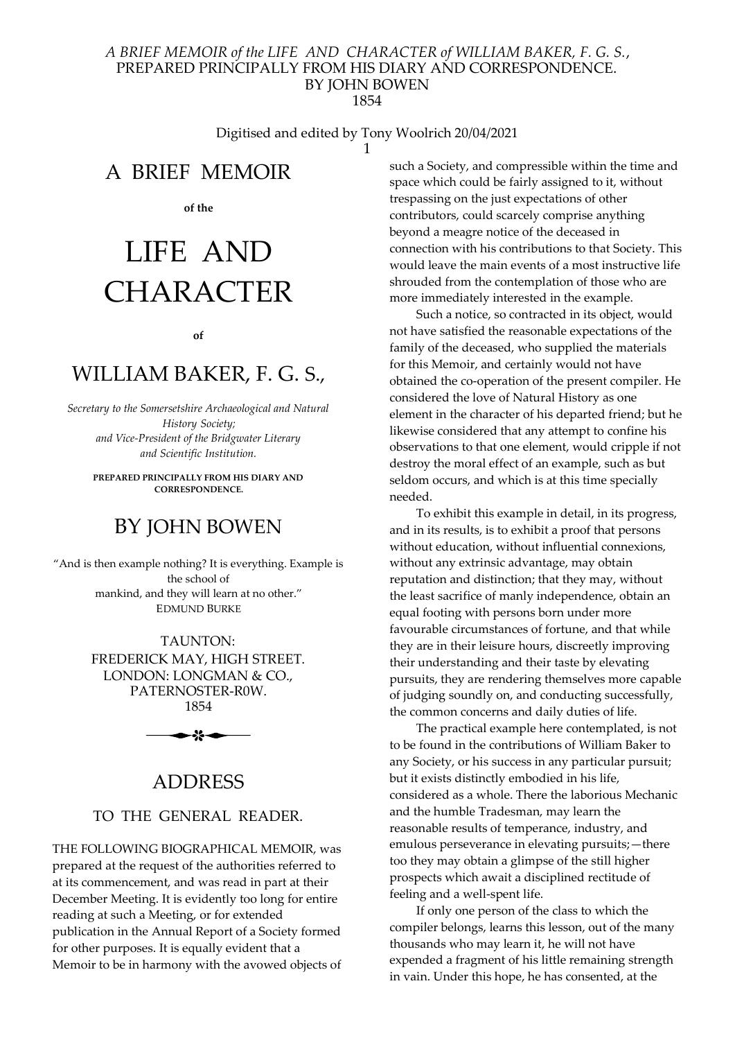*A BRIEF MEMOIR of the LIFE AND CHARACTER of WILLIAM BAKER, F. G. S.*,
PREPARED PRINCIPALLY FROM HIS DIARY AND CORRESPONDENCE.
BY JOHN BOWEN
1854

Digitised and edited by Tony Woolrich 20/04/2021

# A BRIEF MEMOIR

**of the**

# LIFE AND CHARACTER

**of**

# WILLIAM BAKER, F. G. S.,

*Secretary to the Somersetshire Archaeological and Natural History Society; and Vice-President of the Bridgwater Literary and Scientific Institution.*

**PREPARED PRINCIPALLY FROM HIS DIARY AND CORRESPONDENCE.**

## BY JOHN BOWEN

"And is then example nothing? It is everything. Example is the school of mankind, and they will learn at no other."
EDMUND BURKE

TAUNTON:
FREDERICK MAY, HIGH STREET.
LONDON: LONGMAN & CO., PATERNOSTER-R0W.
1854

## ADDRESS

### TO THE GENERAL READER.

THE FOLLOWING BIOGRAPHICAL MEMOIR, was prepared at the request of the authorities referred to at its commencement, and was read in part at their December Meeting. It is evidently too long for entire reading at such a Meeting, or for extended publication in the Annual Report of a Society formed for other purposes. It is equally evident that a Memoir to be in harmony with the avowed objects of such a Society, and compressible within the time and space which could be fairly assigned to it, without trespassing on the just expectations of other contributors, could scarcely comprise anything beyond a meagre notice of the deceased in connection with his contributions to that Society. This would leave the main events of a most instructive life shrouded from the contemplation of those who are more immediately interested in the example.

Such a notice, so contracted in its object, would not have satisfied the reasonable expectations of the family of the deceased, who supplied the materials for this Memoir, and certainly would not have obtained the co-operation of the present compiler. He considered the love of Natural History as one element in the character of his departed friend; but he likewise considered that any attempt to confine his observations to that one element, would cripple if not destroy the moral effect of an example, such as but seldom occurs, and which is at this time specially needed.

To exhibit this example in detail, in its progress, and in its results, is to exhibit a proof that persons without education, without influential connexions, without any extrinsic advantage, may obtain reputation and distinction; that they may, without the least sacrifice of manly independence, obtain an equal footing with persons born under more favourable circumstances of fortune, and that while they are in their leisure hours, discreetly improving their understanding and their taste by elevating pursuits, they are rendering themselves more capable of judging soundly on, and conducting successfully, the common concerns and daily duties of life.

The practical example here contemplated, is not to be found in the contributions of William Baker to any Society, or his success in any particular pursuit; but it exists distinctly embodied in his life, considered as a whole. There the laborious Mechanic and the humble Tradesman, may learn the reasonable results of temperance, industry, and emulous perseverance in elevating pursuits;—there too they may obtain a glimpse of the still higher prospects which await a disciplined rectitude of feeling and a well-spent life.

If only one person of the class to which the compiler belongs, learns this lesson, out of the many thousands who may learn it, he will not have expended a fragment of his little remaining strength in vain. Under this hope, he has consented, at the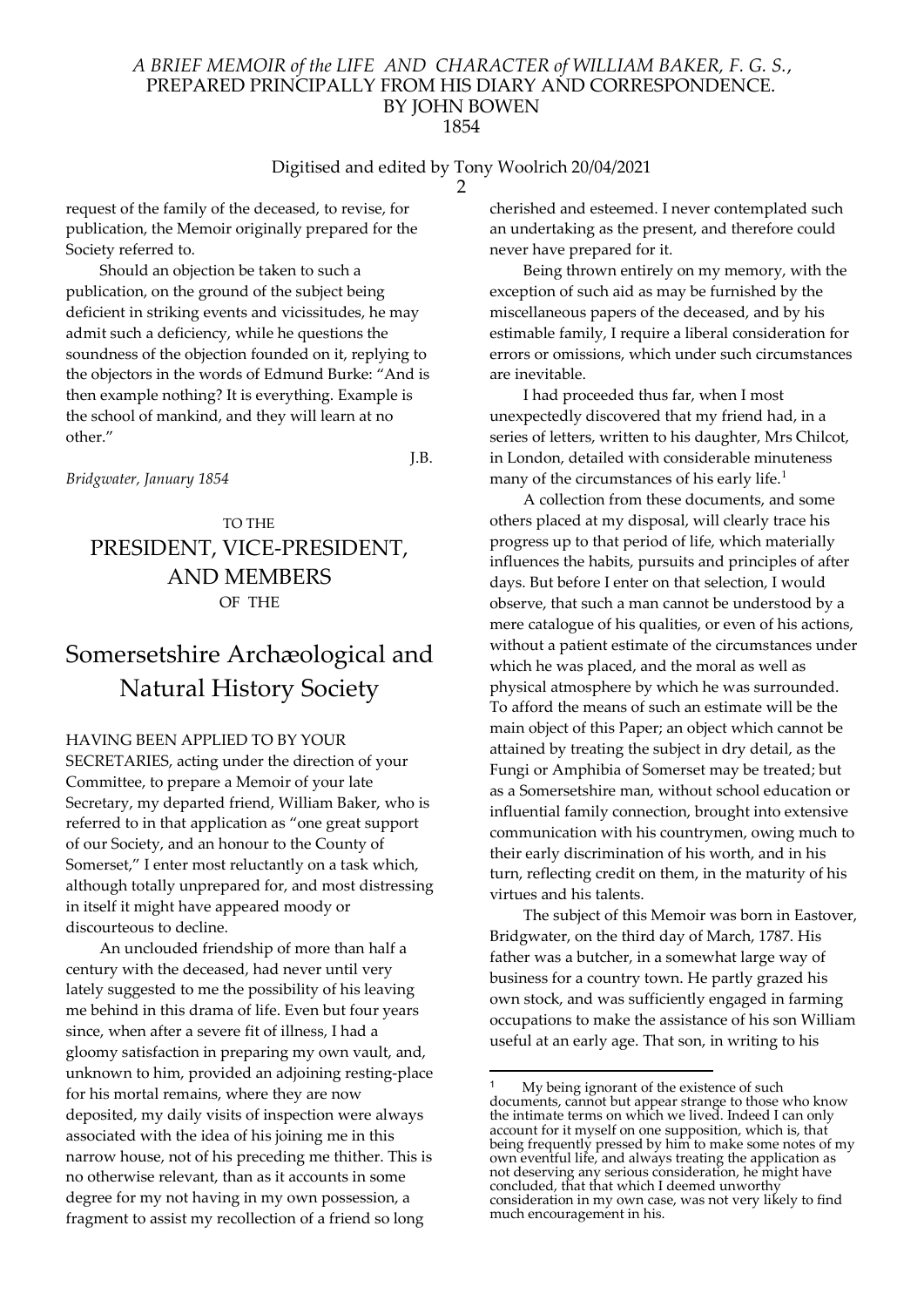request of the family of the deceased, to revise, for publication, the Memoir originally prepared for the Society referred to.

Should an objection be taken to such a publication, on the ground of the subject being deficient in striking events and vicissitudes, he may admit such a deficiency, while he questions the soundness of the objection founded on it, replying to the objectors in the words of Edmund Burke: "And is then example nothing? It is everything. Example is the school of mankind, and they will learn at no other."

J.B.

*Bridgwater, January 1854*

TO THE

## PRESIDENT, VICE-PRESIDENT, AND MEMBERS

OF THE

# Somersetshire Archæological and Natural History Society

HAVING BEEN APPLIED TO BY YOUR SECRETARIES, acting under the direction of your Committee, to prepare a Memoir of your late Secretary, my departed friend, William Baker, who is referred to in that application as "one great support of our Society, and an honour to the County of Somerset," I enter most reluctantly on a task which, although totally unprepared for, and most distressing in itself it might have appeared moody or discourteous to decline.

An unclouded friendship of more than half a century with the deceased, had never until very lately suggested to me the possibility of his leaving me behind in this drama of life. Even but four years since, when after a severe fit of illness, I had a gloomy satisfaction in preparing my own vault, and, unknown to him, provided an adjoining resting-place for his mortal remains, where they are now deposited, my daily visits of inspection were always associated with the idea of his joining me in this narrow house, not of his preceding me thither. This is no otherwise relevant, than as it accounts in some degree for my not having in my own possession, a fragment to assist my recollection of a friend so long cherished and esteemed. I never contemplated such an undertaking as the present, and therefore could never have prepared for it.

Being thrown entirely on my memory, with the exception of such aid as may be furnished by the miscellaneous papers of the deceased, and by his estimable family, I require a liberal consideration for errors or omissions, which under such circumstances are inevitable.

I had proceeded thus far, when I most unexpectedly discovered that my friend had, in a series of letters, written to his daughter, Mrs Chilcot, in London, detailed with considerable minuteness many of the circumstances of his early life.[1]

A collection from these documents, and some others placed at my disposal, will clearly trace his progress up to that period of life, which materially influences the habits, pursuits and principles of after days. But before I enter on that selection, I would observe, that such a man cannot be understood by a mere catalogue of his qualities, or even of his actions, without a patient estimate of the circumstances under which he was placed, and the moral as well as physical atmosphere by which he was surrounded. To afford the means of such an estimate will be the main object of this Paper; an object which cannot be attained by treating the subject in dry detail, as the Fungi or Amphibia of Somerset may be treated; but as a Somersetshire man, without school education or influential family connection, brought into extensive communication with his countrymen, owing much to their early discrimination of his worth, and in his turn, reflecting credit on them, in the maturity of his virtues and his talents.

The subject of this Memoir was born in Eastover, Bridgwater, on the third day of March, 1787. His father was a butcher, in a somewhat large way of business for a country town. He partly grazed his own stock, and was sufficiently engaged in farming occupations to make the assistance of his son William useful at an early age. That son, in writing to his

---

[1] My being ignorant of the existence of such documents, cannot but appear strange to those who know the intimate terms on which we lived. Indeed I can only account for it myself on one supposition, which is, that being frequently pressed by him to make some notes of my own eventful life, and always treating the application as not deserving any serious consideration, he might have concluded, that that which I deemed unworthy consideration in my own case, was not very likely to find much encouragement in his.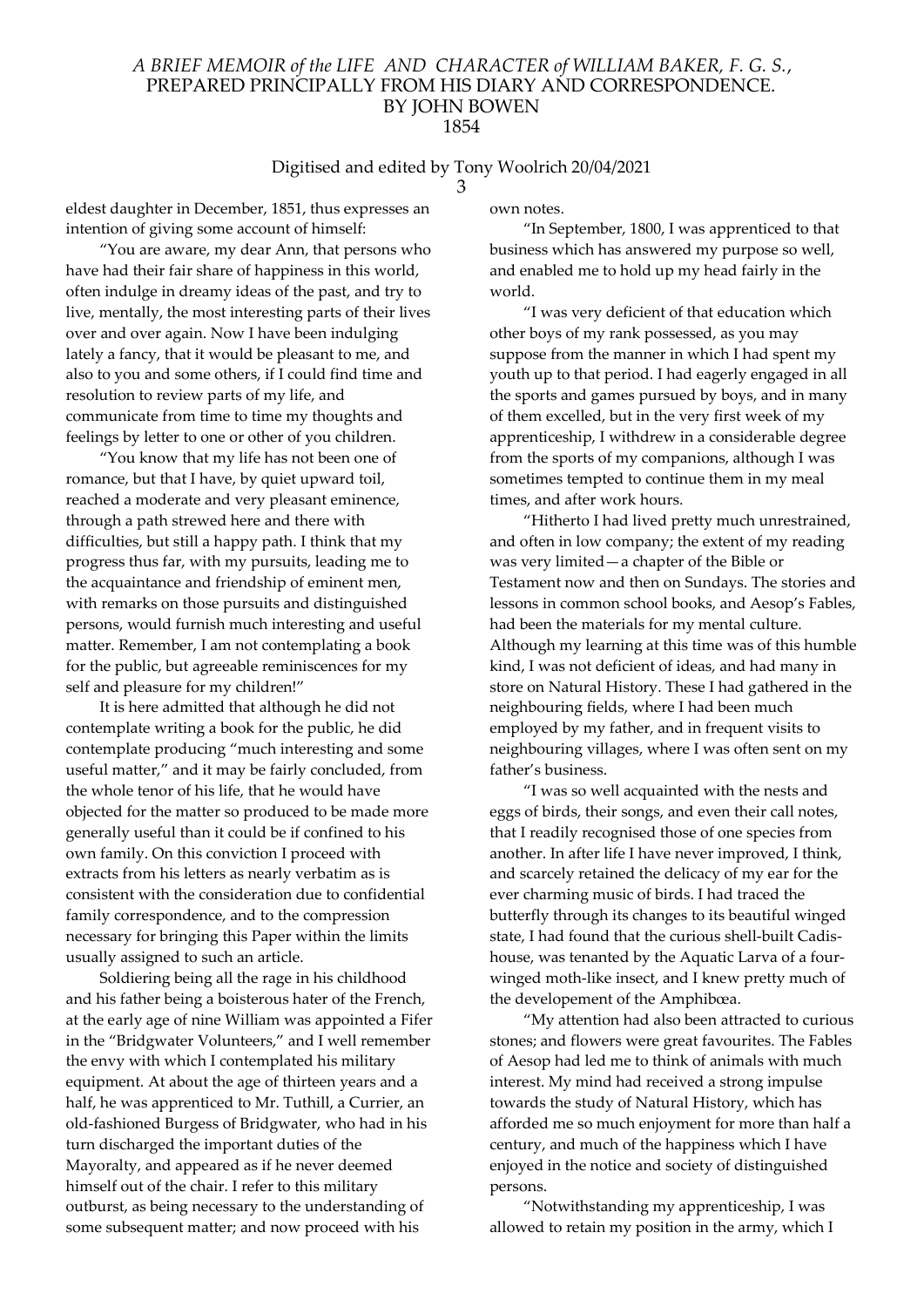eldest daughter in December, 1851, thus expresses an intention of giving some account of himself:

"You are aware, my dear Ann, that persons who have had their fair share of happiness in this world, often indulge in dreamy ideas of the past, and try to live, mentally, the most interesting parts of their lives over and over again. Now I have been indulging lately a fancy, that it would be pleasant to me, and also to you and some others, if I could find time and resolution to review parts of my life, and communicate from time to time my thoughts and feelings by letter to one or other of you children.

"You know that my life has not been one of romance, but that I have, by quiet upward toil, reached a moderate and very pleasant eminence, through a path strewed here and there with difficulties, but still a happy path. I think that my progress thus far, with my pursuits, leading me to the acquaintance and friendship of eminent men, with remarks on those pursuits and distinguished persons, would furnish much interesting and useful matter. Remember, I am not contemplating a book for the public, but agreeable reminiscences for my self and pleasure for my children!"

It is here admitted that although he did not contemplate writing a book for the public, he did contemplate producing "much interesting and some useful matter," and it may be fairly concluded, from the whole tenor of his life, that he would have objected for the matter so produced to be made more generally useful than it could be if confined to his own family. On this conviction I proceed with extracts from his letters as nearly verbatim as is consistent with the consideration due to confidential family correspondence, and to the compression necessary for bringing this Paper within the limits usually assigned to such an article.

Soldiering being all the rage in his childhood and his father being a boisterous hater of the French, at the early age of nine William was appointed a Fifer in the "Bridgwater Volunteers," and I well remember the envy with which I contemplated his military equipment. At about the age of thirteen years and a half, he was apprenticed to Mr. Tuthill, a Currier, an old-fashioned Burgess of Bridgwater, who had in his turn discharged the important duties of the Mayoralty, and appeared as if he never deemed himself out of the chair. I refer to this military outburst, as being necessary to the understanding of some subsequent matter; and now proceed with his own notes.

"In September, 1800, I was apprenticed to that business which has answered my purpose so well, and enabled me to hold up my head fairly in the world.

"I was very deficient of that education which other boys of my rank possessed, as you may suppose from the manner in which I had spent my youth up to that period. I had eagerly engaged in all the sports and games pursued by boys, and in many of them excelled, but in the very first week of my apprenticeship, I withdrew in a considerable degree from the sports of my companions, although I was sometimes tempted to continue them in my meal times, and after work hours.

"Hitherto I had lived pretty much unrestrained, and often in low company; the extent of my reading was very limited—a chapter of the Bible or Testament now and then on Sundays. The stories and lessons in common school books, and Aesop's Fables, had been the materials for my mental culture. Although my learning at this time was of this humble kind, I was not deficient of ideas, and had many in store on Natural History. These I had gathered in the neighbouring fields, where I had been much employed by my father, and in frequent visits to neighbouring villages, where I was often sent on my father's business.

"I was so well acquainted with the nests and eggs of birds, their songs, and even their call notes, that I readily recognised those of one species from another. In after life I have never improved, I think, and scarcely retained the delicacy of my ear for the ever charming music of birds. I had traced the butterfly through its changes to its beautiful winged state, I had found that the curious shell-built Cadis-house, was tenanted by the Aquatic Larva of a four-winged moth-like insect, and I knew pretty much of the developement of the Amphibœa.

"My attention had also been attracted to curious stones; and flowers were great favourites. The Fables of Aesop had led me to think of animals with much interest. My mind had received a strong impulse towards the study of Natural History, which has afforded me so much enjoyment for more than half a century, and much of the happiness which I have enjoyed in the notice and society of distinguished persons.

"Notwithstanding my apprenticeship, I was allowed to retain my position in the army, which I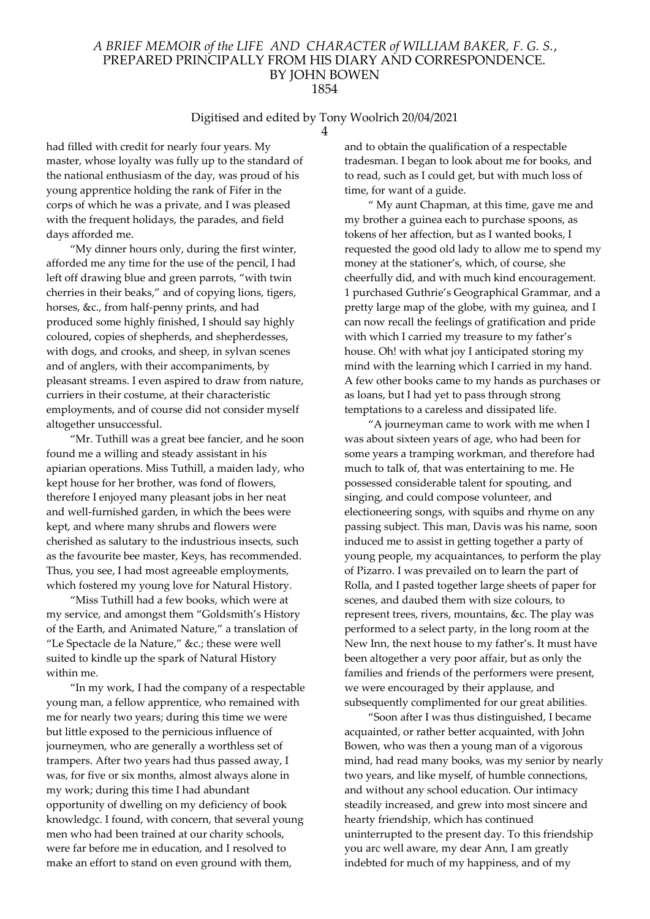had filled with credit for nearly four years. My master, whose loyalty was fully up to the standard of the national enthusiasm of the day, was proud of his young apprentice holding the rank of Fifer in the corps of which he was a private, and I was pleased with the frequent holidays, the parades, and field days afforded me.

"My dinner hours only, during the first winter, afforded me any time for the use of the pencil, I had left off drawing blue and green parrots, "with twin cherries in their beaks," and of copying lions, tigers, horses, &c., from half-penny prints, and had produced some highly finished, I should say highly coloured, copies of shepherds, and shepherdesses, with dogs, and crooks, and sheep, in sylvan scenes and of anglers, with their accompaniments, by pleasant streams. I even aspired to draw from nature, curriers in their costume, at their characteristic employments, and of course did not consider myself altogether unsuccessful.

"Mr. Tuthill was a great bee fancier, and he soon found me a willing and steady assistant in his apiarian operations. Miss Tuthill, a maiden lady, who kept house for her brother, was fond of flowers, therefore I enjoyed many pleasant jobs in her neat and well-furnished garden, in which the bees were kept, and where many shrubs and flowers were cherished as salutary to the industrious insects, such as the favourite bee master, Keys, has recommended. Thus, you see, I had most agreeable employments, which fostered my young love for Natural History.

"Miss Tuthill had a few books, which were at my service, and amongst them "Goldsmith's History of the Earth, and Animated Nature," a translation of "Le Spectacle de la Nature," &c.; these were well suited to kindle up the spark of Natural History within me.

"In my work, I had the company of a respectable young man, a fellow apprentice, who remained with me for nearly two years; during this time we were but little exposed to the pernicious influence of journeymen, who are generally a worthless set of trampers. After two years had thus passed away, I was, for five or six months, almost always alone in my work; during this time I had abundant opportunity of dwelling on my deficiency of book knowledgc. I found, with concern, that several young men who had been trained at our charity schools, were far before me in education, and I resolved to make an effort to stand on even ground with them, and to obtain the qualification of a respectable tradesman. I began to look about me for books, and to read, such as I could get, but with much loss of time, for want of a guide.

" My aunt Chapman, at this time, gave me and my brother a guinea each to purchase spoons, as tokens of her affection, but as I wanted books, I requested the good old lady to allow me to spend my money at the stationer's, which, of course, she cheerfully did, and with much kind encouragement. 1 purchased Guthrie's Geographical Grammar, and a pretty large map of the globe, with my guinea, and I can now recall the feelings of gratification and pride with which I carried my treasure to my father's house. Oh! with what joy I anticipated storing my mind with the learning which I carried in my hand. A few other books came to my hands as purchases or as loans, but I had yet to pass through strong temptations to a careless and dissipated life.

"A journeyman came to work with me when I was about sixteen years of age, who had been for some years a tramping workman, and therefore had much to talk of, that was entertaining to me. He possessed considerable talent for spouting, and singing, and could compose volunteer, and electioneering songs, with squibs and rhyme on any passing subject. This man, Davis was his name, soon induced me to assist in getting together a party of young people, my acquaintances, to perform the play of Pizarro. I was prevailed on to learn the part of Rolla, and I pasted together large sheets of paper for scenes, and daubed them with size colours, to represent trees, rivers, mountains, &c. The play was performed to a select party, in the long room at the New Inn, the next house to my father's. It must have been altogether a very poor affair, but as only the families and friends of the performers were present, we were encouraged by their applause, and subsequently complimented for our great abilities.

"Soon after I was thus distinguished, I became acquainted, or rather better acquainted, with John Bowen, who was then a young man of a vigorous mind, had read many books, was my senior by nearly two years, and like myself, of humble connections, and without any school education. Our intimacy steadily increased, and grew into most sincere and hearty friendship, which has continued uninterrupted to the present day. To this friendship you arc well aware, my dear Ann, I am greatly indebted for much of my happiness, and of my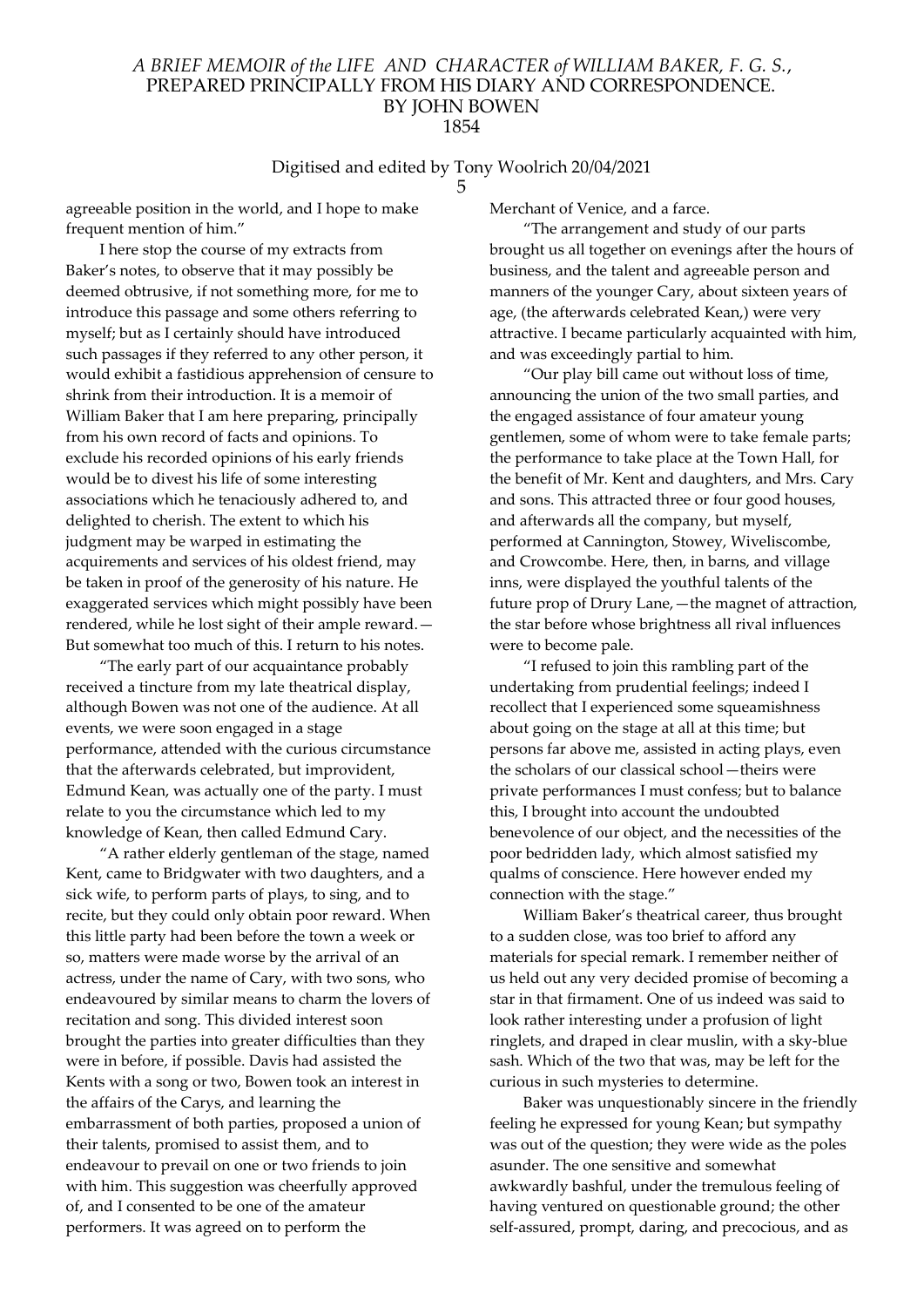agreeable position in the world, and I hope to make frequent mention of him."

I here stop the course of my extracts from Baker's notes, to observe that it may possibly be deemed obtrusive, if not something more, for me to introduce this passage and some others referring to myself; but as I certainly should have introduced such passages if they referred to any other person, it would exhibit a fastidious apprehension of censure to shrink from their introduction. It is a memoir of William Baker that I am here preparing, principally from his own record of facts and opinions. To exclude his recorded opinions of his early friends would be to divest his life of some interesting associations which he tenaciously adhered to, and delighted to cherish. The extent to which his judgment may be warped in estimating the acquirements and services of his oldest friend, may be taken in proof of the generosity of his nature. He exaggerated services which might possibly have been rendered, while he lost sight of their ample reward.— But somewhat too much of this. I return to his notes.

"The early part of our acquaintance probably received a tincture from my late theatrical display, although Bowen was not one of the audience. At all events, we were soon engaged in a stage performance, attended with the curious circumstance that the afterwards celebrated, but improvident, Edmund Kean, was actually one of the party. I must relate to you the circumstance which led to my knowledge of Kean, then called Edmund Cary.

"A rather elderly gentleman of the stage, named Kent, came to Bridgwater with two daughters, and a sick wife, to perform parts of plays, to sing, and to recite, but they could only obtain poor reward. When this little party had been before the town a week or so, matters were made worse by the arrival of an actress, under the name of Cary, with two sons, who endeavoured by similar means to charm the lovers of recitation and song. This divided interest soon brought the parties into greater difficulties than they were in before, if possible. Davis had assisted the Kents with a song or two, Bowen took an interest in the affairs of the Carys, and learning the embarrassment of both parties, proposed a union of their talents, promised to assist them, and to endeavour to prevail on one or two friends to join with him. This suggestion was cheerfully approved of, and I consented to be one of the amateur performers. It was agreed on to perform the Merchant of Venice, and a farce.

"The arrangement and study of our parts brought us all together on evenings after the hours of business, and the talent and agreeable person and manners of the younger Cary, about sixteen years of age, (the afterwards celebrated Kean,) were very attractive. I became particularly acquainted with him, and was exceedingly partial to him.

"Our play bill came out without loss of time, announcing the union of the two small parties, and the engaged assistance of four amateur young gentlemen, some of whom were to take female parts; the performance to take place at the Town Hall, for the benefit of Mr. Kent and daughters, and Mrs. Cary and sons. This attracted three or four good houses, and afterwards all the company, but myself, performed at Cannington, Stowey, Wiveliscombe, and Crowcombe. Here, then, in barns, and village inns, were displayed the youthful talents of the future prop of Drury Lane,—the magnet of attraction, the star before whose brightness all rival influences were to become pale.

"I refused to join this rambling part of the undertaking from prudential feelings; indeed I recollect that I experienced some squeamishness about going on the stage at all at this time; but persons far above me, assisted in acting plays, even the scholars of our classical school—theirs were private performances I must confess; but to balance this, I brought into account the undoubted benevolence of our object, and the necessities of the poor bedridden lady, which almost satisfied my qualms of conscience. Here however ended my connection with the stage."

William Baker's theatrical career, thus brought to a sudden close, was too brief to afford any materials for special remark. I remember neither of us held out any very decided promise of becoming a star in that firmament. One of us indeed was said to look rather interesting under a profusion of light ringlets, and draped in clear muslin, with a sky-blue sash. Which of the two that was, may be left for the curious in such mysteries to determine.

Baker was unquestionably sincere in the friendly feeling he expressed for young Kean; but sympathy was out of the question; they were wide as the poles asunder. The one sensitive and somewhat awkwardly bashful, under the tremulous feeling of having ventured on questionable ground; the other self-assured, prompt, daring, and precocious, and as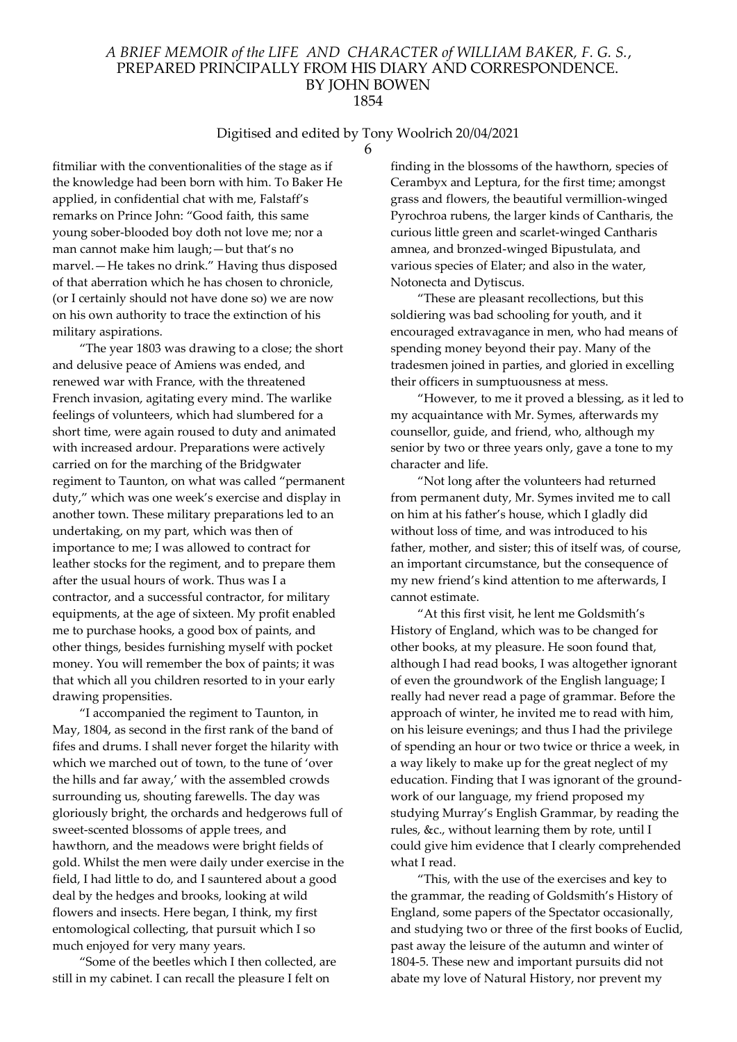fitmiliar with the conventionalities of the stage as if the knowledge had been born with him. To Baker He applied, in confidential chat with me, Falstaff's remarks on Prince John: "Good faith, this same young sober-blooded boy doth not love me; nor a man cannot make him laugh;—but that's no marvel.—He takes no drink." Having thus disposed of that aberration which he has chosen to chronicle, (or I certainly should not have done so) we are now on his own authority to trace the extinction of his military aspirations.

"The year 1803 was drawing to a close; the short and delusive peace of Amiens was ended, and renewed war with France, with the threatened French invasion, agitating every mind. The warlike feelings of volunteers, which had slumbered for a short time, were again roused to duty and animated with increased ardour. Preparations were actively carried on for the marching of the Bridgwater regiment to Taunton, on what was called "permanent duty," which was one week's exercise and display in another town. These military preparations led to an undertaking, on my part, which was then of importance to me; I was allowed to contract for leather stocks for the regiment, and to prepare them after the usual hours of work. Thus was I a contractor, and a successful contractor, for military equipments, at the age of sixteen. My profit enabled me to purchase hooks, a good box of paints, and other things, besides furnishing myself with pocket money. You will remember the box of paints; it was that which all you children resorted to in your early drawing propensities.

"I accompanied the regiment to Taunton, in May, 1804, as second in the first rank of the band of fifes and drums. I shall never forget the hilarity with which we marched out of town, to the tune of 'over the hills and far away,' with the assembled crowds surrounding us, shouting farewells. The day was gloriously bright, the orchards and hedgerows full of sweet-scented blossoms of apple trees, and hawthorn, and the meadows were bright fields of gold. Whilst the men were daily under exercise in the field, I had little to do, and I sauntered about a good deal by the hedges and brooks, looking at wild flowers and insects. Here began, I think, my first entomological collecting, that pursuit which I so much enjoyed for very many years.

"Some of the beetles which I then collected, are still in my cabinet. I can recall the pleasure I felt on finding in the blossoms of the hawthorn, species of Cerambyx and Leptura, for the first time; amongst grass and flowers, the beautiful vermillion-winged Pyrochroa rubens, the larger kinds of Cantharis, the curious little green and scarlet-winged Cantharis amnea, and bronzed-winged Bipustulata, and various species of Elater; and also in the water, Notonecta and Dytiscus.

"These are pleasant recollections, but this soldiering was bad schooling for youth, and it encouraged extravagance in men, who had means of spending money beyond their pay. Many of the tradesmen joined in parties, and gloried in excelling their officers in sumptuousness at mess.

"However, to me it proved a blessing, as it led to my acquaintance with Mr. Symes, afterwards my counsellor, guide, and friend, who, although my senior by two or three years only, gave a tone to my character and life.

"Not long after the volunteers had returned from permanent duty, Mr. Symes invited me to call on him at his father's house, which I gladly did without loss of time, and was introduced to his father, mother, and sister; this of itself was, of course, an important circumstance, but the consequence of my new friend's kind attention to me afterwards, I cannot estimate.

"At this first visit, he lent me Goldsmith's History of England, which was to be changed for other books, at my pleasure. He soon found that, although I had read books, I was altogether ignorant of even the groundwork of the English language; I really had never read a page of grammar. Before the approach of winter, he invited me to read with him, on his leisure evenings; and thus I had the privilege of spending an hour or two twice or thrice a week, in a way likely to make up for the great neglect of my education. Finding that I was ignorant of the groundwork of our language, my friend proposed my studying Murray's English Grammar, by reading the rules, &c., without learning them by rote, until I could give him evidence that I clearly comprehended what I read.

"This, with the use of the exercises and key to the grammar, the reading of Goldsmith's History of England, some papers of the Spectator occasionally, and studying two or three of the first books of Euclid, past away the leisure of the autumn and winter of 1804-5. These new and important pursuits did not abate my love of Natural History, nor prevent my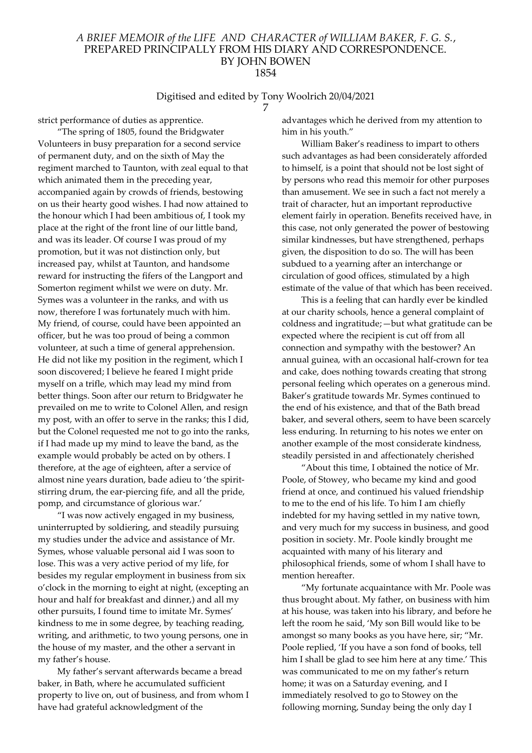strict performance of duties as apprentice.

"The spring of 1805, found the Bridgwater Volunteers in busy preparation for a second service of permanent duty, and on the sixth of May the regiment marched to Taunton, with zeal equal to that which animated them in the preceding year, accompanied again by crowds of friends, bestowing on us their hearty good wishes. I had now attained to the honour which I had been ambitious of, I took my place at the right of the front line of our little band, and was its leader. Of course I was proud of my promotion, but it was not distinction only, but increased pay, whilst at Taunton, and handsome reward for instructing the fifers of the Langport and Somerton regiment whilst we were on duty. Mr. Symes was a volunteer in the ranks, and with us now, therefore I was fortunately much with him. My friend, of course, could have been appointed an officer, but he was too proud of being a common volunteer, at such a time of general apprehension. He did not like my position in the regiment, which I soon discovered; I believe he feared I might pride myself on a trifle, which may lead my mind from better things. Soon after our return to Bridgwater he prevailed on me to write to Colonel Allen, and resign my post, with an offer to serve in the ranks; this I did, but the Colonel requested me not to go into the ranks, if I had made up my mind to leave the band, as the example would probably be acted on by others. I therefore, at the age of eighteen, after a service of almost nine years duration, bade adieu to 'the spirit-stirring drum, the ear-piercing fife, and all the pride, pomp, and circumstance of glorious war.'

"I was now actively engaged in my business, uninterrupted by soldiering, and steadily pursuing my studies under the advice and assistance of Mr. Symes, whose valuable personal aid I was soon to lose. This was a very active period of my life, for besides my regular employment in business from six o'clock in the morning to eight at night, (excepting an hour and half for breakfast and dinner,) and all my other pursuits, I found time to imitate Mr. Symes' kindness to me in some degree, by teaching reading, writing, and arithmetic, to two young persons, one in the house of my master, and the other a servant in my father's house.

My father's servant afterwards became a bread baker, in Bath, where he accumulated sufficient property to live on, out of business, and from whom I have had grateful acknowledgment of the advantages which he derived from my attention to him in his youth."

William Baker's readiness to impart to others such advantages as had been considerately afforded to himself, is a point that should not be lost sight of by persons who read this memoir for other purposes than amusement. We see in such a fact not merely a trait of character, hut an important reproductive element fairly in operation. Benefits received have, in this case, not only generated the power of bestowing similar kindnesses, but have strengthened, perhaps given, the disposition to do so. The will has been subdued to a yearning after an interchange or circulation of good offices, stimulated by a high estimate of the value of that which has been received.

This is a feeling that can hardly ever be kindled at our charity schools, hence a general complaint of coldness and ingratitude;—but what gratitude can be expected where the recipient is cut off from all connection and sympathy with the bestower? An annual guinea, with an occasional half-crown for tea and cake, does nothing towards creating that strong personal feeling which operates on a generous mind. Baker's gratitude towards Mr. Symes continued to the end of his existence, and that of the Bath bread baker, and several others, seem to have been scarcely less enduring. In returning to his notes we enter on another example of the most considerate kindness, steadily persisted in and affectionately cherished

"About this time, I obtained the notice of Mr. Poole, of Stowey, who became my kind and good friend at once, and continued his valued friendship to me to the end of his life. To him I am chiefly indebted for my having settled in my native town, and very much for my success in business, and good position in society. Mr. Poole kindly brought me acquainted with many of his literary and philosophical friends, some of whom I shall have to mention hereafter.

"My fortunate acquaintance with Mr. Poole was thus brought about. My father, on business with him at his house, was taken into his library, and before he left the room he said, 'My son Bill would like to be amongst so many books as you have here, sir; "Mr. Poole replied, 'If you have a son fond of books, tell him I shall be glad to see him here at any time.' This was communicated to me on my father's return home; it was on a Saturday evening, and I immediately resolved to go to Stowey on the following morning, Sunday being the only day I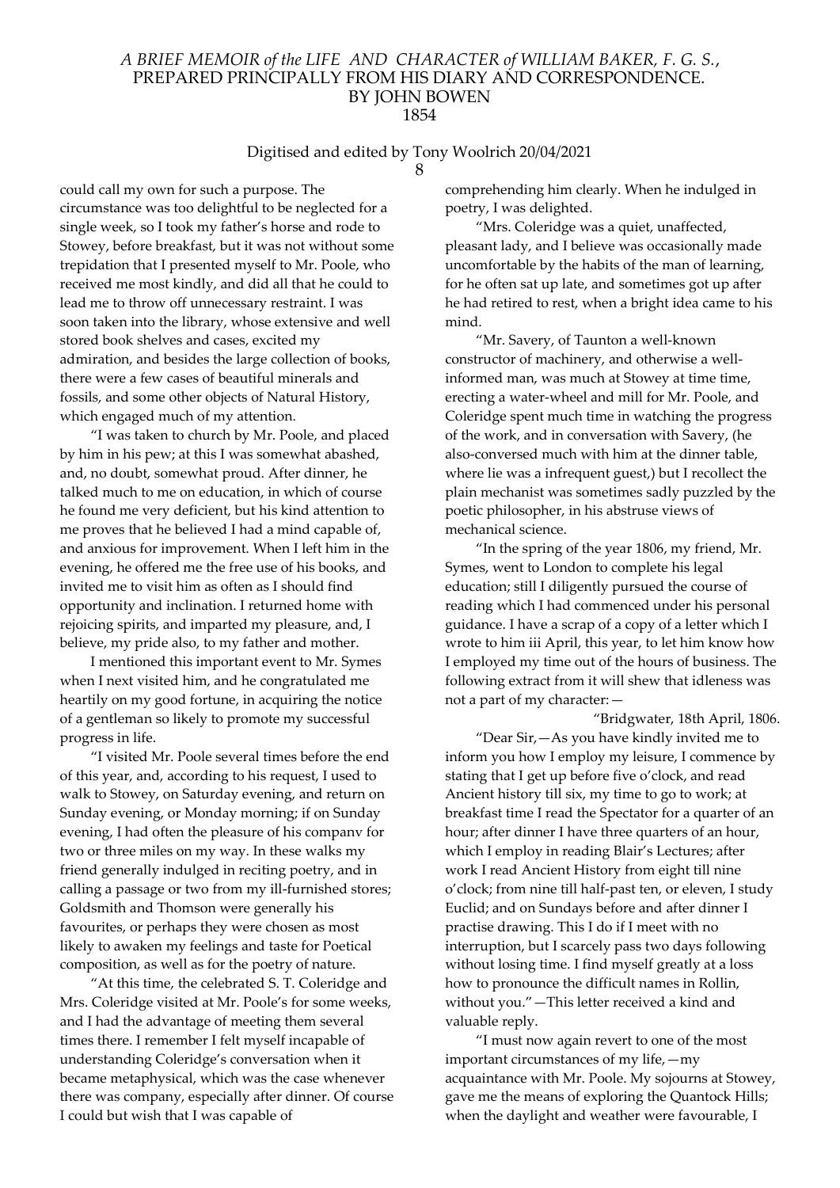could call my own for such a purpose. The circumstance was too delightful to be neglected for a single week, so I took my father's horse and rode to Stowey, before breakfast, but it was not without some trepidation that I presented myself to Mr. Poole, who received me most kindly, and did all that he could to lead me to throw off unnecessary restraint. I was soon taken into the library, whose extensive and well stored book shelves and cases, excited my admiration, and besides the large collection of books, there were a few cases of beautiful minerals and fossils, and some other objects of Natural History, which engaged much of my attention.

"I was taken to church by Mr. Poole, and placed by him in his pew; at this I was somewhat abashed, and, no doubt, somewhat proud. After dinner, he talked much to me on education, in which of course he found me very deficient, but his kind attention to me proves that he believed I had a mind capable of, and anxious for improvement. When I left him in the evening, he offered me the free use of his books, and invited me to visit him as often as I should find opportunity and inclination. I returned home with rejoicing spirits, and imparted my pleasure, and, I believe, my pride also, to my father and mother.

I mentioned this important event to Mr. Symes when I next visited him, and he congratulated me heartily on my good fortune, in acquiring the notice of a gentleman so likely to promote my successful progress in life.

"I visited Mr. Poole several times before the end of this year, and, according to his request, I used to walk to Stowey, on Saturday evening, and return on Sunday evening, or Monday morning; if on Sunday evening, I had often the pleasure of his companv for two or three miles on my way. In these walks my friend generally indulged in reciting poetry, and in calling a passage or two from my ill-furnished stores; Goldsmith and Thomson were generally his favourites, or perhaps they were chosen as most likely to awaken my feelings and taste for Poetical composition, as well as for the poetry of nature.

"At this time, the celebrated S. T. Coleridge and Mrs. Coleridge visited at Mr. Poole's for some weeks, and I had the advantage of meeting them several times there. I remember I felt myself incapable of understanding Coleridge's conversation when it became metaphysical, which was the case whenever there was company, especially after dinner. Of course I could but wish that I was capable of comprehending him clearly. When he indulged in poetry, I was delighted.

"Mrs. Coleridge was a quiet, unaffected, pleasant lady, and I believe was occasionally made uncomfortable by the habits of the man of learning, for he often sat up late, and sometimes got up after he had retired to rest, when a bright idea came to his mind.

"Mr. Savery, of Taunton a well-known constructor of machinery, and otherwise a well-informed man, was much at Stowey at time time, erecting a water-wheel and mill for Mr. Poole, and Coleridge spent much time in watching the progress of the work, and in conversation with Savery, (he also-conversed much with him at the dinner table, where lie was a infrequent guest,) but I recollect the plain mechanist was sometimes sadly puzzled by the poetic philosopher, in his abstruse views of mechanical science.

"In the spring of the year 1806, my friend, Mr. Symes, went to London to complete his legal education; still I diligently pursued the course of reading which I had commenced under his personal guidance. I have a scrap of a copy of a letter which I wrote to him iii April, this year, to let him know how I employed my time out of the hours of business. The following extract from it will shew that idleness was not a part of my character:—

"Bridgwater, 18th April, 1806.

"Dear Sir,—As you have kindly invited me to inform you how I employ my leisure, I commence by stating that I get up before five o'clock, and read Ancient history till six, my time to go to work; at breakfast time I read the Spectator for a quarter of an hour; after dinner I have three quarters of an hour, which I employ in reading Blair's Lectures; after work I read Ancient History from eight till nine o'clock; from nine till half-past ten, or eleven, I study Euclid; and on Sundays before and after dinner I practise drawing. This I do if I meet with no interruption, but I scarcely pass two days following without losing time. I find myself greatly at a loss how to pronounce the difficult names in Rollin, without you."—This letter received a kind and valuable reply.

"I must now again revert to one of the most important circumstances of my life,—my acquaintance with Mr. Poole. My sojourns at Stowey, gave me the means of exploring the Quantock Hills; when the daylight and weather were favourable, I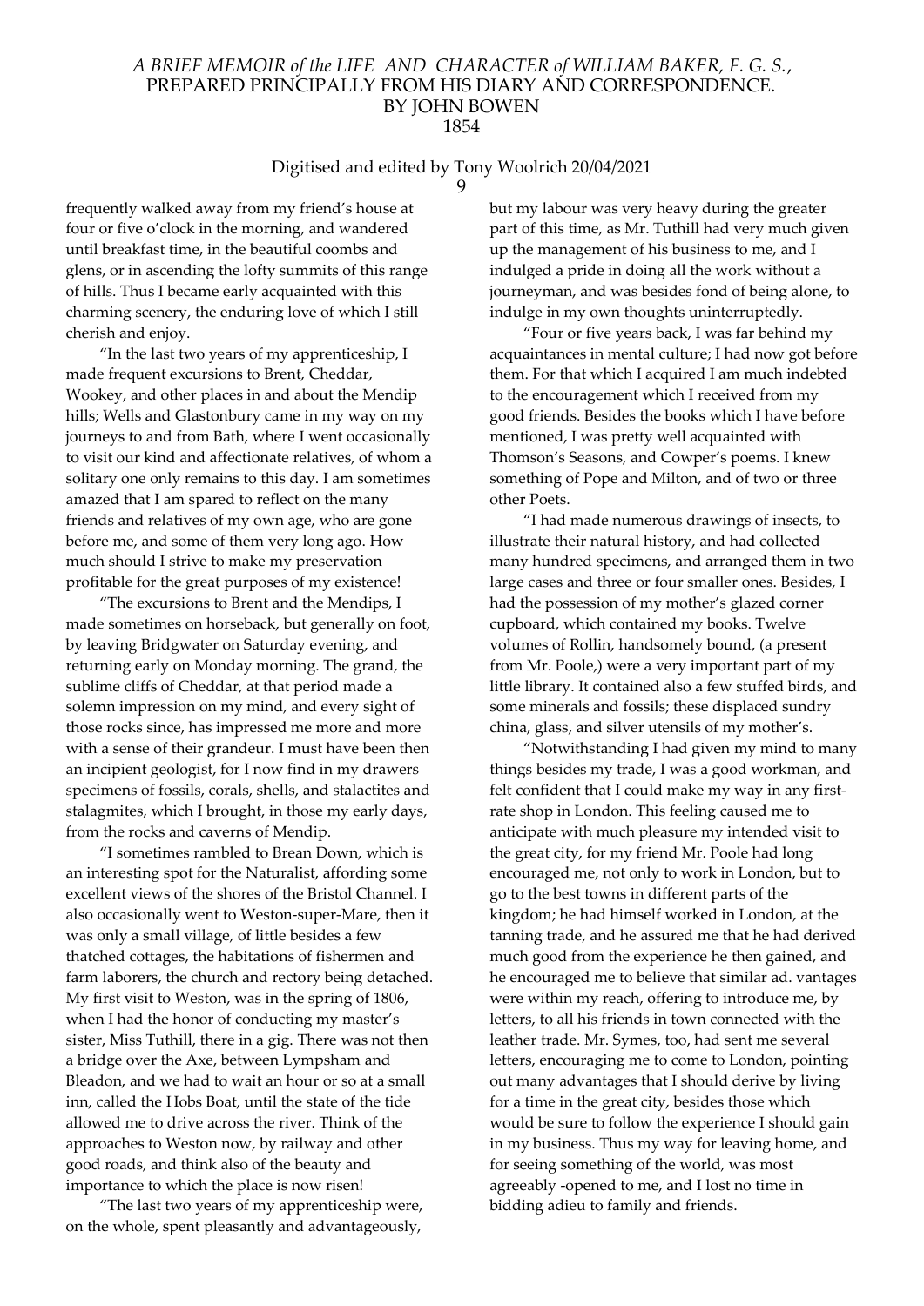frequently walked away from my friend's house at four or five o'clock in the morning, and wandered until breakfast time, in the beautiful coombs and glens, or in ascending the lofty summits of this range of hills. Thus I became early acquainted with this charming scenery, the enduring love of which I still cherish and enjoy.

"In the last two years of my apprenticeship, I made frequent excursions to Brent, Cheddar, Wookey, and other places in and about the Mendip hills; Wells and Glastonbury came in my way on my journeys to and from Bath, where I went occasionally to visit our kind and affectionate relatives, of whom a solitary one only remains to this day. I am sometimes amazed that I am spared to reflect on the many friends and relatives of my own age, who are gone before me, and some of them very long ago. How much should I strive to make my preservation profitable for the great purposes of my existence!

"The excursions to Brent and the Mendips, I made sometimes on horseback, but generally on foot, by leaving Bridgwater on Saturday evening, and returning early on Monday morning. The grand, the sublime cliffs of Cheddar, at that period made a solemn impression on my mind, and every sight of those rocks since, has impressed me more and more with a sense of their grandeur. I must have been then an incipient geologist, for I now find in my drawers specimens of fossils, corals, shells, and stalactites and stalagmites, which I brought, in those my early days, from the rocks and caverns of Mendip.

"I sometimes rambled to Brean Down, which is an interesting spot for the Naturalist, affording some excellent views of the shores of the Bristol Channel. I also occasionally went to Weston-super-Mare, then it was only a small village, of little besides a few thatched cottages, the habitations of fishermen and farm laborers, the church and rectory being detached. My first visit to Weston, was in the spring of 1806, when I had the honor of conducting my master's sister, Miss Tuthill, there in a gig. There was not then a bridge over the Axe, between Lympsham and Bleadon, and we had to wait an hour or so at a small inn, called the Hobs Boat, until the state of the tide allowed me to drive across the river. Think of the approaches to Weston now, by railway and other good roads, and think also of the beauty and importance to which the place is now risen!

"The last two years of my apprenticeship were, on the whole, spent pleasantly and advantageously, but my labour was very heavy during the greater part of this time, as Mr. Tuthill had very much given up the management of his business to me, and I indulged a pride in doing all the work without a journeyman, and was besides fond of being alone, to indulge in my own thoughts uninterruptedly.

"Four or five years back, I was far behind my acquaintances in mental culture; I had now got before them. For that which I acquired I am much indebted to the encouragement which I received from my good friends. Besides the books which I have before mentioned, I was pretty well acquainted with Thomson's Seasons, and Cowper's poems. I knew something of Pope and Milton, and of two or three other Poets.

"I had made numerous drawings of insects, to illustrate their natural history, and had collected many hundred specimens, and arranged them in two large cases and three or four smaller ones. Besides, I had the possession of my mother's glazed corner cupboard, which contained my books. Twelve volumes of Rollin, handsomely bound, (a present from Mr. Poole,) were a very important part of my little library. It contained also a few stuffed birds, and some minerals and fossils; these displaced sundry china, glass, and silver utensils of my mother's.

"Notwithstanding I had given my mind to many things besides my trade, I was a good workman, and felt confident that I could make my way in any first-rate shop in London. This feeling caused me to anticipate with much pleasure my intended visit to the great city, for my friend Mr. Poole had long encouraged me, not only to work in London, but to go to the best towns in different parts of the kingdom; he had himself worked in London, at the tanning trade, and he assured me that he had derived much good from the experience he then gained, and he encouraged me to believe that similar ad. vantages were within my reach, offering to introduce me, by letters, to all his friends in town connected with the leather trade. Mr. Symes, too, had sent me several letters, encouraging me to come to London, pointing out many advantages that I should derive by living for a time in the great city, besides those which would be sure to follow the experience I should gain in my business. Thus my way for leaving home, and for seeing something of the world, was most agreeably -opened to me, and I lost no time in bidding adieu to family and friends.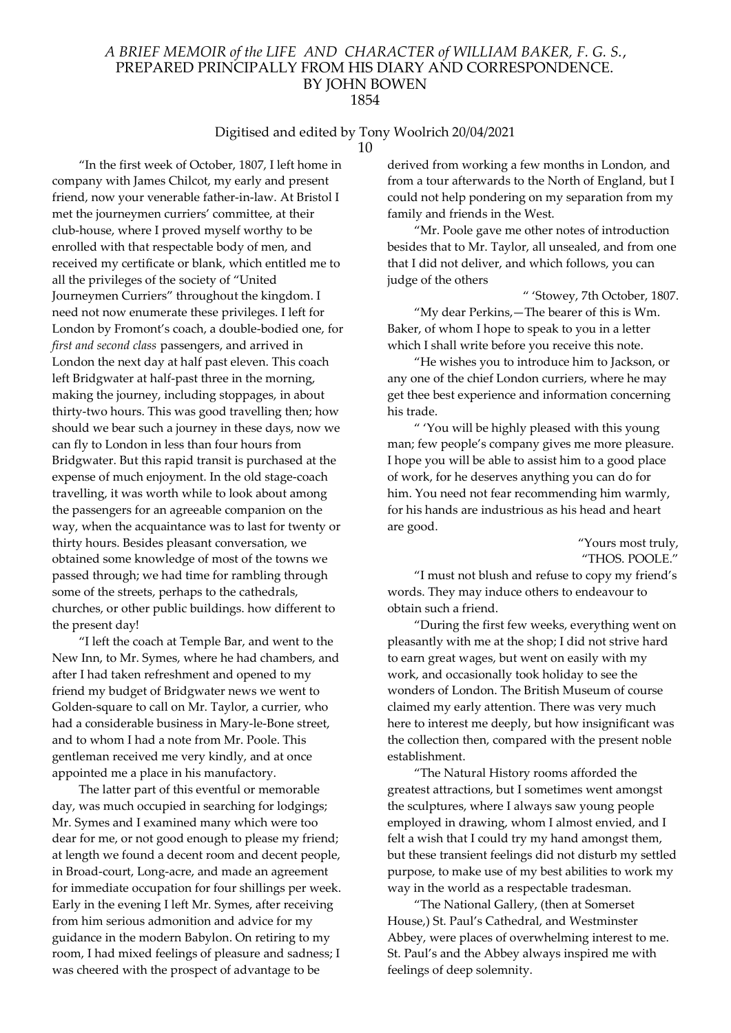"In the first week of October, 1807, I left home in company with James Chilcot, my early and present friend, now your venerable father-in-law. At Bristol I met the journeymen curriers' committee, at their club-house, where I proved myself worthy to be enrolled with that respectable body of men, and received my certificate or blank, which entitled me to all the privileges of the society of "United Journeymen Curriers" throughout the kingdom. I need not now enumerate these privileges. I left for London by Fromont's coach, a double-bodied one, for *first and second class* passengers, and arrived in London the next day at half past eleven. This coach left Bridgwater at half-past three in the morning, making the journey, including stoppages, in about thirty-two hours. This was good travelling then; how should we bear such a journey in these days, now we can fly to London in less than four hours from Bridgwater. But this rapid transit is purchased at the expense of much enjoyment. In the old stage-coach travelling, it was worth while to look about among the passengers for an agreeable companion on the way, when the acquaintance was to last for twenty or thirty hours. Besides pleasant conversation, we obtained some knowledge of most of the towns we passed through; we had time for rambling through some of the streets, perhaps to the cathedrals, churches, or other public buildings. how different to the present day!

"I left the coach at Temple Bar, and went to the New Inn, to Mr. Symes, where he had chambers, and after I had taken refreshment and opened to my friend my budget of Bridgwater news we went to Golden-square to call on Mr. Taylor, a currier, who had a considerable business in Mary-le-Bone street, and to whom I had a note from Mr. Poole. This gentleman received me very kindly, and at once appointed me a place in his manufactory.

The latter part of this eventful or memorable day, was much occupied in searching for lodgings; Mr. Symes and I examined many which were too dear for me, or not good enough to please my friend; at length we found a decent room and decent people, in Broad-court, Long-acre, and made an agreement for immediate occupation for four shillings per week. Early in the evening I left Mr. Symes, after receiving from him serious admonition and advice for my guidance in the modern Babylon. On retiring to my room, I had mixed feelings of pleasure and sadness; I was cheered with the prospect of advantage to be derived from working a few months in London, and from a tour afterwards to the North of England, but I could not help pondering on my separation from my family and friends in the West.

"Mr. Poole gave me other notes of introduction besides that to Mr. Taylor, all unsealed, and from one that I did not deliver, and which follows, you can judge of the others

" 'Stowey, 7th October, 1807.

"My dear Perkins,—The bearer of this is Wm. Baker, of whom I hope to speak to you in a letter which I shall write before you receive this note.

"He wishes you to introduce him to Jackson, or any one of the chief London curriers, where he may get thee best experience and information concerning his trade.

" 'You will be highly pleased with this young man; few people's company gives me more pleasure. I hope you will be able to assist him to a good place of work, for he deserves anything you can do for him. You need not fear recommending him warmly, for his hands are industrious as his head and heart are good.

"Yours most truly,
"THOS. POOLE."

"I must not blush and refuse to copy my friend's words. They may induce others to endeavour to obtain such a friend.

"During the first few weeks, everything went on pleasantly with me at the shop; I did not strive hard to earn great wages, but went on easily with my work, and occasionally took holiday to see the wonders of London. The British Museum of course claimed my early attention. There was very much here to interest me deeply, but how insignificant was the collection then, compared with the present noble establishment.

"The Natural History rooms afforded the greatest attractions, but I sometimes went amongst the sculptures, where I always saw young people employed in drawing, whom I almost envied, and I felt a wish that I could try my hand amongst them, but these transient feelings did not disturb my settled purpose, to make use of my best abilities to work my way in the world as a respectable tradesman.

"The National Gallery, (then at Somerset House,) St. Paul's Cathedral, and Westminster Abbey, were places of overwhelming interest to me. St. Paul's and the Abbey always inspired me with feelings of deep solemnity.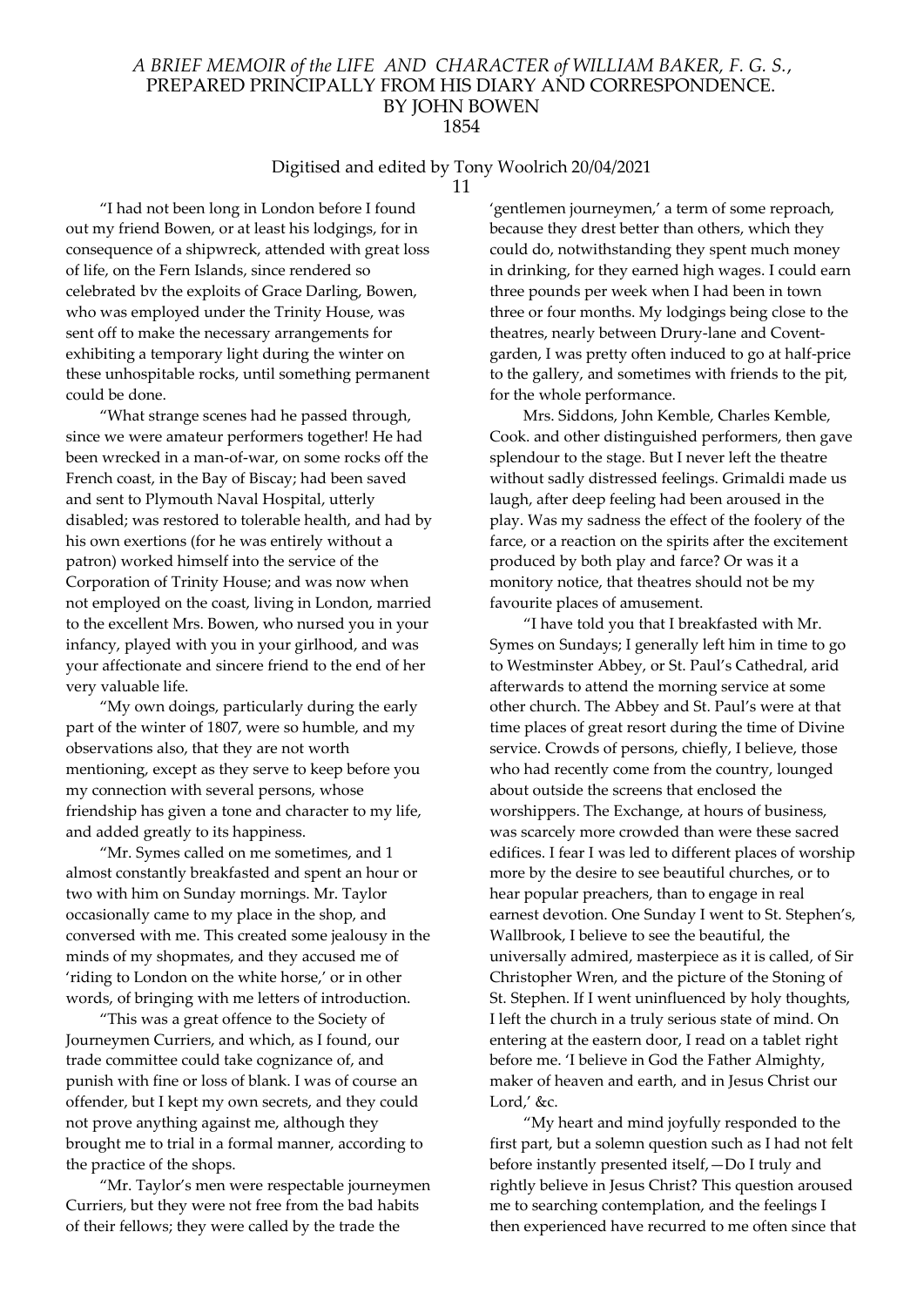"I had not been long in London before I found out my friend Bowen, or at least his lodgings, for in consequence of a shipwreck, attended with great loss of life, on the Fern Islands, since rendered so celebrated bv the exploits of Grace Darling, Bowen, who was employed under the Trinity House, was sent off to make the necessary arrangements for exhibiting a temporary light during the winter on these unhospitable rocks, until something permanent could be done.

"What strange scenes had he passed through, since we were amateur performers together! He had been wrecked in a man-of-war, on some rocks off the French coast, in the Bay of Biscay; had been saved and sent to Plymouth Naval Hospital, utterly disabled; was restored to tolerable health, and had by his own exertions (for he was entirely without a patron) worked himself into the service of the Corporation of Trinity House; and was now when not employed on the coast, living in London, married to the excellent Mrs. Bowen, who nursed you in your infancy, played with you in your girlhood, and was your affectionate and sincere friend to the end of her very valuable life.

"My own doings, particularly during the early part of the winter of 1807, were so humble, and my observations also, that they are not worth mentioning, except as they serve to keep before you my connection with several persons, whose friendship has given a tone and character to my life, and added greatly to its happiness.

"Mr. Symes called on me sometimes, and 1 almost constantly breakfasted and spent an hour or two with him on Sunday mornings. Mr. Taylor occasionally came to my place in the shop, and conversed with me. This created some jealousy in the minds of my shopmates, and they accused me of 'riding to London on the white horse,' or in other words, of bringing with me letters of introduction.

"This was a great offence to the Society of Journeymen Curriers, and which, as I found, our trade committee could take cognizance of, and punish with fine or loss of blank. I was of course an offender, but I kept my own secrets, and they could not prove anything against me, although they brought me to trial in a formal manner, according to the practice of the shops.

"Mr. Taylor's men were respectable journeymen Curriers, but they were not free from the bad habits of their fellows; they were called by the trade the 'gentlemen journeymen,' a term of some reproach, because they drest better than others, which they could do, notwithstanding they spent much money in drinking, for they earned high wages. I could earn three pounds per week when I had been in town three or four months. My lodgings being close to the theatres, nearly between Drury-lane and Covent-garden, I was pretty often induced to go at half-price to the gallery, and sometimes with friends to the pit, for the whole performance.

Mrs. Siddons, John Kemble, Charles Kemble, Cook. and other distinguished performers, then gave splendour to the stage. But I never left the theatre without sadly distressed feelings. Grimaldi made us laugh, after deep feeling had been aroused in the play. Was my sadness the effect of the foolery of the farce, or a reaction on the spirits after the excitement produced by both play and farce? Or was it a monitory notice, that theatres should not be my favourite places of amusement.

"I have told you that I breakfasted with Mr. Symes on Sundays; I generally left him in time to go to Westminster Abbey, or St. Paul's Cathedral, arid afterwards to attend the morning service at some other church. The Abbey and St. Paul's were at that time places of great resort during the time of Divine service. Crowds of persons, chiefly, I believe, those who had recently come from the country, lounged about outside the screens that enclosed the worshippers. The Exchange, at hours of business, was scarcely more crowded than were these sacred edifices. I fear I was led to different places of worship more by the desire to see beautiful churches, or to hear popular preachers, than to engage in real earnest devotion. One Sunday I went to St. Stephen's, Wallbrook, I believe to see the beautiful, the universally admired, masterpiece as it is called, of Sir Christopher Wren, and the picture of the Stoning of St. Stephen. If I went uninfluenced by holy thoughts, I left the church in a truly serious state of mind. On entering at the eastern door, I read on a tablet right before me. 'I believe in God the Father Almighty, maker of heaven and earth, and in Jesus Christ our Lord,' &c.

"My heart and mind joyfully responded to the first part, but a solemn question such as I had not felt before instantly presented itself,—Do I truly and rightly believe in Jesus Christ? This question aroused me to searching contemplation, and the feelings I then experienced have recurred to me often since that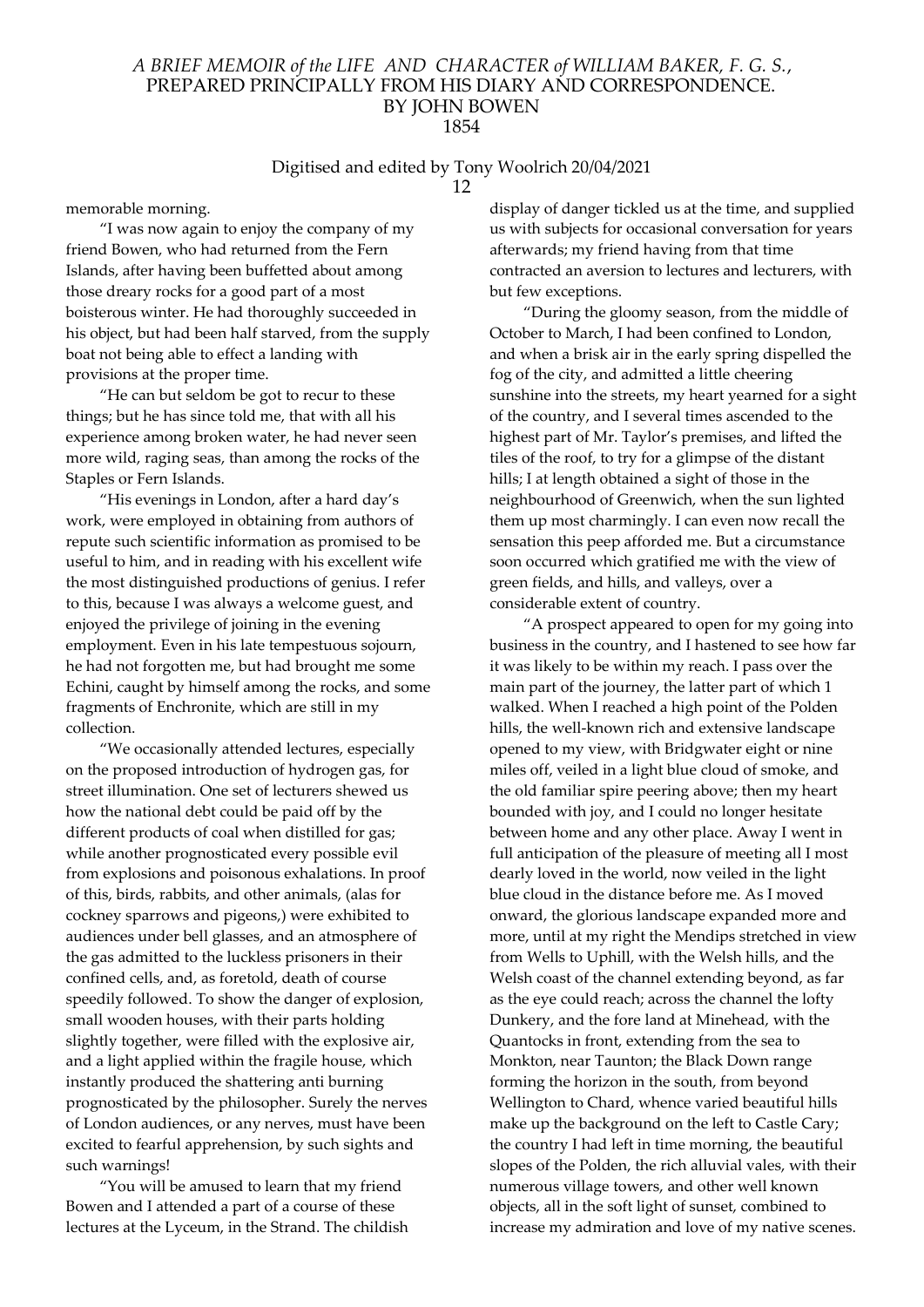memorable morning.

"I was now again to enjoy the company of my friend Bowen, who had returned from the Fern Islands, after having been buffetted about among those dreary rocks for a good part of a most boisterous winter. He had thoroughly succeeded in his object, but had been half starved, from the supply boat not being able to effect a landing with provisions at the proper time.

"He can but seldom be got to recur to these things; but he has since told me, that with all his experience among broken water, he had never seen more wild, raging seas, than among the rocks of the Staples or Fern Islands.

"His evenings in London, after a hard day's work, were employed in obtaining from authors of repute such scientific information as promised to be useful to him, and in reading with his excellent wife the most distinguished productions of genius. I refer to this, because I was always a welcome guest, and enjoyed the privilege of joining in the evening employment. Even in his late tempestuous sojourn, he had not forgotten me, but had brought me some Echini, caught by himself among the rocks, and some fragments of Enchronite, which are still in my collection.

"We occasionally attended lectures, especially on the proposed introduction of hydrogen gas, for street illumination. One set of lecturers shewed us how the national debt could be paid off by the different products of coal when distilled for gas; while another prognosticated every possible evil from explosions and poisonous exhalations. In proof of this, birds, rabbits, and other animals, (alas for cockney sparrows and pigeons,) were exhibited to audiences under bell glasses, and an atmosphere of the gas admitted to the luckless prisoners in their confined cells, and, as foretold, death of course speedily followed. To show the danger of explosion, small wooden houses, with their parts holding slightly together, were filled with the explosive air, and a light applied within the fragile house, which instantly produced the shattering anti burning prognosticated by the philosopher. Surely the nerves of London audiences, or any nerves, must have been excited to fearful apprehension, by such sights and such warnings!

"You will be amused to learn that my friend Bowen and I attended a part of a course of these lectures at the Lyceum, in the Strand. The childish display of danger tickled us at the time, and supplied us with subjects for occasional conversation for years afterwards; my friend having from that time contracted an aversion to lectures and lecturers, with but few exceptions.

"During the gloomy season, from the middle of October to March, I had been confined to London, and when a brisk air in the early spring dispelled the fog of the city, and admitted a little cheering sunshine into the streets, my heart yearned for a sight of the country, and I several times ascended to the highest part of Mr. Taylor's premises, and lifted the tiles of the roof, to try for a glimpse of the distant hills; I at length obtained a sight of those in the neighbourhood of Greenwich, when the sun lighted them up most charmingly. I can even now recall the sensation this peep afforded me. But a circumstance soon occurred which gratified me with the view of green fields, and hills, and valleys, over a considerable extent of country.

"A prospect appeared to open for my going into business in the country, and I hastened to see how far it was likely to be within my reach. I pass over the main part of the journey, the latter part of which 1 walked. When I reached a high point of the Polden hills, the well-known rich and extensive landscape opened to my view, with Bridgwater eight or nine miles off, veiled in a light blue cloud of smoke, and the old familiar spire peering above; then my heart bounded with joy, and I could no longer hesitate between home and any other place. Away I went in full anticipation of the pleasure of meeting all I most dearly loved in the world, now veiled in the light blue cloud in the distance before me. As I moved onward, the glorious landscape expanded more and more, until at my right the Mendips stretched in view from Wells to Uphill, with the Welsh hills, and the Welsh coast of the channel extending beyond, as far as the eye could reach; across the channel the lofty Dunkery, and the fore land at Minehead, with the Quantocks in front, extending from the sea to Monkton, near Taunton; the Black Down range forming the horizon in the south, from beyond Wellington to Chard, whence varied beautiful hills make up the background on the left to Castle Cary; the country I had left in time morning, the beautiful slopes of the Polden, the rich alluvial vales, with their numerous village towers, and other well known objects, all in the soft light of sunset, combined to increase my admiration and love of my native scenes.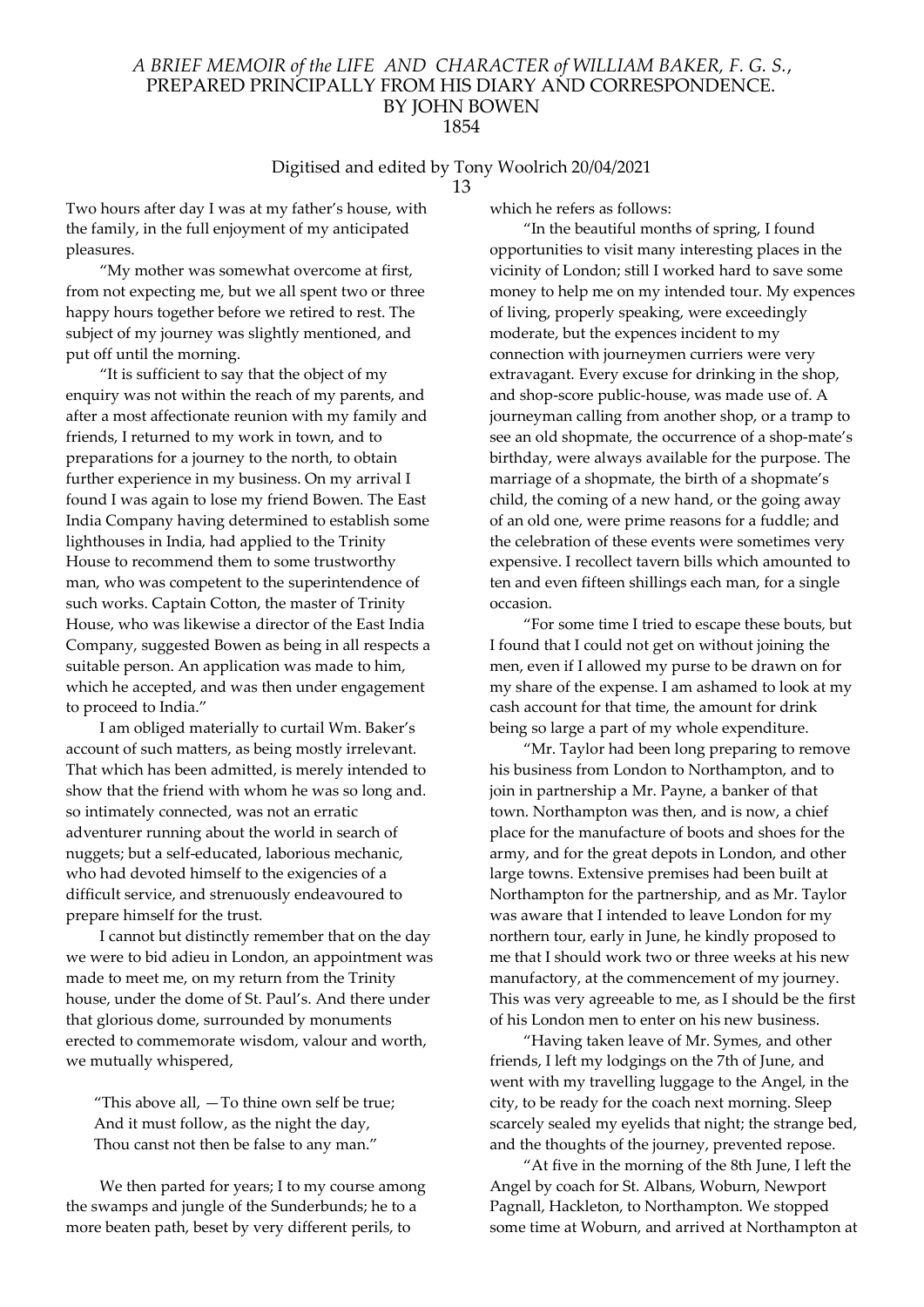Two hours after day I was at my father's house, with the family, in the full enjoyment of my anticipated pleasures.

"My mother was somewhat overcome at first, from not expecting me, but we all spent two or three happy hours together before we retired to rest. The subject of my journey was slightly mentioned, and put off until the morning.

"It is sufficient to say that the object of my enquiry was not within the reach of my parents, and after a most affectionate reunion with my family and friends, I returned to my work in town, and to preparations for a journey to the north, to obtain further experience in my business. On my arrival I found I was again to lose my friend Bowen. The East India Company having determined to establish some lighthouses in India, had applied to the Trinity House to recommend them to some trustworthy man, who was competent to the superintendence of such works. Captain Cotton, the master of Trinity House, who was likewise a director of the East India Company, suggested Bowen as being in all respects a suitable person. An application was made to him, which he accepted, and was then under engagement to proceed to India."

I am obliged materially to curtail Wm. Baker's account of such matters, as being mostly irrelevant. That which has been admitted, is merely intended to show that the friend with whom he was so long and. so intimately connected, was not an erratic adventurer running about the world in search of nuggets; but a self-educated, laborious mechanic, who had devoted himself to the exigencies of a difficult service, and strenuously endeavoured to prepare himself for the trust.

I cannot but distinctly remember that on the day we were to bid adieu in London, an appointment was made to meet me, on my return from the Trinity house, under the dome of St. Paul's. And there under that glorious dome, surrounded by monuments erected to commemorate wisdom, valour and worth, we mutually whispered,

> "This above all, —To thine own self be true;
> And it must follow, as the night the day,
> Thou canst not then be false to any man."

We then parted for years; I to my course among the swamps and jungle of the Sunderbunds; he to a more beaten path, beset by very different perils, to which he refers as follows:

"In the beautiful months of spring, I found opportunities to visit many interesting places in the vicinity of London; still I worked hard to save some money to help me on my intended tour. My expences of living, properly speaking, were exceedingly moderate, but the expences incident to my connection with journeymen curriers were very extravagant. Every excuse for drinking in the shop, and shop-score public-house, was made use of. A journeyman calling from another shop, or a tramp to see an old shopmate, the occurrence of a shop-mate's birthday, were always available for the purpose. The marriage of a shopmate, the birth of a shopmate's child, the coming of a new hand, or the going away of an old one, were prime reasons for a fuddle; and the celebration of these events were sometimes very expensive. I recollect tavern bills which amounted to ten and even fifteen shillings each man, for a single occasion.

"For some time I tried to escape these bouts, but I found that I could not get on without joining the men, even if I allowed my purse to be drawn on for my share of the expense. I am ashamed to look at my cash account for that time, the amount for drink being so large a part of my whole expenditure.

"Mr. Taylor had been long preparing to remove his business from London to Northampton, and to join in partnership a Mr. Payne, a banker of that town. Northampton was then, and is now, a chief place for the manufacture of boots and shoes for the army, and for the great depots in London, and other large towns. Extensive premises had been built at Northampton for the partnership, and as Mr. Taylor was aware that I intended to leave London for my northern tour, early in June, he kindly proposed to me that I should work two or three weeks at his new manufactory, at the commencement of my journey. This was very agreeable to me, as I should be the first of his London men to enter on his new business.

"Having taken leave of Mr. Symes, and other friends, I left my lodgings on the 7th of June, and went with my travelling luggage to the Angel, in the city, to be ready for the coach next morning. Sleep scarcely sealed my eyelids that night; the strange bed, and the thoughts of the journey, prevented repose.

"At five in the morning of the 8th June, I left the Angel by coach for St. Albans, Woburn, Newport Pagnall, Hackleton, to Northampton. We stopped some time at Woburn, and arrived at Northampton at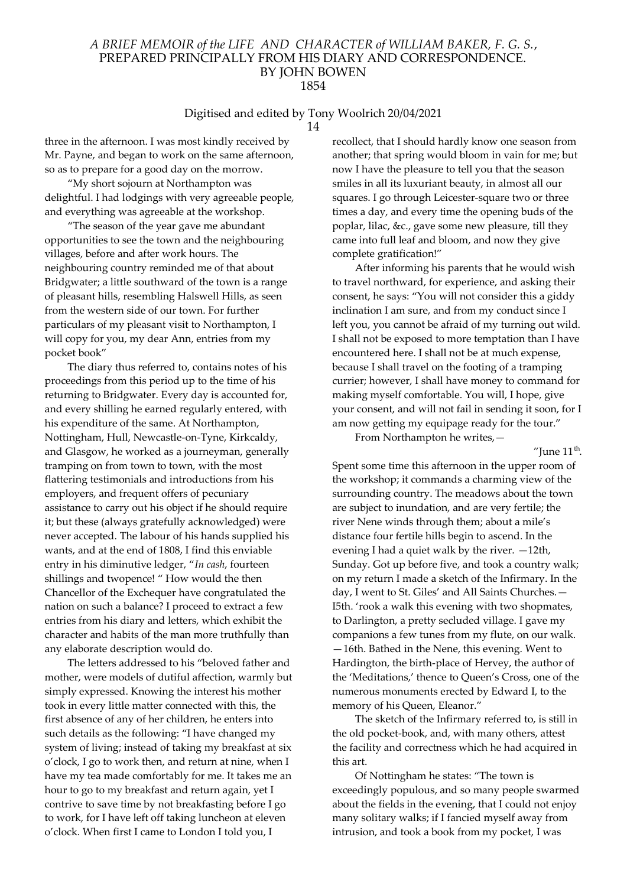three in the afternoon. I was most kindly received by Mr. Payne, and began to work on the same afternoon, so as to prepare for a good day on the morrow.

"My short sojourn at Northampton was delightful. I had lodgings with very agreeable people, and everything was agreeable at the workshop.

"The season of the year gave me abundant opportunities to see the town and the neighbouring villages, before and after work hours. The neighbouring country reminded me of that about Bridgwater; a little southward of the town is a range of pleasant hills, resembling Halswell Hills, as seen from the western side of our town. For further particulars of my pleasant visit to Northampton, I will copy for you, my dear Ann, entries from my pocket book"

The diary thus referred to, contains notes of his proceedings from this period up to the time of his returning to Bridgwater. Every day is accounted for, and every shilling he earned regularly entered, with his expenditure of the same. At Northampton, Nottingham, Hull, Newcastle-on-Tyne, Kirkcaldy, and Glasgow, he worked as a journeyman, generally tramping on from town to town, with the most flattering testimonials and introductions from his employers, and frequent offers of pecuniary assistance to carry out his object if he should require it; but these (always gratefully acknowledged) were never accepted. The labour of his hands supplied his wants, and at the end of 1808, I find this enviable entry in his diminutive ledger, "*In cash*, fourteen shillings and twopence! " How would the then Chancellor of the Exchequer have congratulated the nation on such a balance? I proceed to extract a few entries from his diary and letters, which exhibit the character and habits of the man more truthfully than any elaborate description would do.

The letters addressed to his "beloved father and mother, were models of dutiful affection, warmly but simply expressed. Knowing the interest his mother took in every little matter connected with this, the first absence of any of her children, he enters into such details as the following: "I have changed my system of living; instead of taking my breakfast at six o'clock, I go to work then, and return at nine, when I have my tea made comfortably for me. It takes me an hour to go to my breakfast and return again, yet I contrive to save time by not breakfasting before I go to work, for I have left off taking luncheon at eleven o'clock. When first I came to London I told you, I recollect, that I should hardly know one season from another; that spring would bloom in vain for me; but now I have the pleasure to tell you that the season smiles in all its luxuriant beauty, in almost all our squares. I go through Leicester-square two or three times a day, and every time the opening buds of the poplar, lilac, &c., gave some new pleasure, till they came into full leaf and bloom, and now they give complete gratification!"

After informing his parents that he would wish to travel northward, for experience, and asking their consent, he says: "You will not consider this a giddy inclination I am sure, and from my conduct since I left you, you cannot be afraid of my turning out wild. I shall not be exposed to more temptation than I have encountered here. I shall not be at much expense, because I shall travel on the footing of a tramping currier; however, I shall have money to command for making myself comfortable. You will, I hope, give your consent, and will not fail in sending it soon, for I am now getting my equipage ready for the tour."

From Northampton he writes,—

"June 11th.

Spent some time this afternoon in the upper room of the workshop; it commands a charming view of the surrounding country. The meadows about the town are subject to inundation, and are very fertile; the river Nene winds through them; about a mile's distance four fertile hills begin to ascend. In the evening I had a quiet walk by the river. —12th, Sunday. Got up before five, and took a country walk; on my return I made a sketch of the Infirmary. In the day, I went to St. Giles' and All Saints Churches.— I5th. 'rook a walk this evening with two shopmates, to Darlington, a pretty secluded village. I gave my companions a few tunes from my flute, on our walk. —16th. Bathed in the Nene, this evening. Went to Hardington, the birth-place of Hervey, the author of the 'Meditations,' thence to Queen's Cross, one of the numerous monuments erected by Edward I, to the memory of his Queen, Eleanor."

The sketch of the Infirmary referred to, is still in the old pocket-book, and, with many others, attest the facility and correctness which he had acquired in this art.

Of Nottingham he states: "The town is exceedingly populous, and so many people swarmed about the fields in the evening, that I could not enjoy many solitary walks; if I fancied myself away from intrusion, and took a book from my pocket, I was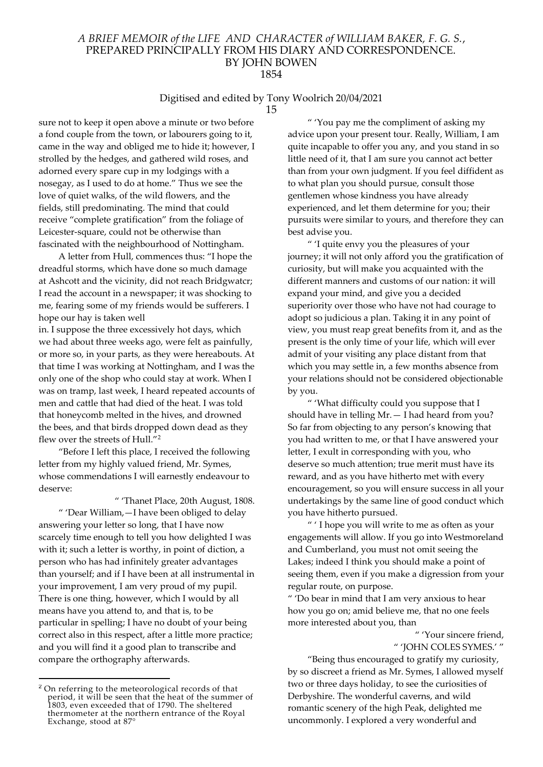sure not to keep it open above a minute or two before a fond couple from the town, or labourers going to it, came in the way and obliged me to hide it; however, I strolled by the hedges, and gathered wild roses, and adorned every spare cup in my lodgings with a nosegay, as I used to do at home." Thus we see the love of quiet walks, of the wild flowers, and the fields, still predominating. The mind that could receive "complete gratification" from the foliage of Leicester-square, could not be otherwise than fascinated with the neighbourhood of Nottingham.

A letter from Hull, commences thus: "I hope the dreadful storms, which have done so much damage at Ashcott and the vicinity, did not reach Bridgwatcr; I read the account in a newspaper; it was shocking to me, fearing some of my friends would be sufferers. I hope our hay is taken well in. I suppose the three excessively hot days, which we had about three weeks ago, were felt as painfully, or more so, in your parts, as they were hereabouts. At that time I was working at Nottingham, and I was the only one of the shop who could stay at work. When I was on tramp, last week, I heard repeated accounts of men and cattle that had died of the heat. I was told that honeycomb melted in the hives, and drowned the bees, and that birds dropped down dead as they flew over the streets of Hull."[2]

"Before I left this place, I received the following letter from my highly valued friend, Mr. Symes, whose commendations I will earnestly endeavour to deserve:

" 'Thanet Place, 20th August, 1808.

" 'Dear William,—I have been obliged to delay answering your letter so long, that I have now scarcely time enough to tell you how delighted I was with it; such a letter is worthy, in point of diction, a person who has had infinitely greater advantages than yourself; and if I have been at all instrumental in your improvement, I am very proud of my pupil. There is one thing, however, which I would by all means have you attend to, and that is, to be particular in spelling; I have no doubt of your being correct also in this respect, after a little more practice; and you will find it a good plan to transcribe and compare the orthography afterwards.

" 'You pay me the compliment of asking my advice upon your present tour. Really, William, I am quite incapable to offer you any, and you stand in so little need of it, that I am sure you cannot act better than from your own judgment. If you feel diffident as to what plan you should pursue, consult those gentlemen whose kindness you have already experienced, and let them determine for you; their pursuits were similar to yours, and therefore they can best advise you.

" 'I quite envy you the pleasures of your journey; it will not only afford you the gratification of curiosity, but will make you acquainted with the different manners and customs of our nation: it will expand your mind, and give you a decided superiority over those who have not had courage to adopt so judicious a plan. Taking it in any point of view, you must reap great benefits from it, and as the present is the only time of your life, which will ever admit of your visiting any place distant from that which you may settle in, a few months absence from your relations should not be considered objectionable by you.

" 'What difficulty could you suppose that I should have in telling Mr. — I had heard from you? So far from objecting to any person's knowing that you had written to me, or that I have answered your letter, I exult in corresponding with you, who deserve so much attention; true merit must have its reward, and as you have hitherto met with every encouragement, so you will ensure success in all your undertakings by the same line of good conduct which you have hitherto pursued.

" ' I hope you will write to me as often as your engagements will allow. If you go into Westmoreland and Cumberland, you must not omit seeing the Lakes; indeed I think you should make a point of seeing them, even if you make a digression from your regular route, on purpose.

" 'Do bear in mind that I am very anxious to hear how you go on; amid believe me, that no one feels more interested about you, than

" 'Your sincere friend,
" 'JOHN COLES SYMES.' "

"Being thus encouraged to gratify my curiosity, by so discreet a friend as Mr. Symes, I allowed myself two or three days holiday, to see the curiosities of Derbyshire. The wonderful caverns, and wild romantic scenery of the high Peak, delighted me uncommonly. I explored a very wonderful and

[2] On referring to the meteorological records of that period, it will be seen that the heat of the summer of 1803, even exceeded that of 1790. The sheltered thermometer at the northern entrance of the Royal Exchange, stood at 87°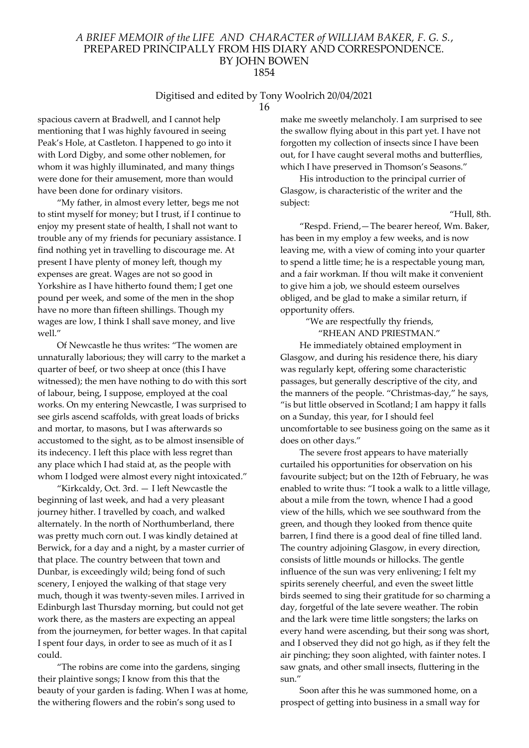spacious cavern at Bradwell, and I cannot help mentioning that I was highly favoured in seeing Peak's Hole, at Castleton. I happened to go into it with Lord Digby, and some other noblemen, for whom it was highly illuminated, and many things were done for their amusement, more than would have been done for ordinary visitors.

"My father, in almost every letter, begs me not to stint myself for money; but I trust, if I continue to enjoy my present state of health, I shall not want to trouble any of my friends for pecuniary assistance. I find nothing yet in travelling to discourage me. At present I have plenty of money left, though my expenses are great. Wages are not so good in Yorkshire as I have hitherto found them; I get one pound per week, and some of the men in the shop have no more than fifteen shillings. Though my wages are low, I think I shall save money, and live well."

Of Newcastle he thus writes: "The women are unnaturally laborious; they will carry to the market a quarter of beef, or two sheep at once (this I have witnessed); the men have nothing to do with this sort of labour, being, I suppose, employed at the coal works. On my entering Newcastle, I was surprised to see girls ascend scaffolds, with great loads of bricks and mortar, to masons, but I was afterwards so accustomed to the sight, as to be almost insensible of its indecency. I left this place with less regret than any place which I had staid at, as the people with whom I lodged were almost every night intoxicated."

"Kirkcaldy, Oct. 3rd. — I left Newcastle the beginning of last week, and had a very pleasant journey hither. I travelled by coach, and walked alternately. In the north of Northumberland, there was pretty much corn out. I was kindly detained at Berwick, for a day and a night, by a master currier of that place. The country between that town and Dunbar, is exceedingly wild; being fond of such scenery, I enjoyed the walking of that stage very much, though it was twenty-seven miles. I arrived in Edinburgh last Thursday morning, but could not get work there, as the masters are expecting an appeal from the journeymen, for better wages. In that capital I spent four days, in order to see as much of it as I could.

"The robins are come into the gardens, singing their plaintive songs; I know from this that the beauty of your garden is fading. When I was at home, the withering flowers and the robin's song used to make me sweetly melancholy. I am surprised to see the swallow flying about in this part yet. I have not forgotten my collection of insects since I have been out, for I have caught several moths and butterflies, which I have preserved in Thomson's Seasons."

His introduction to the principal currier of Glasgow, is characteristic of the writer and the subject:

"Hull, 8th.

"Respd. Friend,— The bearer hereof, Wm. Baker, has been in my employ a few weeks, and is now leaving me, with a view of coming into your quarter to spend a little time; he is a respectable young man, and a fair workman. If thou wilt make it convenient to give him a job, we should esteem ourselves obliged, and be glad to make a similar return, if opportunity offers.

"We are respectfully thy friends,
"RHEAN AND PRIESTMAN."

He immediately obtained employment in Glasgow, and during his residence there, his diary was regularly kept, offering some characteristic passages, but generally descriptive of the city, and the manners of the people. "Christmas-day," he says, "is but little observed in Scotland; I am happy it falls on a Sunday, this year, for I should feel uncomfortable to see business going on the same as it does on other days."

The severe frost appears to have materially curtailed his opportunities for observation on his favourite subject; but on the 12th of February, he was enabled to write thus: "I took a walk to a little village, about a mile from the town, whence I had a good view of the hills, which we see southward from the green, and though they looked from thence quite barren, I find there is a good deal of fine tilled land. The country adjoining Glasgow, in every direction, consists of little mounds or hillocks. The gentle influence of the sun was very enlivening; I felt my spirits serenely cheerful, and even the sweet little birds seemed to sing their gratitude for so charming a day, forgetful of the late severe weather. The robin and the lark were time little songsters; the larks on every hand were ascending, but their song was short, and I observed they did not go high, as if they felt the air pinching; they soon alighted, with fainter notes. I saw gnats, and other small insects, fluttering in the sun."

Soon after this he was summoned home, on a prospect of getting into business in a small way for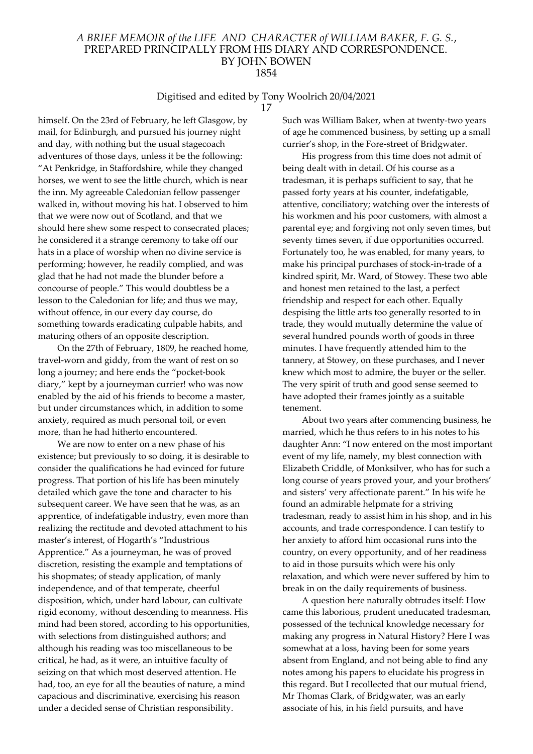himself. On the 23rd of February, he left Glasgow, by mail, for Edinburgh, and pursued his journey night and day, with nothing but the usual stagecoach adventures of those days, unless it be the following: "At Penkridge, in Staffordshire, while they changed horses, we went to see the little church, which is near the inn. My agreeable Caledonian fellow passenger walked in, without moving his hat. I observed to him that we were now out of Scotland, and that we should here shew some respect to consecrated places; he considered it a strange ceremony to take off our hats in a place of worship when no divine service is performing; however, he readily complied, and was glad that he had not made the blunder before a concourse of people." This would doubtless be a lesson to the Caledonian for life; and thus we may, without offence, in our every day course, do something towards eradicating culpable habits, and maturing others of an opposite description.

On the 27th of February, 1809, he reached home, travel-worn and giddy, from the want of rest on so long a journey; and here ends the "pocket-book diary," kept by a journeyman currier! who was now enabled by the aid of his friends to become a master, but under circumstances which, in addition to some anxiety, required as much personal toil, or even more, than he had hitherto encountered.

We are now to enter on a new phase of his existence; but previously to so doing, it is desirable to consider the qualifications he had evinced for future progress. That portion of his life has been minutely detailed which gave the tone and character to his subsequent career. We have seen that he was, as an apprentice, of indefatigable industry, even more than realizing the rectitude and devoted attachment to his master's interest, of Hogarth's "Industrious Apprentice." As a journeyman, he was of proved discretion, resisting the example and temptations of his shopmates; of steady application, of manly independence, and of that temperate, cheerful disposition, which, under hard labour, can cultivate rigid economy, without descending to meanness. His mind had been stored, according to his opportunities, with selections from distinguished authors; and although his reading was too miscellaneous to be critical, he had, as it were, an intuitive faculty of seizing on that which most deserved attention. He had, too, an eye for all the beauties of nature, a mind capacious and discriminative, exercising his reason under a decided sense of Christian responsibility.

Such was William Baker, when at twenty-two years of age he commenced business, by setting up a small currier's shop, in the Fore-street of Bridgwater.

His progress from this time does not admit of being dealt with in detail. Of his course as a tradesman, it is perhaps sufficient to say, that he passed forty years at his counter, indefatigable, attentive, conciliatory; watching over the interests of his workmen and his poor customers, with almost a parental eye; and forgiving not only seven times, but seventy times seven, if due opportunities occurred. Fortunately too, he was enabled, for many years, to make his principal purchases of stock-in-trade of a kindred spirit, Mr. Ward, of Stowey. These two able and honest men retained to the last, a perfect friendship and respect for each other. Equally despising the little arts too generally resorted to in trade, they would mutually determine the value of several hundred pounds worth of goods in three minutes. I have frequently attended him to the tannery, at Stowey, on these purchases, and I never knew which most to admire, the buyer or the seller. The very spirit of truth and good sense seemed to have adopted their frames jointly as a suitable tenement.

About two years after commencing business, he married, which he thus refers to in his notes to his daughter Ann: "I now entered on the most important event of my life, namely, my blest connection with Elizabeth Criddle, of Monksilver, who has for such a long course of years proved your, and your brothers' and sisters' very affectionate parent." In his wife he found an admirable helpmate for a striving tradesman, ready to assist him in his shop, and in his accounts, and trade correspondence. I can testify to her anxiety to afford him occasional runs into the country, on every opportunity, and of her readiness to aid in those pursuits which were his only relaxation, and which were never suffered by him to break in on the daily requirements of business.

A question here naturally obtrudes itself: How came this laborious, prudent uneducated tradesman, possessed of the technical knowledge necessary for making any progress in Natural History? Here I was somewhat at a loss, having been for some years absent from England, and not being able to find any notes among his papers to elucidate his progress in this regard. But I recollected that our mutual friend, Mr Thomas Clark, of Bridgwater, was an early associate of his, in his field pursuits, and have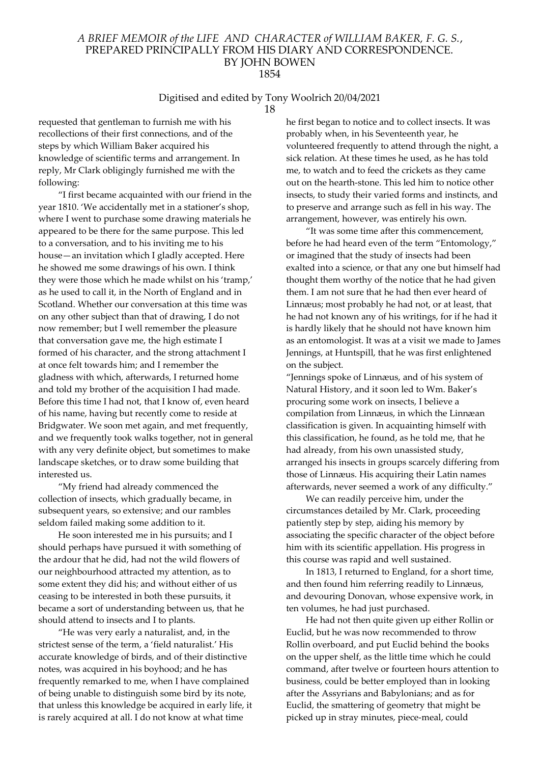requested that gentleman to furnish me with his recollections of their first connections, and of the steps by which William Baker acquired his knowledge of scientific terms and arrangement. In reply, Mr Clark obligingly furnished me with the following:

"I first became acquainted with our friend in the year 1810. 'We accidentally met in a stationer's shop, where I went to purchase some drawing materials he appeared to be there for the same purpose. This led to a conversation, and to his inviting me to his house—an invitation which I gladly accepted. Here he showed me some drawings of his own. I think they were those which he made whilst on his 'tramp,' as he used to call it, in the North of England and in Scotland. Whether our conversation at this time was on any other subject than that of drawing, I do not now remember; but I well remember the pleasure that conversation gave me, the high estimate I formed of his character, and the strong attachment I at once felt towards him; and I remember the gladness with which, afterwards, I returned home and told my brother of the acquisition I had made. Before this time I had not, that I know of, even heard of his name, having but recently come to reside at Bridgwater. We soon met again, and met frequently, and we frequently took walks together, not in general with any very definite object, but sometimes to make landscape sketches, or to draw some building that interested us.

"My friend had already commenced the collection of insects, which gradually became, in subsequent years, so extensive; and our rambles seldom failed making some addition to it.

He soon interested me in his pursuits; and I should perhaps have pursued it with something of the ardour that he did, had not the wild flowers of our neighbourhood attracted my attention, as to some extent they did his; and without either of us ceasing to be interested in both these pursuits, it became a sort of understanding between us, that he should attend to insects and I to plants.

"He was very early a naturalist, and, in the strictest sense of the term, a 'field naturalist.' His accurate knowledge of birds, and of their distinctive notes, was acquired in his boyhood; and he has frequently remarked to me, when I have complained of being unable to distinguish some bird by its note, that unless this knowledge be acquired in early life, it is rarely acquired at all. I do not know at what time he first began to notice and to collect insects. It was probably when, in his Seventeenth year, he volunteered frequently to attend through the night, a sick relation. At these times he used, as he has told me, to watch and to feed the crickets as they came out on the hearth-stone. This led him to notice other insects, to study their varied forms and instincts, and to preserve and arrange such as fell in his way. The arrangement, however, was entirely his own.

"It was some time after this commencement, before he had heard even of the term "Entomology," or imagined that the study of insects had been exalted into a science, or that any one but himself had thought them worthy of the notice that he had given them. I am not sure that he had then ever heard of Linnæus; most probably he had not, or at least, that he had not known any of his writings, for if he had it is hardly likely that he should not have known him as an entomologist. It was at a visit we made to James Jennings, at Huntspill, that he was first enlightened on the subject.

"Jennings spoke of Linnæus, and of his system of Natural History, and it soon led to Wm. Baker's procuring some work on insects, I believe a compilation from Linnæus, in which the Linnæan classification is given. In acquainting himself with this classification, he found, as he told me, that he had already, from his own unassisted study, arranged his insects in groups scarcely differing from those of Linnæus. His acquiring their Latin names afterwards, never seemed a work of any difficulty."

We can readily perceive him, under the circumstances detailed by Mr. Clark, proceeding patiently step by step, aiding his memory by associating the specific character of the object before him with its scientific appellation. His progress in this course was rapid and well sustained.

In 1813, I returned to England, for a short time, and then found him referring readily to Linnæus, and devouring Donovan, whose expensive work, in ten volumes, he had just purchased.

He had not then quite given up either Rollin or Euclid, but he was now recommended to throw Rollin overboard, and put Euclid behind the books on the upper shelf, as the little time which he could command, after twelve or fourteen hours attention to business, could be better employed than in looking after the Assyrians and Babylonians; and as for Euclid, the smattering of geometry that might be picked up in stray minutes, piece-meal, could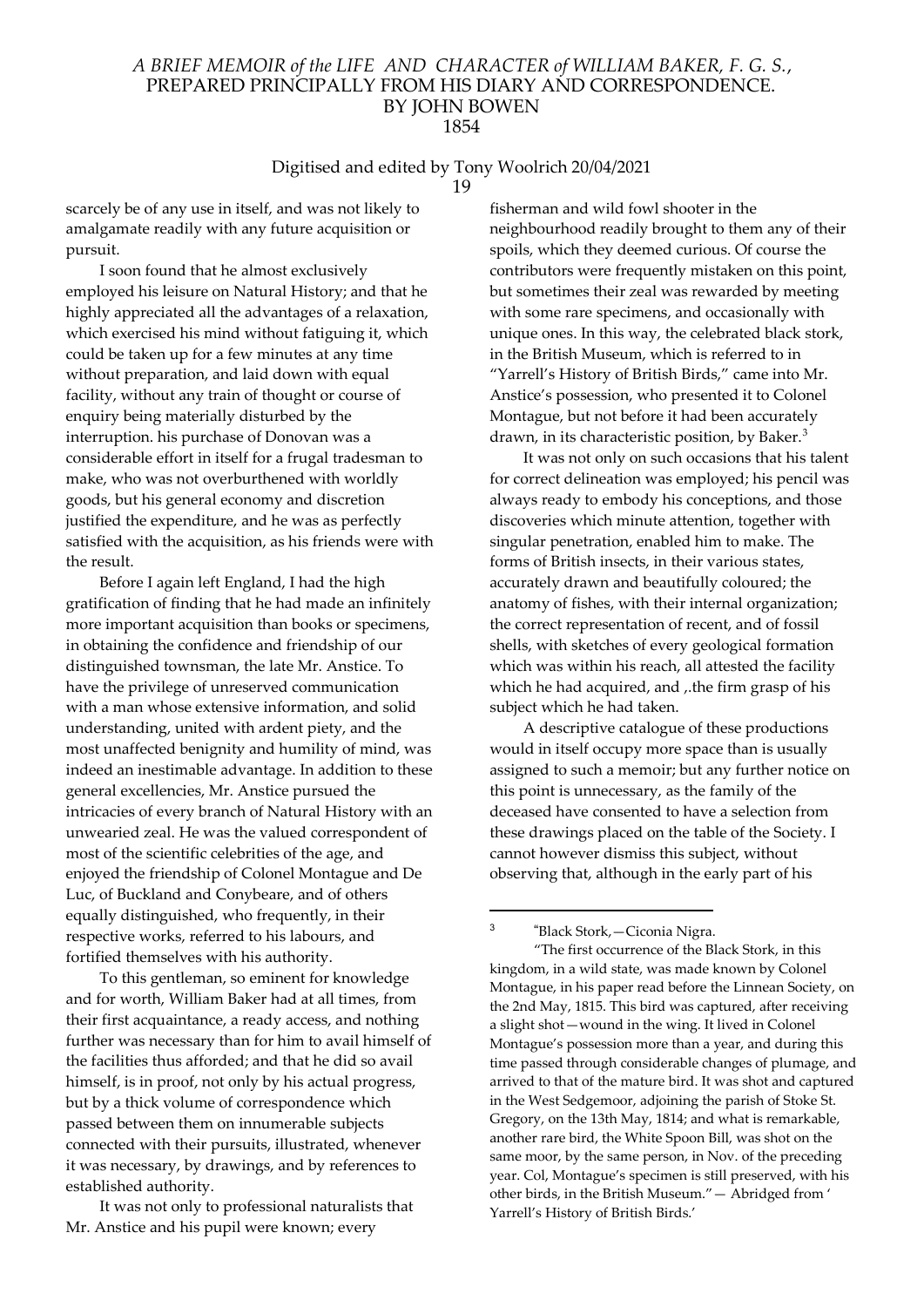scarcely be of any use in itself, and was not likely to amalgamate readily with any future acquisition or pursuit.

I soon found that he almost exclusively employed his leisure on Natural History; and that he highly appreciated all the advantages of a relaxation, which exercised his mind without fatiguing it, which could be taken up for a few minutes at any time without preparation, and laid down with equal facility, without any train of thought or course of enquiry being materially disturbed by the interruption. his purchase of Donovan was a considerable effort in itself for a frugal tradesman to make, who was not overburthened with worldly goods, but his general economy and discretion justified the expenditure, and he was as perfectly satisfied with the acquisition, as his friends were with the result.

Before I again left England, I had the high gratification of finding that he had made an infinitely more important acquisition than books or specimens, in obtaining the confidence and friendship of our distinguished townsman, the late Mr. Anstice. To have the privilege of unreserved communication with a man whose extensive information, and solid understanding, united with ardent piety, and the most unaffected benignity and humility of mind, was indeed an inestimable advantage. In addition to these general excellencies, Mr. Anstice pursued the intricacies of every branch of Natural History with an unwearied zeal. He was the valued correspondent of most of the scientific celebrities of the age, and enjoyed the friendship of Colonel Montague and De Luc, of Buckland and Conybeare, and of others equally distinguished, who frequently, in their respective works, referred to his labours, and fortified themselves with his authority.

To this gentleman, so eminent for knowledge and for worth, William Baker had at all times, from their first acquaintance, a ready access, and nothing further was necessary than for him to avail himself of the facilities thus afforded; and that he did so avail himself, is in proof, not only by his actual progress, but by a thick volume of correspondence which passed between them on innumerable subjects connected with their pursuits, illustrated, whenever it was necessary, by drawings, and by references to established authority.

It was not only to professional naturalists that Mr. Anstice and his pupil were known; every fisherman and wild fowl shooter in the neighbourhood readily brought to them any of their spoils, which they deemed curious. Of course the contributors were frequently mistaken on this point, but sometimes their zeal was rewarded by meeting with some rare specimens, and occasionally with unique ones. In this way, the celebrated black stork, in the British Museum, which is referred to in "Yarrell's History of British Birds," came into Mr. Anstice's possession, who presented it to Colonel Montague, but not before it had been accurately drawn, in its characteristic position, by Baker.[3]

It was not only on such occasions that his talent for correct delineation was employed; his pencil was always ready to embody his conceptions, and those discoveries which minute attention, together with singular penetration, enabled him to make. The forms of British insects, in their various states, accurately drawn and beautifully coloured; the anatomy of fishes, with their internal organization; the correct representation of recent, and of fossil shells, with sketches of every geological formation which was within his reach, all attested the facility which he had acquired, and ,.the firm grasp of his subject which he had taken.

A descriptive catalogue of these productions would in itself occupy more space than is usually assigned to such a memoir; but any further notice on this point is unnecessary, as the family of the deceased have consented to have a selection from these drawings placed on the table of the Society. I cannot however dismiss this subject, without observing that, although in the early part of his

---

[3] "Black Stork,—Ciconia Nigra.

"The first occurrence of the Black Stork, in this kingdom, in a wild state, was made known by Colonel Montague, in his paper read before the Linnean Society, on the 2nd May, 1815. This bird was captured, after receiving a slight shot—wound in the wing. It lived in Colonel Montague's possession more than a year, and during this time passed through considerable changes of plumage, and arrived to that of the mature bird. It was shot and captured in the West Sedgemoor, adjoining the parish of Stoke St. Gregory, on the 13th May, 1814; and what is remarkable, another rare bird, the White Spoon Bill, was shot on the same moor, by the same person, in Nov. of the preceding year. Col, Montague's specimen is still preserved, with his other birds, in the British Museum."— Abridged from ' Yarrell's History of British Birds.'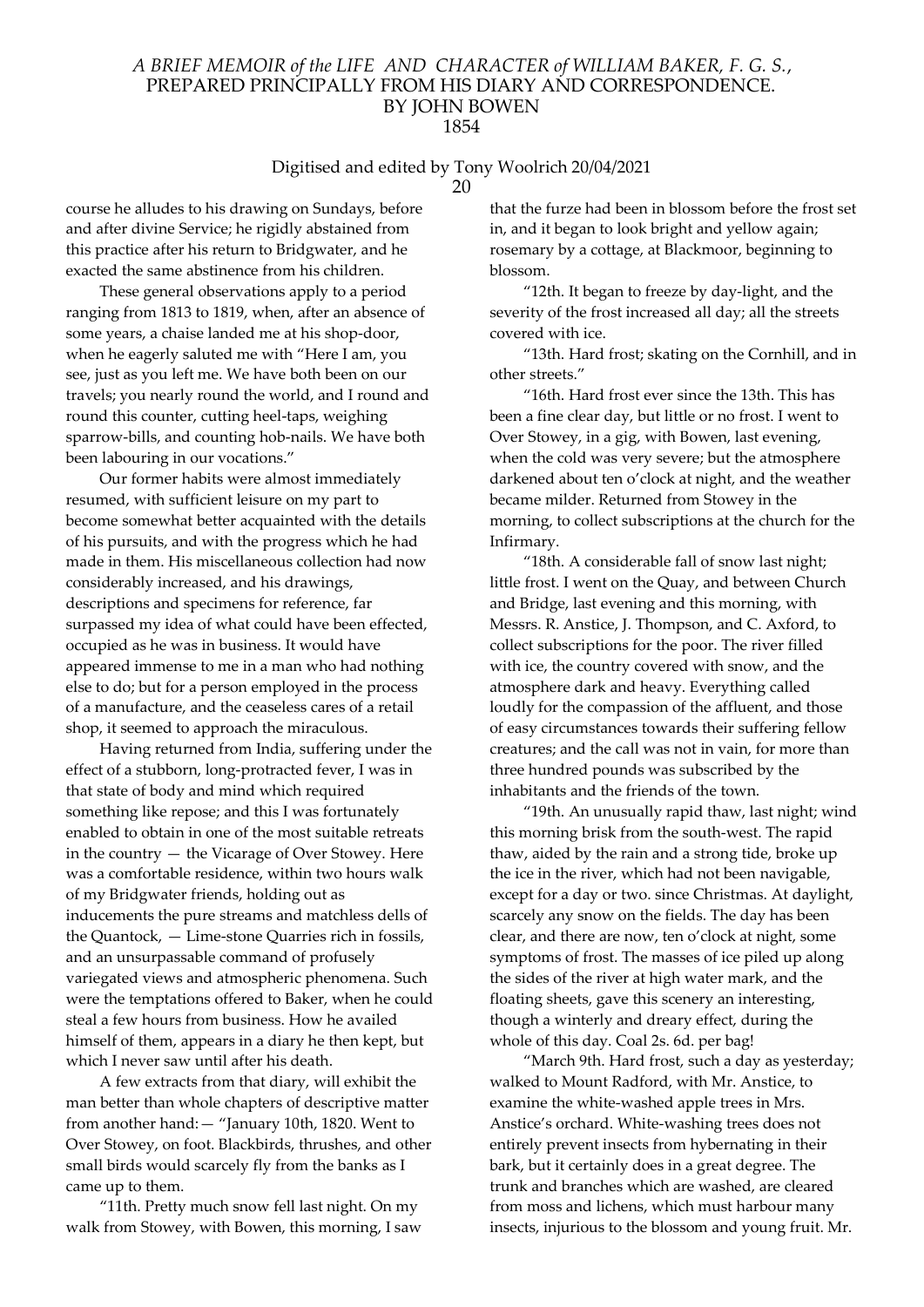course he alludes to his drawing on Sundays, before and after divine Service; he rigidly abstained from this practice after his return to Bridgwater, and he exacted the same abstinence from his children.

These general observations apply to a period ranging from 1813 to 1819, when, after an absence of some years, a chaise landed me at his shop-door, when he eagerly saluted me with "Here I am, you see, just as you left me. We have both been on our travels; you nearly round the world, and I round and round this counter, cutting heel-taps, weighing sparrow-bills, and counting hob-nails. We have both been labouring in our vocations."

Our former habits were almost immediately resumed, with sufficient leisure on my part to become somewhat better acquainted with the details of his pursuits, and with the progress which he had made in them. His miscellaneous collection had now considerably increased, and his drawings, descriptions and specimens for reference, far surpassed my idea of what could have been effected, occupied as he was in business. It would have appeared immense to me in a man who had nothing else to do; but for a person employed in the process of a manufacture, and the ceaseless cares of a retail shop, it seemed to approach the miraculous.

Having returned from India, suffering under the effect of a stubborn, long-protracted fever, I was in that state of body and mind which required something like repose; and this I was fortunately enabled to obtain in one of the most suitable retreats in the country — the Vicarage of Over Stowey. Here was a comfortable residence, within two hours walk of my Bridgwater friends, holding out as inducements the pure streams and matchless dells of the Quantock, — Lime-stone Quarries rich in fossils, and an unsurpassable command of profusely variegated views and atmospheric phenomena. Such were the temptations offered to Baker, when he could steal a few hours from business. How he availed himself of them, appears in a diary he then kept, but which I never saw until after his death.

A few extracts from that diary, will exhibit the man better than whole chapters of descriptive matter from another hand: — "January 10th, 1820. Went to Over Stowey, on foot. Blackbirds, thrushes, and other small birds would scarcely fly from the banks as I came up to them.

"11th. Pretty much snow fell last night. On my walk from Stowey, with Bowen, this morning, I saw that the furze had been in blossom before the frost set in, and it began to look bright and yellow again; rosemary by a cottage, at Blackmoor, beginning to blossom.

"12th. It began to freeze by day-light, and the severity of the frost increased all day; all the streets covered with ice.

"13th. Hard frost; skating on the Cornhill, and in other streets."

"16th. Hard frost ever since the 13th. This has been a fine clear day, but little or no frost. I went to Over Stowey, in a gig, with Bowen, last evening, when the cold was very severe; but the atmosphere darkened about ten o'clock at night, and the weather became milder. Returned from Stowey in the morning, to collect subscriptions at the church for the Infirmary.

"18th. A considerable fall of snow last night; little frost. I went on the Quay, and between Church and Bridge, last evening and this morning, with Messrs. R. Anstice, J. Thompson, and C. Axford, to collect subscriptions for the poor. The river filled with ice, the country covered with snow, and the atmosphere dark and heavy. Everything called loudly for the compassion of the affluent, and those of easy circumstances towards their suffering fellow creatures; and the call was not in vain, for more than three hundred pounds was subscribed by the inhabitants and the friends of the town.

"19th. An unusually rapid thaw, last night; wind this morning brisk from the south-west. The rapid thaw, aided by the rain and a strong tide, broke up the ice in the river, which had not been navigable, except for a day or two. since Christmas. At daylight, scarcely any snow on the fields. The day has been clear, and there are now, ten o'clock at night, some symptoms of frost. The masses of ice piled up along the sides of the river at high water mark, and the floating sheets, gave this scenery an interesting, though a winterly and dreary effect, during the whole of this day. Coal 2s. 6d. per bag!

"March 9th. Hard frost, such a day as yesterday; walked to Mount Radford, with Mr. Anstice, to examine the white-washed apple trees in Mrs. Anstice's orchard. White-washing trees does not entirely prevent insects from hybernating in their bark, but it certainly does in a great degree. The trunk and branches which are washed, are cleared from moss and lichens, which must harbour many insects, injurious to the blossom and young fruit. Mr.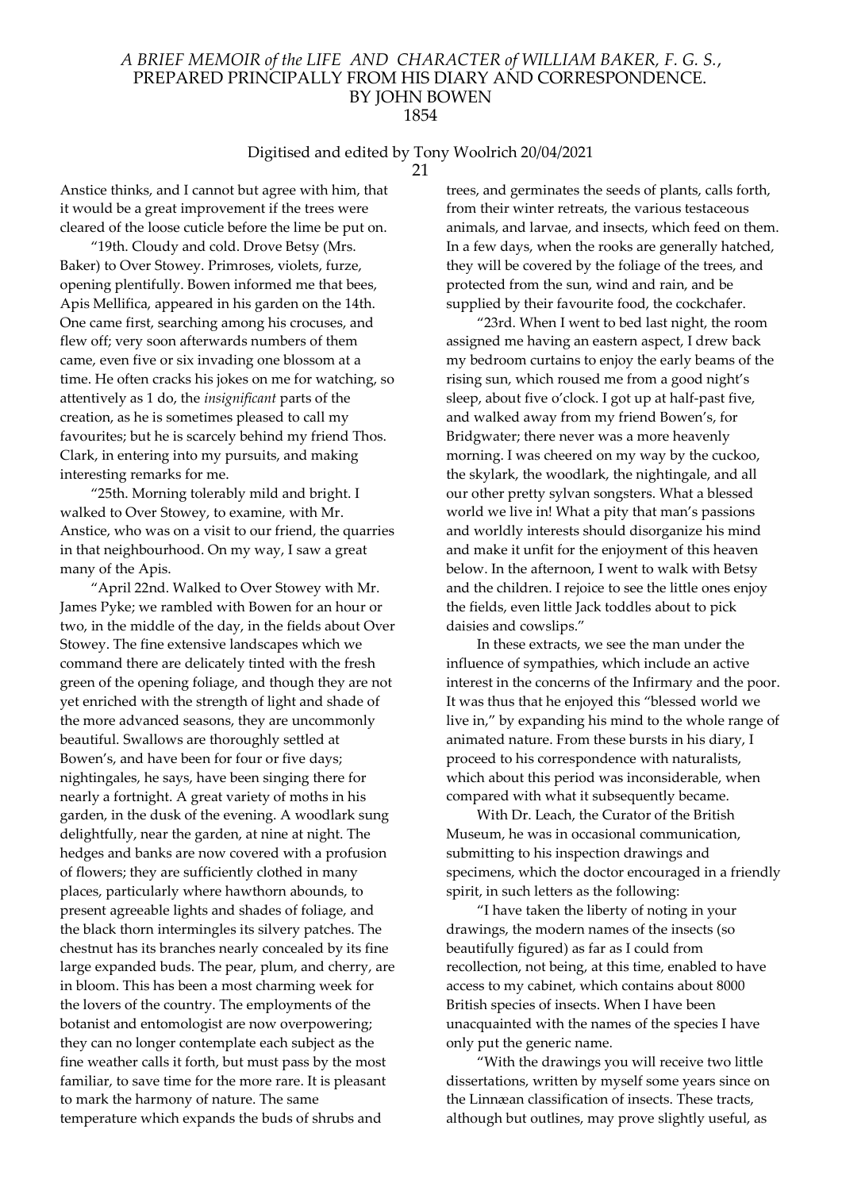Anstice thinks, and I cannot but agree with him, that it would be a great improvement if the trees were cleared of the loose cuticle before the lime be put on.

"19th. Cloudy and cold. Drove Betsy (Mrs. Baker) to Over Stowey. Primroses, violets, furze, opening plentifully. Bowen informed me that bees, Apis Mellifica, appeared in his garden on the 14th. One came first, searching among his crocuses, and flew off; very soon afterwards numbers of them came, even five or six invading one blossom at a time. He often cracks his jokes on me for watching, so attentively as 1 do, the *insignificant* parts of the creation, as he is sometimes pleased to call my favourites; but he is scarcely behind my friend Thos. Clark, in entering into my pursuits, and making interesting remarks for me.

"25th. Morning tolerably mild and bright. I walked to Over Stowey, to examine, with Mr. Anstice, who was on a visit to our friend, the quarries in that neighbourhood. On my way, I saw a great many of the Apis.

"April 22nd. Walked to Over Stowey with Mr. James Pyke; we rambled with Bowen for an hour or two, in the middle of the day, in the fields about Over Stowey. The fine extensive landscapes which we command there are delicately tinted with the fresh green of the opening foliage, and though they are not yet enriched with the strength of light and shade of the more advanced seasons, they are uncommonly beautiful. Swallows are thoroughly settled at Bowen's, and have been for four or five days; nightingales, he says, have been singing there for nearly a fortnight. A great variety of moths in his garden, in the dusk of the evening. A woodlark sung delightfully, near the garden, at nine at night. The hedges and banks are now covered with a profusion of flowers; they are sufficiently clothed in many places, particularly where hawthorn abounds, to present agreeable lights and shades of foliage, and the black thorn intermingles its silvery patches. The chestnut has its branches nearly concealed by its fine large expanded buds. The pear, plum, and cherry, are in bloom. This has been a most charming week for the lovers of the country. The employments of the botanist and entomologist are now overpowering; they can no longer contemplate each subject as the fine weather calls it forth, but must pass by the most familiar, to save time for the more rare. It is pleasant to mark the harmony of nature. The same temperature which expands the buds of shrubs and trees, and germinates the seeds of plants, calls forth, from their winter retreats, the various testaceous animals, and larvae, and insects, which feed on them. In a few days, when the rooks are generally hatched, they will be covered by the foliage of the trees, and protected from the sun, wind and rain, and be supplied by their favourite food, the cockchafer.

"23rd. When I went to bed last night, the room assigned me having an eastern aspect, I drew back my bedroom curtains to enjoy the early beams of the rising sun, which roused me from a good night's sleep, about five o'clock. I got up at half-past five, and walked away from my friend Bowen's, for Bridgwater; there never was a more heavenly morning. I was cheered on my way by the cuckoo, the skylark, the woodlark, the nightingale, and all our other pretty sylvan songsters. What a blessed world we live in! What a pity that man's passions and worldly interests should disorganize his mind and make it unfit for the enjoyment of this heaven below. In the afternoon, I went to walk with Betsy and the children. I rejoice to see the little ones enjoy the fields, even little Jack toddles about to pick daisies and cowslips."

In these extracts, we see the man under the influence of sympathies, which include an active interest in the concerns of the Infirmary and the poor. It was thus that he enjoyed this "blessed world we live in," by expanding his mind to the whole range of animated nature. From these bursts in his diary, I proceed to his correspondence with naturalists, which about this period was inconsiderable, when compared with what it subsequently became.

With Dr. Leach, the Curator of the British Museum, he was in occasional communication, submitting to his inspection drawings and specimens, which the doctor encouraged in a friendly spirit, in such letters as the following:

"I have taken the liberty of noting in your drawings, the modern names of the insects (so beautifully figured) as far as I could from recollection, not being, at this time, enabled to have access to my cabinet, which contains about 8000 British species of insects. When I have been unacquainted with the names of the species I have only put the generic name.

"With the drawings you will receive two little dissertations, written by myself some years since on the Linnæan classification of insects. These tracts, although but outlines, may prove slightly useful, as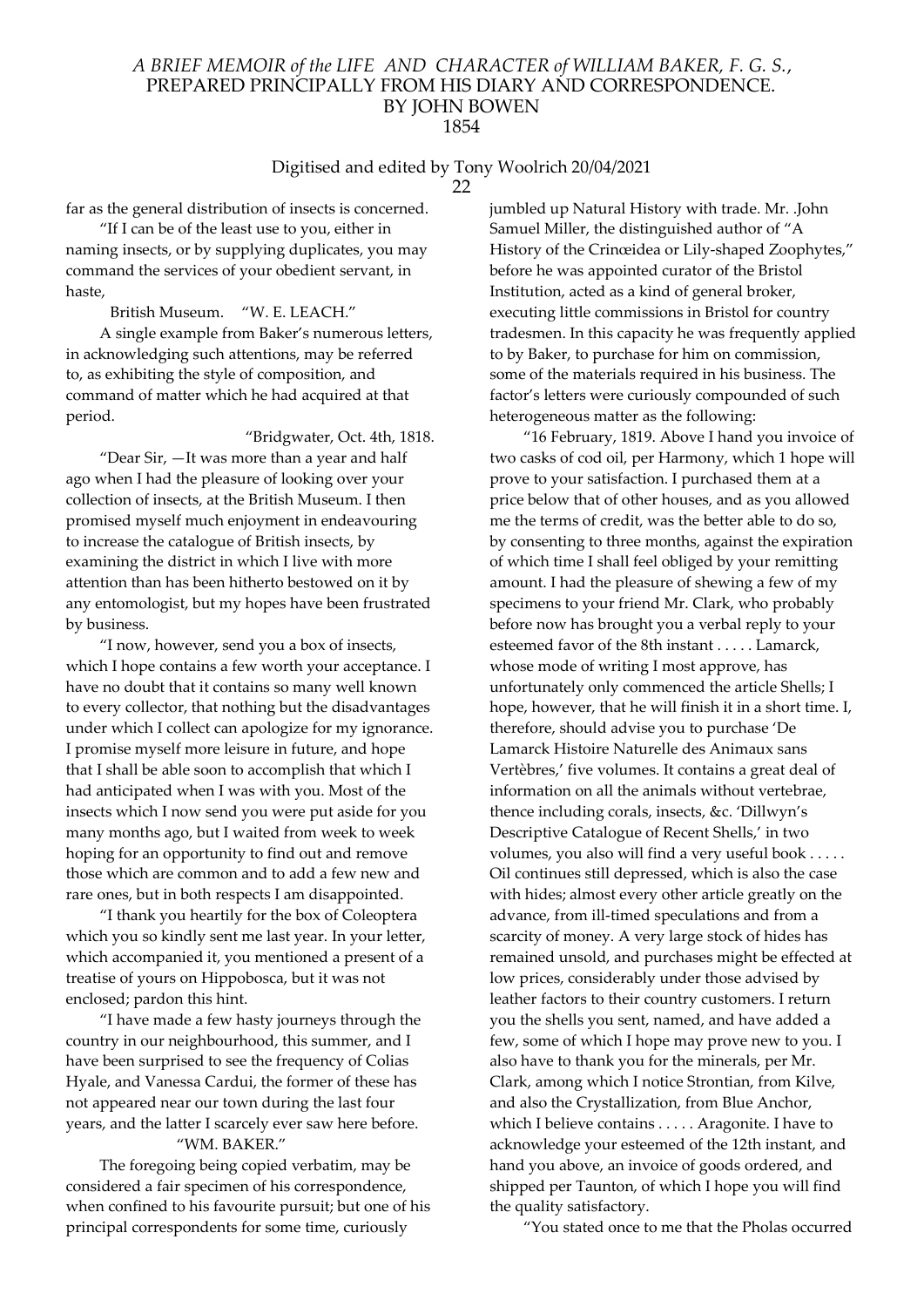far as the general distribution of insects is concerned.

"If I can be of the least use to you, either in naming insects, or by supplying duplicates, you may command the services of your obedient servant, in haste,

British Museum. "W. E. LEACH."

A single example from Baker's numerous letters, in acknowledging such attentions, may be referred to, as exhibiting the style of composition, and command of matter which he had acquired at that period.

"Bridgwater, Oct. 4th, 1818.

"Dear Sir, —It was more than a year and half ago when I had the pleasure of looking over your collection of insects, at the British Museum. I then promised myself much enjoyment in endeavouring to increase the catalogue of British insects, by examining the district in which I live with more attention than has been hitherto bestowed on it by any entomologist, but my hopes have been frustrated by business.

"I now, however, send you a box of insects, which I hope contains a few worth your acceptance. I have no doubt that it contains so many well known to every collector, that nothing but the disadvantages under which I collect can apologize for my ignorance. I promise myself more leisure in future, and hope that I shall be able soon to accomplish that which I had anticipated when I was with you. Most of the insects which I now send you were put aside for you many months ago, but I waited from week to week hoping for an opportunity to find out and remove those which are common and to add a few new and rare ones, but in both respects I am disappointed.

"I thank you heartily for the box of Coleoptera which you so kindly sent me last year. In your letter, which accompanied it, you mentioned a present of a treatise of yours on Hippobosca, but it was not enclosed; pardon this hint.

"I have made a few hasty journeys through the country in our neighbourhood, this summer, and I have been surprised to see the frequency of Colias Hyale, and Vanessa Cardui, the former of these has not appeared near our town during the last four years, and the latter I scarcely ever saw here before.

"WM. BAKER."

The foregoing being copied verbatim, may be considered a fair specimen of his correspondence, when confined to his favourite pursuit; but one of his principal correspondents for some time, curiously jumbled up Natural History with trade. Mr. .John Samuel Miller, the distinguished author of "A History of the Crinœidea or Lily-shaped Zoophytes," before he was appointed curator of the Bristol Institution, acted as a kind of general broker, executing little commissions in Bristol for country tradesmen. In this capacity he was frequently applied to by Baker, to purchase for him on commission, some of the materials required in his business. The factor's letters were curiously compounded of such heterogeneous matter as the following:

"16 February, 1819. Above I hand you invoice of two casks of cod oil, per Harmony, which 1 hope will prove to your satisfaction. I purchased them at a price below that of other houses, and as you allowed me the terms of credit, was the better able to do so, by consenting to three months, against the expiration of which time I shall feel obliged by your remitting amount. I had the pleasure of shewing a few of my specimens to your friend Mr. Clark, who probably before now has brought you a verbal reply to your esteemed favor of the 8th instant . . . . . Lamarck, whose mode of writing I most approve, has unfortunately only commenced the article Shells; I hope, however, that he will finish it in a short time. I, therefore, should advise you to purchase 'De Lamarck Histoire Naturelle des Animaux sans Vertèbres,' five volumes. It contains a great deal of information on all the animals without vertebrae, thence including corals, insects, &c. 'Dillwyn's Descriptive Catalogue of Recent Shells,' in two volumes, you also will find a very useful book . . . . . Oil continues still depressed, which is also the case with hides; almost every other article greatly on the advance, from ill-timed speculations and from a scarcity of money. A very large stock of hides has remained unsold, and purchases might be effected at low prices, considerably under those advised by leather factors to their country customers. I return you the shells you sent, named, and have added a few, some of which I hope may prove new to you. I also have to thank you for the minerals, per Mr. Clark, among which I notice Strontian, from Kilve, and also the Crystallization, from Blue Anchor, which I believe contains . . . . . Aragonite. I have to acknowledge your esteemed of the 12th instant, and hand you above, an invoice of goods ordered, and shipped per Taunton, of which I hope you will find the quality satisfactory.

"You stated once to me that the Pholas occurred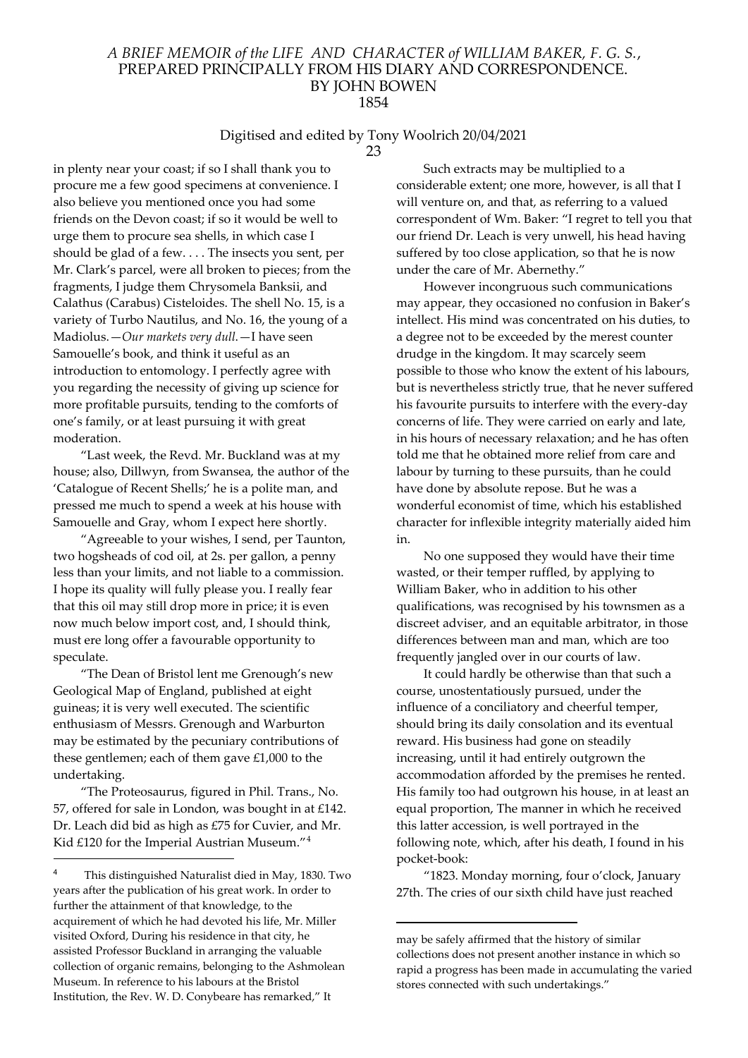in plenty near your coast; if so I shall thank you to procure me a few good specimens at convenience. I also believe you mentioned once you had some friends on the Devon coast; if so it would be well to urge them to procure sea shells, in which case I should be glad of a few. . . . The insects you sent, per Mr. Clark's parcel, were all broken to pieces; from the fragments, I judge them Chrysomela Banksii, and Calathus (Carabus) Cisteloides. The shell No. 15, is a variety of Turbo Nautilus, and No. 16, the young of a Madiolus.—*Our markets very dull.*—I have seen Samouelle's book, and think it useful as an introduction to entomology. I perfectly agree with you regarding the necessity of giving up science for more profitable pursuits, tending to the comforts of one's family, or at least pursuing it with great moderation.

"Last week, the Revd. Mr. Buckland was at my house; also, Dillwyn, from Swansea, the author of the 'Catalogue of Recent Shells;' he is a polite man, and pressed me much to spend a week at his house with Samouelle and Gray, whom I expect here shortly.

"Agreeable to your wishes, I send, per Taunton, two hogsheads of cod oil, at 2s. per gallon, a penny less than your limits, and not liable to a commission. I hope its quality will fully please you. I really fear that this oil may still drop more in price; it is even now much below import cost, and, I should think, must ere long offer a favourable opportunity to speculate.

"The Dean of Bristol lent me Grenough's new Geological Map of England, published at eight guineas; it is very well executed. The scientific enthusiasm of Messrs. Grenough and Warburton may be estimated by the pecuniary contributions of these gentlemen; each of them gave £1,000 to the undertaking.

"The Proteosaurus, figured in Phil. Trans., No. 57, offered for sale in London, was bought in at £142. Dr. Leach did bid as high as £75 for Cuvier, and Mr. Kid £120 for the Imperial Austrian Museum."[4]

Such extracts may be multiplied to a considerable extent; one more, however, is all that I will venture on, and that, as referring to a valued correspondent of Wm. Baker: "I regret to tell you that our friend Dr. Leach is very unwell, his head having suffered by too close application, so that he is now under the care of Mr. Abernethy."

However incongruous such communications may appear, they occasioned no confusion in Baker's intellect. His mind was concentrated on his duties, to a degree not to be exceeded by the merest counter drudge in the kingdom. It may scarcely seem possible to those who know the extent of his labours, but is nevertheless strictly true, that he never suffered his favourite pursuits to interfere with the every-day concerns of life. They were carried on early and late, in his hours of necessary relaxation; and he has often told me that he obtained more relief from care and labour by turning to these pursuits, than he could have done by absolute repose. But he was a wonderful economist of time, which his established character for inflexible integrity materially aided him in.

No one supposed they would have their time wasted, or their temper ruffled, by applying to William Baker, who in addition to his other qualifications, was recognised by his townsmen as a discreet adviser, and an equitable arbitrator, in those differences between man and man, which are too frequently jangled over in our courts of law.

It could hardly be otherwise than that such a course, unostentatiously pursued, under the influence of a conciliatory and cheerful temper, should bring its daily consolation and its eventual reward. His business had gone on steadily increasing, until it had entirely outgrown the accommodation afforded by the premises he rented. His family too had outgrown his house, in at least an equal proportion, The manner in which he received this latter accession, is well portrayed in the following note, which, after his death, I found in his pocket-book:

"1823. Monday morning, four o'clock, January 27th. The cries of our sixth child have just reached

---

[4] This distinguished Naturalist died in May, 1830. Two years after the publication of his great work. In order to further the attainment of that knowledge, to the acquirement of which he had devoted his life, Mr. Miller visited Oxford, During his residence in that city, he assisted Professor Buckland in arranging the valuable collection of organic remains, belonging to the Ashmolean Museum. In reference to his labours at the Bristol Institution, the Rev. W. D. Conybeare has remarked," It may be safely affirmed that the history of similar collections does not present another instance in which so rapid a progress has been made in accumulating the varied stores connected with such undertakings."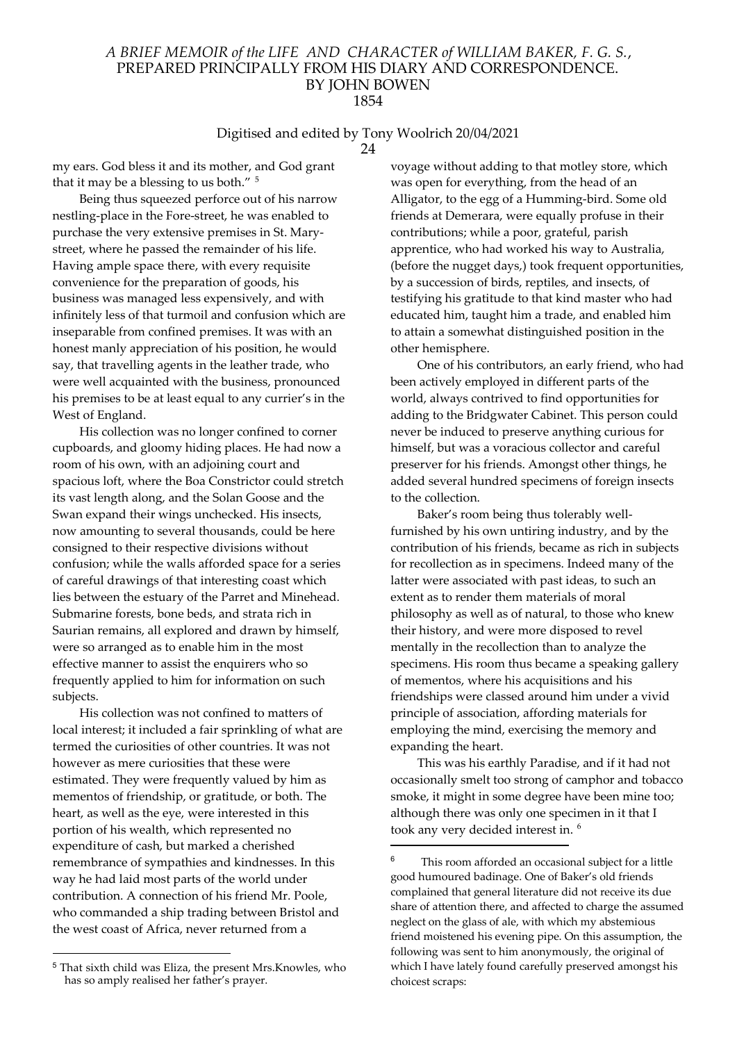my ears. God bless it and its mother, and God grant that it may be a blessing to us both." [5]

Being thus squeezed perforce out of his narrow nestling-place in the Fore-street, he was enabled to purchase the very extensive premises in St. Mary-street, where he passed the remainder of his life. Having ample space there, with every requisite convenience for the preparation of goods, his business was managed less expensively, and with infinitely less of that turmoil and confusion which are inseparable from confined premises. It was with an honest manly appreciation of his position, he would say, that travelling agents in the leather trade, who were well acquainted with the business, pronounced his premises to be at least equal to any currier's in the West of England.

His collection was no longer confined to corner cupboards, and gloomy hiding places. He had now a room of his own, with an adjoining court and spacious loft, where the Boa Constrictor could stretch its vast length along, and the Solan Goose and the Swan expand their wings unchecked. His insects, now amounting to several thousands, could be here consigned to their respective divisions without confusion; while the walls afforded space for a series of careful drawings of that interesting coast which lies between the estuary of the Parret and Minehead. Submarine forests, bone beds, and strata rich in Saurian remains, all explored and drawn by himself, were so arranged as to enable him in the most effective manner to assist the enquirers who so frequently applied to him for information on such subjects.

His collection was not confined to matters of local interest; it included a fair sprinkling of what are termed the curiosities of other countries. It was not however as mere curiosities that these were estimated. They were frequently valued by him as mementos of friendship, or gratitude, or both. The heart, as well as the eye, were interested in this portion of his wealth, which represented no expenditure of cash, but marked a cherished remembrance of sympathies and kindnesses. In this way he had laid most parts of the world under contribution. A connection of his friend Mr. Poole, who commanded a ship trading between Bristol and the west coast of Africa, never returned from a voyage without adding to that motley store, which was open for everything, from the head of an Alligator, to the egg of a Humming-bird. Some old friends at Demerara, were equally profuse in their contributions; while a poor, grateful, parish apprentice, who had worked his way to Australia, (before the nugget days,) took frequent opportunities, by a succession of birds, reptiles, and insects, of testifying his gratitude to that kind master who had educated him, taught him a trade, and enabled him to attain a somewhat distinguished position in the other hemisphere.

One of his contributors, an early friend, who had been actively employed in different parts of the world, always contrived to find opportunities for adding to the Bridgwater Cabinet. This person could never be induced to preserve anything curious for himself, but was a voracious collector and careful preserver for his friends. Amongst other things, he added several hundred specimens of foreign insects to the collection.

Baker's room being thus tolerably well-furnished by his own untiring industry, and by the contribution of his friends, became as rich in subjects for recollection as in specimens. Indeed many of the latter were associated with past ideas, to such an extent as to render them materials of moral philosophy as well as of natural, to those who knew their history, and were more disposed to revel mentally in the recollection than to analyze the specimens. His room thus became a speaking gallery of mementos, where his acquisitions and his friendships were classed around him under a vivid principle of association, affording materials for employing the mind, exercising the memory and expanding the heart.

This was his earthly Paradise, and if it had not occasionally smelt too strong of camphor and tobacco smoke, it might in some degree have been mine too; although there was only one specimen in it that I took any very decided interest in. [6]

---

[5] That sixth child was Eliza, the present Mrs.Knowles, who has so amply realised her father's prayer.

[6] This room afforded an occasional subject for a little good humoured badinage. One of Baker's old friends complained that general literature did not receive its due share of attention there, and affected to charge the assumed neglect on the glass of ale, with which my abstemious friend moistened his evening pipe. On this assumption, the following was sent to him anonymously, the original of which I have lately found carefully preserved amongst his choicest scraps: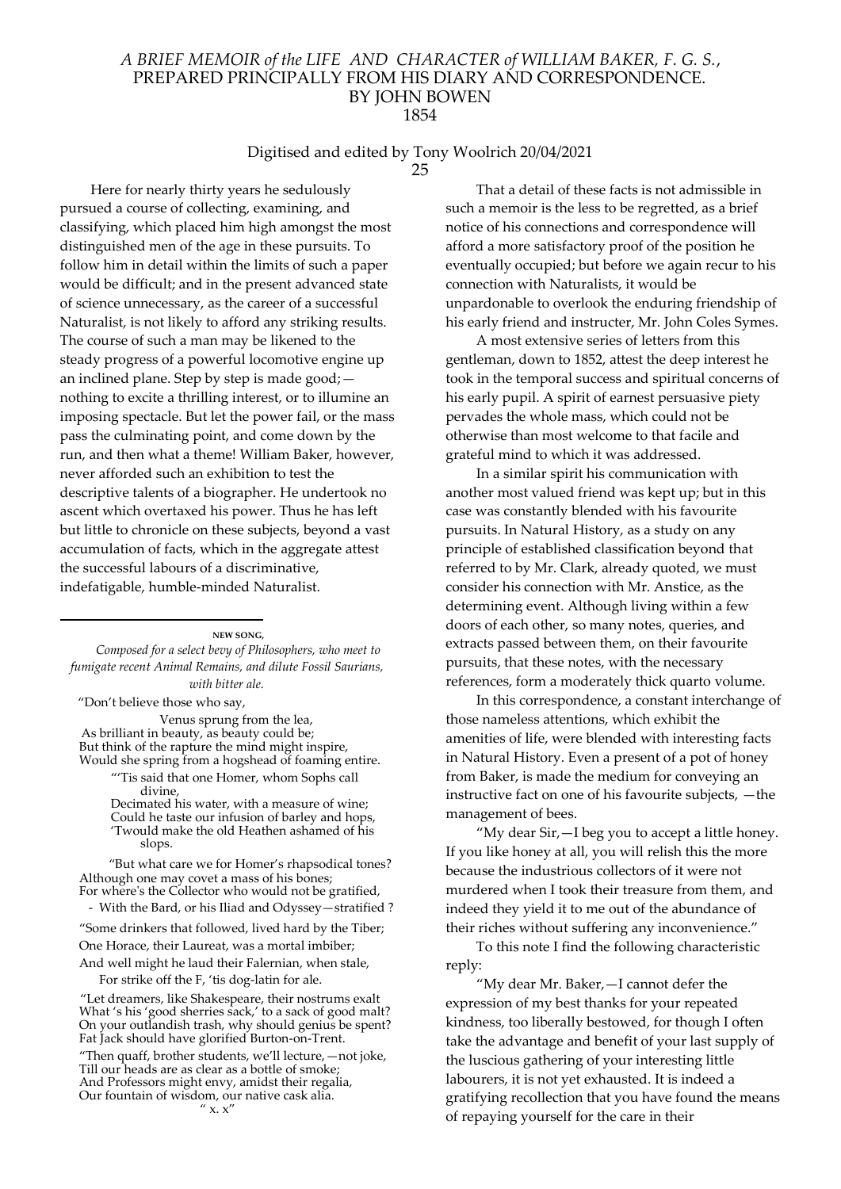Here for nearly thirty years he sedulously pursued a course of collecting, examining, and classifying, which placed him high amongst the most distinguished men of the age in these pursuits. To follow him in detail within the limits of such a paper would be difficult; and in the present advanced state of science unnecessary, as the career of a successful Naturalist, is not likely to afford any striking results. The course of such a man may be likened to the steady progress of a powerful locomotive engine up an inclined plane. Step by step is made good;—nothing to excite a thrilling interest, or to illumine an imposing spectacle. But let the power fail, or the mass pass the culminating point, and come down by the run, and then what a theme! William Baker, however, never afforded such an exhibition to test the descriptive talents of a biographer. He undertook no ascent which overtaxed his power. Thus he has left but little to chronicle on these subjects, beyond a vast accumulation of facts, which in the aggregate attest the successful labours of a discriminative, indefatigable, humble-minded Naturalist.

---

**NEW SONG,**

*Composed for a select bevy of Philosophers, who meet to fumigate recent Animal Remains, and dilute Fossil Saurians, with bitter ale.*

"Don't believe those who say,
Venus sprung from the lea,
As brilliant in beauty, as beauty could be;
But think of the rapture the mind might inspire,
Would she spring from a hogshead of foaming entire.

"'Tis said that one Homer, whom Sophs call divine,
Decimated his water, with a measure of wine;
Could he taste our infusion of barley and hops,
'Twould make the old Heathen ashamed of his slops.

"But what care we for Homer's rhapsodical tones?
Although one may covet a mass of his bones;
For where's the Collector who would not be gratified,
- With the Bard, or his Iliad and Odyssey—stratified ?

"Some drinkers that followed, lived hard by the Tiber;
One Horace, their Laureat, was a mortal imbiber;
And well might he laud their Falernian, when stale,
For strike off the F, 'tis dog-latin for ale.

"Let dreamers, like Shakespeare, their nostrums exalt
What 's his 'good sherries sack,' to a sack of good malt?
On your outlandish trash, why should genius be spent?
Fat Jack should have glorified Burton-on-Trent.

"Then quaff, brother students, we'll lecture,—not joke,
Till our heads are as clear as a bottle of smoke;
And Professors might envy, amidst their regalia,
Our fountain of wisdom, our native cask alia.
" x. x"

That a detail of these facts is not admissible in such a memoir is the less to be regretted, as a brief notice of his connections and correspondence will afford a more satisfactory proof of the position he eventually occupied; but before we again recur to his connection with Naturalists, it would be unpardonable to overlook the enduring friendship of his early friend and instructer, Mr. John Coles Symes.

A most extensive series of letters from this gentleman, down to 1852, attest the deep interest he took in the temporal success and spiritual concerns of his early pupil. A spirit of earnest persuasive piety pervades the whole mass, which could not be otherwise than most welcome to that facile and grateful mind to which it was addressed.

In a similar spirit his communication with another most valued friend was kept up; but in this case was constantly blended with his favourite pursuits. In Natural History, as a study on any principle of established classification beyond that referred to by Mr. Clark, already quoted, we must consider his connection with Mr. Anstice, as the determining event. Although living within a few doors of each other, so many notes, queries, and extracts passed between them, on their favourite pursuits, that these notes, with the necessary references, form a moderately thick quarto volume.

In this correspondence, a constant interchange of those nameless attentions, which exhibit the amenities of life, were blended with interesting facts in Natural History. Even a present of a pot of honey from Baker, is made the medium for conveying an instructive fact on one of his favourite subjects, —the management of bees.

"My dear Sir,—I beg you to accept a little honey. If you like honey at all, you will relish this the more because the industrious collectors of it were not murdered when I took their treasure from them, and indeed they yield it to me out of the abundance of their riches without suffering any inconvenience."

To this note I find the following characteristic reply:

"My dear Mr. Baker,—I cannot defer the expression of my best thanks for your repeated kindness, too liberally bestowed, for though I often take the advantage and benefit of your last supply of the luscious gathering of your interesting little labourers, it is not yet exhausted. It is indeed a gratifying recollection that you have found the means of repaying yourself for the care in their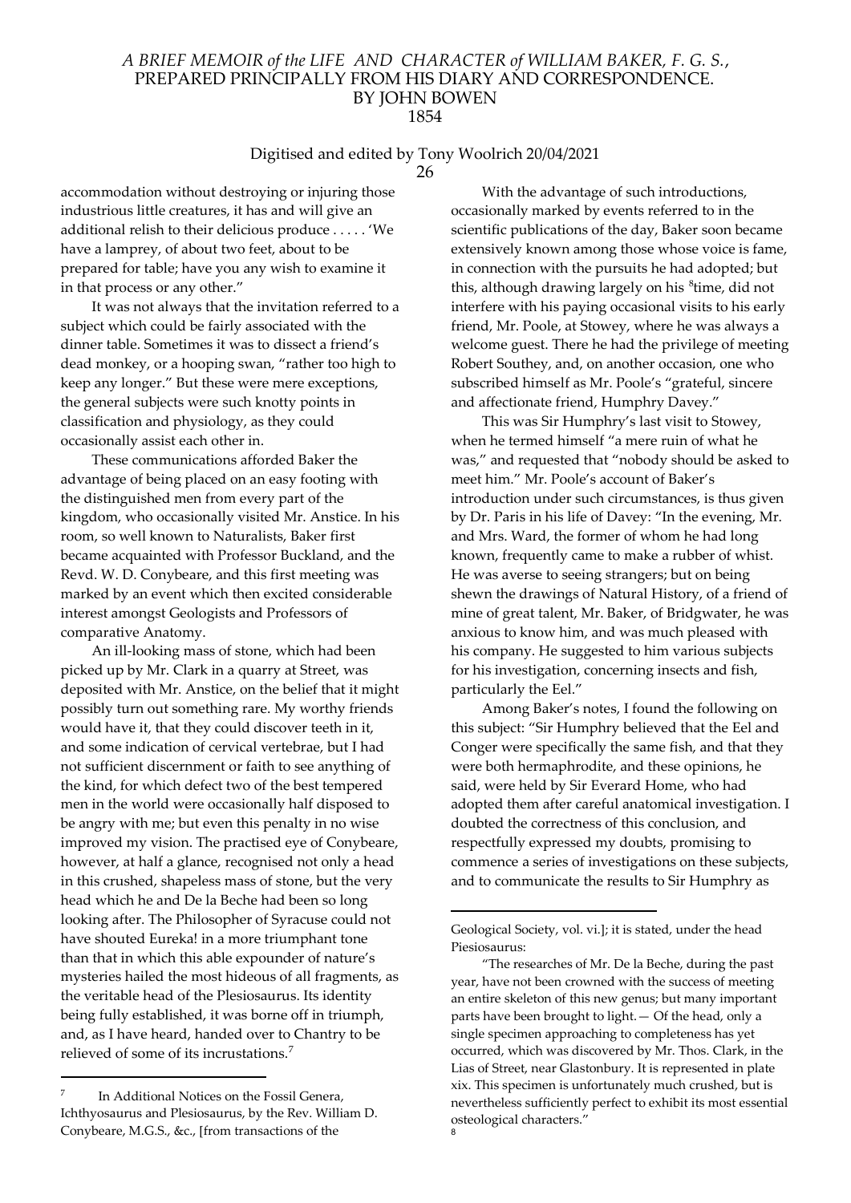accommodation without destroying or injuring those industrious little creatures, it has and will give an additional relish to their delicious produce . . . . . 'We have a lamprey, of about two feet, about to be prepared for table; have you any wish to examine it in that process or any other."

It was not always that the invitation referred to a subject which could be fairly associated with the dinner table. Sometimes it was to dissect a friend's dead monkey, or a hooping swan, "rather too high to keep any longer." But these were mere exceptions, the general subjects were such knotty points in classification and physiology, as they could occasionally assist each other in.

These communications afforded Baker the advantage of being placed on an easy footing with the distinguished men from every part of the kingdom, who occasionally visited Mr. Anstice. In his room, so well known to Naturalists, Baker first became acquainted with Professor Buckland, and the Revd. W. D. Conybeare, and this first meeting was marked by an event which then excited considerable interest amongst Geologists and Professors of comparative Anatomy.

An ill-looking mass of stone, which had been picked up by Mr. Clark in a quarry at Street, was deposited with Mr. Anstice, on the belief that it might possibly turn out something rare. My worthy friends would have it, that they could discover teeth in it, and some indication of cervical vertebrae, but I had not sufficient discernment or faith to see anything of the kind, for which defect two of the best tempered men in the world were occasionally half disposed to be angry with me; but even this penalty in no wise improved my vision. The practised eye of Conybeare, however, at half a glance, recognised not only a head in this crushed, shapeless mass of stone, but the very head which he and De la Beche had been so long looking after. The Philosopher of Syracuse could not have shouted Eureka! in a more triumphant tone than that in which this able expounder of nature's mysteries hailed the most hideous of all fragments, as the veritable head of the Plesiosaurus. Its identity being fully established, it was borne off in triumph, and, as I have heard, handed over to Chantry to be relieved of some of its incrustations.[7]

With the advantage of such introductions, occasionally marked by events referred to in the scientific publications of the day, Baker soon became extensively known among those whose voice is fame, in connection with the pursuits he had adopted; but this, although drawing largely on his [8]time, did not interfere with his paying occasional visits to his early friend, Mr. Poole, at Stowey, where he was always a welcome guest. There he had the privilege of meeting Robert Southey, and, on another occasion, one who subscribed himself as Mr. Poole's "grateful, sincere and affectionate friend, Humphry Davey."

This was Sir Humphry's last visit to Stowey, when he termed himself "a mere ruin of what he was," and requested that "nobody should be asked to meet him." Mr. Poole's account of Baker's introduction under such circumstances, is thus given by Dr. Paris in his life of Davey: "In the evening, Mr. and Mrs. Ward, the former of whom he had long known, frequently came to make a rubber of whist. He was averse to seeing strangers; but on being shewn the drawings of Natural History, of a friend of mine of great talent, Mr. Baker, of Bridgwater, he was anxious to know him, and was much pleased with his company. He suggested to him various subjects for his investigation, concerning insects and fish, particularly the Eel."

Among Baker's notes, I found the following on this subject: "Sir Humphry believed that the Eel and Conger were specifically the same fish, and that they were both hermaphrodite, and these opinions, he said, were held by Sir Everard Home, who had adopted them after careful anatomical investigation. I doubted the correctness of this conclusion, and respectfully expressed my doubts, promising to commence a series of investigations on these subjects, and to communicate the results to Sir Humphry as

---

[7] In Additional Notices on the Fossil Genera, Ichthyosaurus and Plesiosaurus, by the Rev. William D. Conybeare, M.G.S., &c., [from transactions of the Geological Society, vol. vi.]; it is stated, under the head Piesiosaurus:

"The researches of Mr. De la Beche, during the past year, have not been crowned with the success of meeting an entire skeleton of this new genus; but many important parts have been brought to light.— Of the head, only a single specimen approaching to completeness has yet occurred, which was discovered by Mr. Thos. Clark, in the Lias of Street, near Glastonbury. It is represented in plate xix. This specimen is unfortunately much crushed, but is nevertheless sufficiently perfect to exhibit its most essential osteological characters."

[8]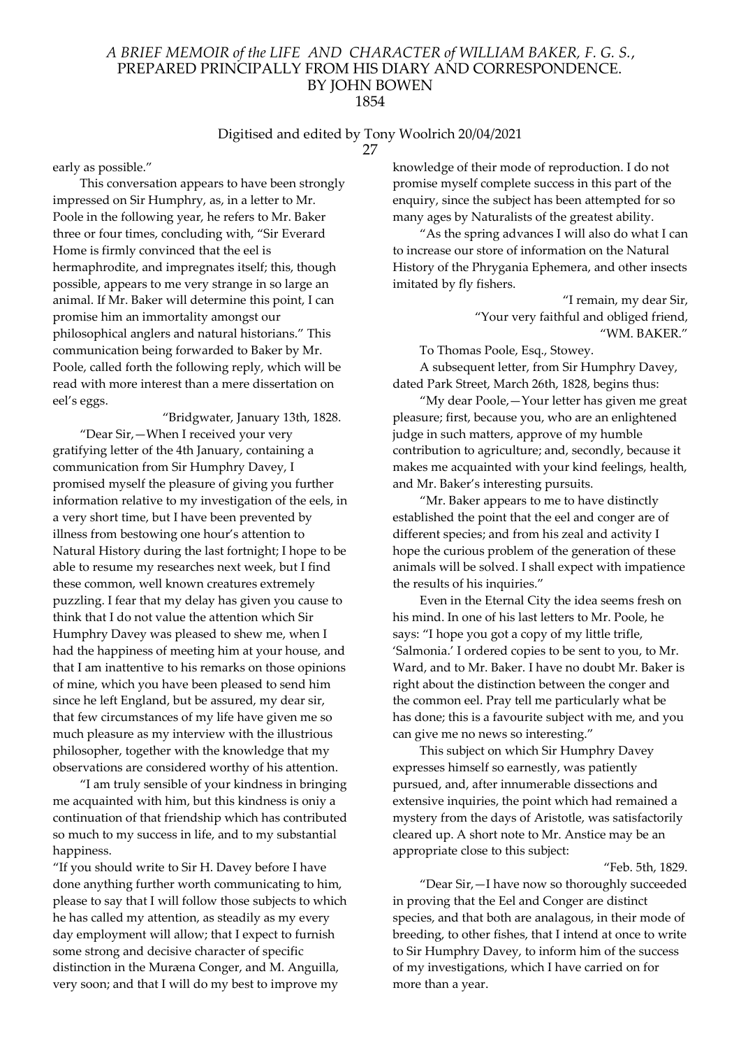early as possible."

This conversation appears to have been strongly impressed on Sir Humphry, as, in a letter to Mr. Poole in the following year, he refers to Mr. Baker three or four times, concluding with, "Sir Everard Home is firmly convinced that the eel is hermaphrodite, and impregnates itself; this, though possible, appears to me very strange in so large an animal. If Mr. Baker will determine this point, I can promise him an immortality amongst our philosophical anglers and natural historians." This communication being forwarded to Baker by Mr. Poole, called forth the following reply, which will be read with more interest than a mere dissertation on eel's eggs.

"Bridgwater, January 13th, 1828.

"Dear Sir,—When I received your very gratifying letter of the 4th January, containing a communication from Sir Humphry Davey, I promised myself the pleasure of giving you further information relative to my investigation of the eels, in a very short time, but I have been prevented by illness from bestowing one hour's attention to Natural History during the last fortnight; I hope to be able to resume my researches next week, but I find these common, well known creatures extremely puzzling. I fear that my delay has given you cause to think that I do not value the attention which Sir Humphry Davey was pleased to shew me, when I had the happiness of meeting him at your house, and that I am inattentive to his remarks on those opinions of mine, which you have been pleased to send him since he left England, but be assured, my dear sir, that few circumstances of my life have given me so much pleasure as my interview with the illustrious philosopher, together with the knowledge that my observations are considered worthy of his attention.

"I am truly sensible of your kindness in bringing me acquainted with him, but this kindness is oniy a continuation of that friendship which has contributed so much to my success in life, and to my substantial happiness.

"If you should write to Sir H. Davey before I have done anything further worth communicating to him, please to say that I will follow those subjects to which he has called my attention, as steadily as my every day employment will allow; that I expect to furnish some strong and decisive character of specific distinction in the Muræna Conger, and M. Anguilla, very soon; and that I will do my best to improve my knowledge of their mode of reproduction. I do not promise myself complete success in this part of the enquiry, since the subject has been attempted for so many ages by Naturalists of the greatest ability.

"As the spring advances I will also do what I can to increase our store of information on the Natural History of the Phrygania Ephemera, and other insects imitated by fly fishers.

"I remain, my dear Sir,
"Your very faithful and obliged friend,
"WM. BAKER."

To Thomas Poole, Esq., Stowey.

A subsequent letter, from Sir Humphry Davey, dated Park Street, March 26th, 1828, begins thus:

"My dear Poole,—Your letter has given me great pleasure; first, because you, who are an enlightened judge in such matters, approve of my humble contribution to agriculture; and, secondly, because it makes me acquainted with your kind feelings, health, and Mr. Baker's interesting pursuits.

"Mr. Baker appears to me to have distinctly established the point that the eel and conger are of different species; and from his zeal and activity I hope the curious problem of the generation of these animals will be solved. I shall expect with impatience the results of his inquiries."

Even in the Eternal City the idea seems fresh on his mind. In one of his last letters to Mr. Poole, he says: "I hope you got a copy of my little trifle, 'Salmonia.' I ordered copies to be sent to you, to Mr. Ward, and to Mr. Baker. I have no doubt Mr. Baker is right about the distinction between the conger and the common eel. Pray tell me particularly what be has done; this is a favourite subject with me, and you can give me no news so interesting."

This subject on which Sir Humphry Davey expresses himself so earnestly, was patiently pursued, and, after innumerable dissections and extensive inquiries, the point which had remained a mystery from the days of Aristotle, was satisfactorily cleared up. A short note to Mr. Anstice may be an appropriate close to this subject:

"Feb. 5th, 1829.

"Dear Sir,—I have now so thoroughly succeeded in proving that the Eel and Conger are distinct species, and that both are analagous, in their mode of breeding, to other fishes, that I intend at once to write to Sir Humphry Davey, to inform him of the success of my investigations, which I have carried on for more than a year.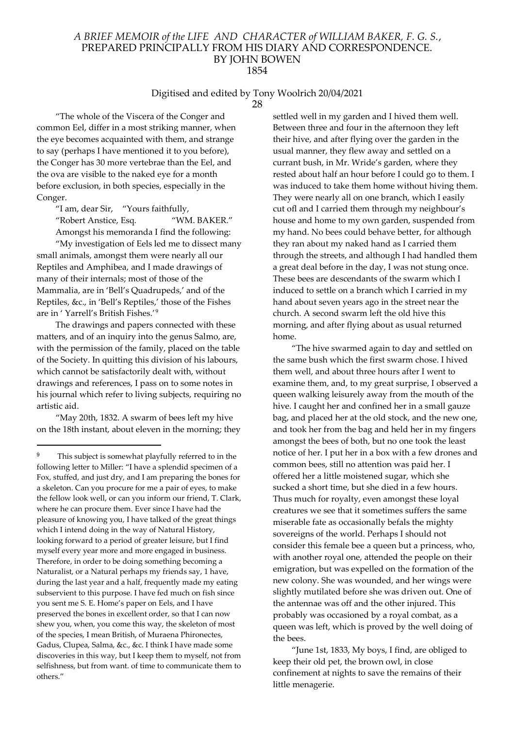"The whole of the Viscera of the Conger and common Eel, differ in a most striking manner, when the eye becomes acquainted with them, and strange to say (perhaps I have mentioned it to you before), the Conger has 30 more vertebrae than the Eel, and the ova are visible to the naked eye for a month before exclusion, in both species, especially in the Conger.

"I am, dear Sir, "Yours faithfully,

"Robert Anstice, Esq. "WM. BAKER."

Amongst his memoranda I find the following:

"My investigation of Eels led me to dissect many small animals, amongst them were nearly all our Reptiles and Amphibea, and I made drawings of many of their internals; most of those of the Mammalia, are in 'Bell's Quadrupeds,' and of the Reptiles, &c., in 'Bell's Reptiles,' those of the Fishes are in ' Yarrell's British Fishes.'[9]

The drawings and papers connected with these matters, and of an inquiry into the genus Salmo, are, with the permission of the family, placed on the table of the Society. In quitting this division of his labours, which cannot be satisfactorily dealt with, without drawings and references, I pass on to some notes in his journal which refer to living subjects, requiring no artistic aid.

"May 20th, 1832. A swarm of bees left my hive on the 18th instant, about eleven in the morning; they settled well in my garden and I hived them well. Between three and four in the afternoon they left their hive, and after flying over the garden in the usual manner, they flew away and settled on a currant bush, in Mr. Wride's garden, where they rested about half an hour before I could go to them. I was induced to take them home without hiving them. They were nearly all on one branch, which I easily cut ofl and I carried them through my neighbour's house and home to my own garden, suspended from my hand. No bees could behave better, for although they ran about my naked hand as I carried them through the streets, and although I had handled them a great deal before in the day, I was not stung once. These bees are descendants of the swarm which I induced to settle on a branch which I carried in my hand about seven years ago in the street near the church. A second swarm left the old hive this morning, and after flying about as usual returned home.

"The hive swarmed again to day and settled on the same bush which the first swarm chose. I hived them well, and about three hours after I went to examine them, and, to my great surprise, I observed a queen walking leisurely away from the mouth of the hive. I caught her and confined her in a small gauze bag, and placed her at the old stock, and the new one, and took her from the bag and held her in my fingers amongst the bees of both, but no one took the least notice of her. I put her in a box with a few drones and common bees, still no attention was paid her. I offered her a little moistened sugar, which she sucked a short time, but she died in a few hours. Thus much for royalty, even amongst these loyal creatures we see that it sometimes suffers the same miserable fate as occasionally befals the mighty sovereigns of the world. Perhaps I should not consider this female bee a queen but a princess, who, with another royal one, attended the people on their emigration, but was expelled on the formation of the new colony. She was wounded, and her wings were slightly mutilated before she was driven out. One of the antennae was off and the other injured. This probably was occasioned by a royal combat, as a queen was left, which is proved by the well doing of the bees.

"June 1st, 1833, My boys, I find, are obliged to keep their old pet, the brown owl, in close confinement at nights to save the remains of their little menagerie.

---

[9] This subject is somewhat playfully referred to in the following letter to Miller: "I have a splendid specimen of a Fox, stuffed, and just dry, and I am preparing the bones for a skeleton. Can you procure for me a pair of eyes, to make the fellow look well, or can you inform our friend, T. Clark, where he can procure them. Ever since I have had the pleasure of knowing you, I have talked of the great things which I intend doing in the way of Natural History, looking forward to a period of greater leisure, but I find myself every year more and more engaged in business. Therefore, in order to be doing something becoming a Naturalist, or a Natural perhaps my friends say, 1 have, during the last year and a half, frequently made my eating subservient to this purpose. I have fed much on fish since you sent me S. E. Home's paper on Eels, and I have preserved the bones in excellent order, so that I can now shew you, when, you come this way, the skeleton of most of the species, I mean British, of Muraena Phironectes, Gadus, Clupea, Salma, &c., &c. I think I have made some discoveries in this way, but I keep them to myself, not from selfishness, but from want. of time to communicate them to others."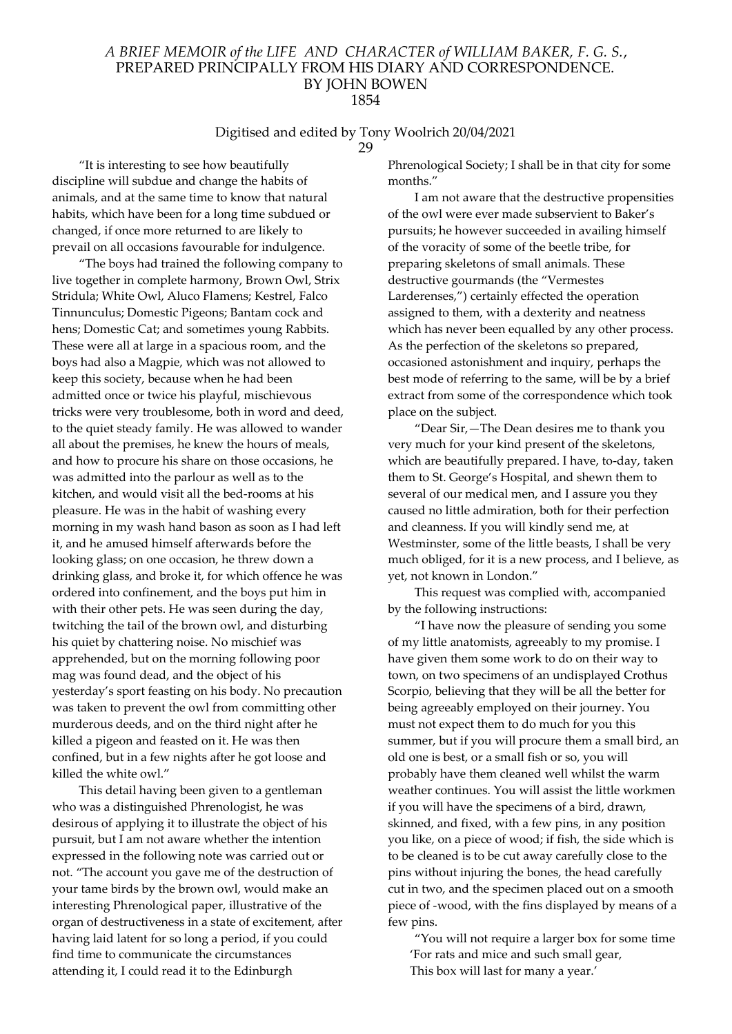"It is interesting to see how beautifully discipline will subdue and change the habits of animals, and at the same time to know that natural habits, which have been for a long time subdued or changed, if once more returned to are likely to prevail on all occasions favourable for indulgence.

"The boys had trained the following company to live together in complete harmony, Brown Owl, Strix Stridula; White Owl, Aluco Flamens; Kestrel, Falco Tinnunculus; Domestic Pigeons; Bantam cock and hens; Domestic Cat; and sometimes young Rabbits. These were all at large in a spacious room, and the boys had also a Magpie, which was not allowed to keep this society, because when he had been admitted once or twice his playful, mischievous tricks were very troublesome, both in word and deed, to the quiet steady family. He was allowed to wander all about the premises, he knew the hours of meals, and how to procure his share on those occasions, he was admitted into the parlour as well as to the kitchen, and would visit all the bed-rooms at his pleasure. He was in the habit of washing every morning in my wash hand bason as soon as I had left it, and he amused himself afterwards before the looking glass; on one occasion, he threw down a drinking glass, and broke it, for which offence he was ordered into confinement, and the boys put him in with their other pets. He was seen during the day, twitching the tail of the brown owl, and disturbing his quiet by chattering noise. No mischief was apprehended, but on the morning following poor mag was found dead, and the object of his yesterday's sport feasting on his body. No precaution was taken to prevent the owl from committing other murderous deeds, and on the third night after he killed a pigeon and feasted on it. He was then confined, but in a few nights after he got loose and killed the white owl."

This detail having been given to a gentleman who was a distinguished Phrenologist, he was desirous of applying it to illustrate the object of his pursuit, but I am not aware whether the intention expressed in the following note was carried out or not. "The account you gave me of the destruction of your tame birds by the brown owl, would make an interesting Phrenological paper, illustrative of the organ of destructiveness in a state of excitement, after having laid latent for so long a period, if you could find time to communicate the circumstances attending it, I could read it to the Edinburgh Phrenological Society; I shall be in that city for some months."

I am not aware that the destructive propensities of the owl were ever made subservient to Baker's pursuits; he however succeeded in availing himself of the voracity of some of the beetle tribe, for preparing skeletons of small animals. These destructive gourmands (the "Vermestes Larderenses,") certainly effected the operation assigned to them, with a dexterity and neatness which has never been equalled by any other process. As the perfection of the skeletons so prepared, occasioned astonishment and inquiry, perhaps the best mode of referring to the same, will be by a brief extract from some of the correspondence which took place on the subject.

"Dear Sir,—The Dean desires me to thank you very much for your kind present of the skeletons, which are beautifully prepared. I have, to-day, taken them to St. George's Hospital, and shewn them to several of our medical men, and I assure you they caused no little admiration, both for their perfection and cleanness. If you will kindly send me, at Westminster, some of the little beasts, I shall be very much obliged, for it is a new process, and I believe, as yet, not known in London."

This request was complied with, accompanied by the following instructions:

"I have now the pleasure of sending you some of my little anatomists, agreeably to my promise. I have given them some work to do on their way to town, on two specimens of an undisplayed Crothus Scorpio, believing that they will be all the better for being agreeably employed on their journey. You must not expect them to do much for you this summer, but if you will procure them a small bird, an old one is best, or a small fish or so, you will probably have them cleaned well whilst the warm weather continues. You will assist the little workmen if you will have the specimens of a bird, drawn, skinned, and fixed, with a few pins, in any position you like, on a piece of wood; if fish, the side which is to be cleaned is to be cut away carefully close to the pins without injuring the bones, the head carefully cut in two, and the specimen placed out on a smooth piece of -wood, with the fins displayed by means of a few pins.

"You will not require a larger box for some time
'For rats and mice and such small gear,
This box will last for many a year.'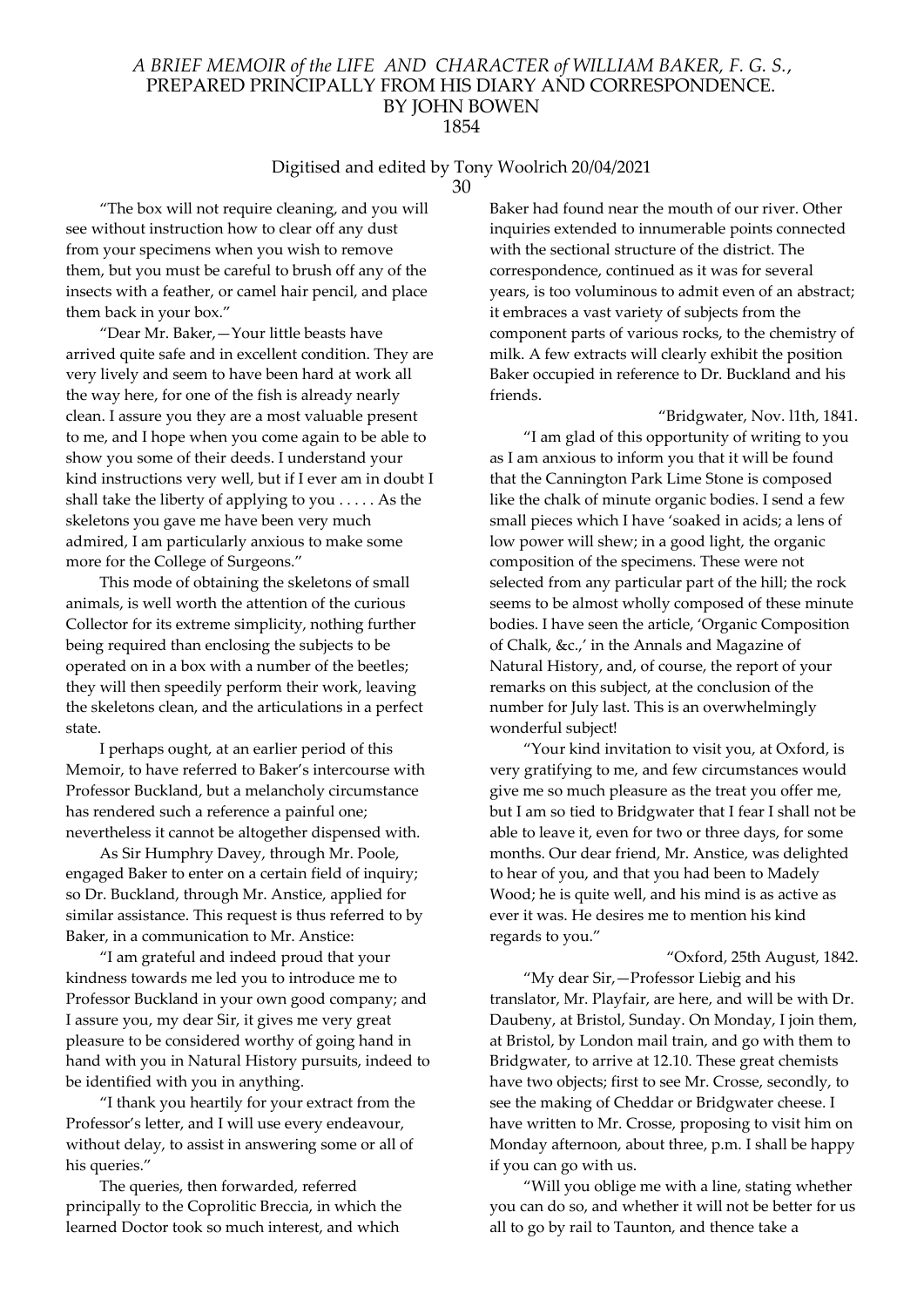"The box will not require cleaning, and you will see without instruction how to clear off any dust from your specimens when you wish to remove them, but you must be careful to brush off any of the insects with a feather, or camel hair pencil, and place them back in your box."

"Dear Mr. Baker,—Your little beasts have arrived quite safe and in excellent condition. They are very lively and seem to have been hard at work all the way here, for one of the fish is already nearly clean. I assure you they are a most valuable present to me, and I hope when you come again to be able to show you some of their deeds. I understand your kind instructions very well, but if I ever am in doubt I shall take the liberty of applying to you . . . . . As the skeletons you gave me have been very much admired, I am particularly anxious to make some more for the College of Surgeons."

This mode of obtaining the skeletons of small animals, is well worth the attention of the curious Collector for its extreme simplicity, nothing further being required than enclosing the subjects to be operated on in a box with a number of the beetles; they will then speedily perform their work, leaving the skeletons clean, and the articulations in a perfect state.

I perhaps ought, at an earlier period of this Memoir, to have referred to Baker's intercourse with Professor Buckland, but a melancholy circumstance has rendered such a reference a painful one; nevertheless it cannot be altogether dispensed with.

As Sir Humphry Davey, through Mr. Poole, engaged Baker to enter on a certain field of inquiry; so Dr. Buckland, through Mr. Anstice, applied for similar assistance. This request is thus referred to by Baker, in a communication to Mr. Anstice:

"I am grateful and indeed proud that your kindness towards me led you to introduce me to Professor Buckland in your own good company; and I assure you, my dear Sir, it gives me very great pleasure to be considered worthy of going hand in hand with you in Natural History pursuits, indeed to be identified with you in anything.

"I thank you heartily for your extract from the Professor's letter, and I will use every endeavour, without delay, to assist in answering some or all of his queries."

The queries, then forwarded, referred principally to the Coprolitic Breccia, in which the learned Doctor took so much interest, and which Baker had found near the mouth of our river. Other inquiries extended to innumerable points connected with the sectional structure of the district. The correspondence, continued as it was for several years, is too voluminous to admit even of an abstract; it embraces a vast variety of subjects from the component parts of various rocks, to the chemistry of milk. A few extracts will clearly exhibit the position Baker occupied in reference to Dr. Buckland and his friends.

"Bridgwater, Nov. 11th, 1841.

"I am glad of this opportunity of writing to you as I am anxious to inform you that it will be found that the Cannington Park Lime Stone is composed like the chalk of minute organic bodies. I send a few small pieces which I have 'soaked in acids; a lens of low power will shew; in a good light, the organic composition of the specimens. These were not selected from any particular part of the hill; the rock seems to be almost wholly composed of these minute bodies. I have seen the article, 'Organic Composition of Chalk, &c.,' in the Annals and Magazine of Natural History, and, of course, the report of your remarks on this subject, at the conclusion of the number for July last. This is an overwhelmingly wonderful subject!

"Your kind invitation to visit you, at Oxford, is very gratifying to me, and few circumstances would give me so much pleasure as the treat you offer me, but I am so tied to Bridgwater that I fear I shall not be able to leave it, even for two or three days, for some months. Our dear friend, Mr. Anstice, was delighted to hear of you, and that you had been to Madely Wood; he is quite well, and his mind is as active as ever it was. He desires me to mention his kind regards to you."

"Oxford, 25th August, 1842.

"My dear Sir,—Professor Liebig and his translator, Mr. Playfair, are here, and will be with Dr. Daubeny, at Bristol, Sunday. On Monday, I join them, at Bristol, by London mail train, and go with them to Bridgwater, to arrive at 12.10. These great chemists have two objects; first to see Mr. Crosse, secondly, to see the making of Cheddar or Bridgwater cheese. I have written to Mr. Crosse, proposing to visit him on Monday afternoon, about three, p.m. I shall be happy if you can go with us.

"Will you oblige me with a line, stating whether you can do so, and whether it will not be better for us all to go by rail to Taunton, and thence take a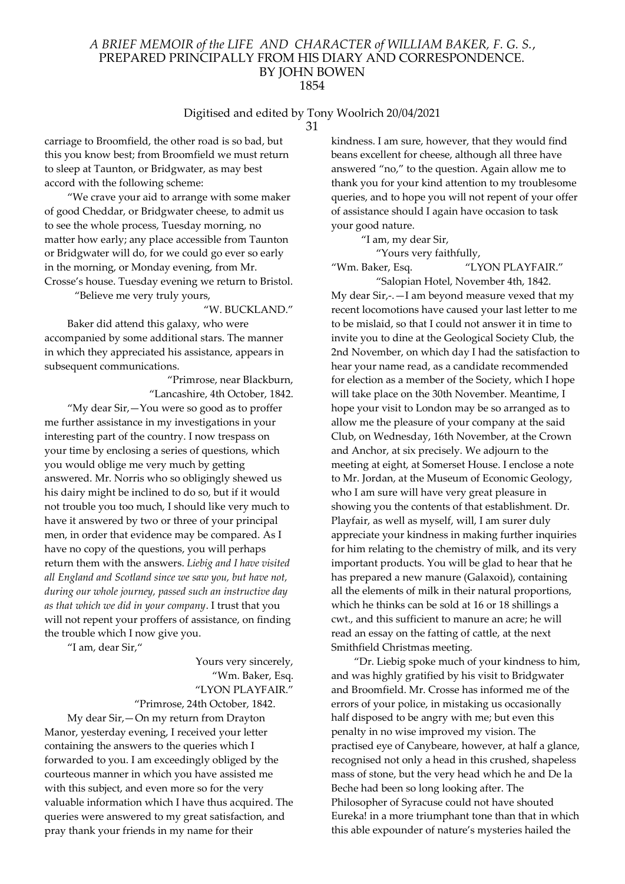carriage to Broomfield, the other road is so bad, but this you know best; from Broomfield we must return to sleep at Taunton, or Bridgwater, as may best accord with the following scheme:

"We crave your aid to arrange with some maker of good Cheddar, or Bridgwater cheese, to admit us to see the whole process, Tuesday morning, no matter how early; any place accessible from Taunton or Bridgwater will do, for we could go ever so early in the morning, or Monday evening, from Mr. Crosse's house. Tuesday evening we return to Bristol.

"Believe me very truly yours,

"W. BUCKLAND."

Baker did attend this galaxy, who were accompanied by some additional stars. The manner in which they appreciated his assistance, appears in subsequent communications.

"Primrose, near Blackburn,
"Lancashire, 4th October, 1842.

"My dear Sir,—You were so good as to proffer me further assistance in my investigations in your interesting part of the country. I now trespass on your time by enclosing a series of questions, which you would oblige me very much by getting answered. Mr. Norris who so obligingly shewed us his dairy might be inclined to do so, but if it would not trouble you too much, I should like very much to have it answered by two or three of your principal men, in order that evidence may be compared. As I have no copy of the questions, you will perhaps return them with the answers. *Liebig and I have visited all England and Scotland since we saw you, but have not, during our whole journey, passed such an instructive day as that which we did in your company*. I trust that you will not repent your proffers of assistance, on finding the trouble which I now give you.

"I am, dear Sir,"

Yours very sincerely,
"Wm. Baker, Esq.
"LYON PLAYFAIR."

"Primrose, 24th October, 1842.

My dear Sir,—On my return from Drayton Manor, yesterday evening, I received your letter containing the answers to the queries which I forwarded to you. I am exceedingly obliged by the courteous manner in which you have assisted me with this subject, and even more so for the very valuable information which I have thus acquired. The queries were answered to my great satisfaction, and pray thank your friends in my name for their kindness. I am sure, however, that they would find beans excellent for cheese, although all three have answered "no," to the question. Again allow me to thank you for your kind attention to my troublesome queries, and to hope you will not repent of your offer of assistance should I again have occasion to task your good nature.

"I am, my dear Sir,

"Yours very faithfully,

"Wm. Baker, Esq. "LYON PLAYFAIR."

"Salopian Hotel, November 4th, 1842.

My dear Sir,-.—I am beyond measure vexed that my recent locomotions have caused your last letter to me to be mislaid, so that I could not answer it in time to invite you to dine at the Geological Society Club, the 2nd November, on which day I had the satisfaction to hear your name read, as a candidate recommended for election as a member of the Society, which I hope will take place on the 30th November. Meantime, I hope your visit to London may be so arranged as to allow me the pleasure of your company at the said Club, on Wednesday, 16th November, at the Crown and Anchor, at six precisely. We adjourn to the meeting at eight, at Somerset House. I enclose a note to Mr. Jordan, at the Museum of Economic Geology, who I am sure will have very great pleasure in showing you the contents of that establishment. Dr. Playfair, as well as myself, will, I am surer duly appreciate your kindness in making further inquiries for him relating to the chemistry of milk, and its very important products. You will be glad to hear that he has prepared a new manure (Galaxoid), containing all the elements of milk in their natural proportions, which he thinks can be sold at 16 or 18 shillings a cwt., and this sufficient to manure an acre; he will read an essay on the fatting of cattle, at the next Smithfield Christmas meeting.

"Dr. Liebig spoke much of your kindness to him, and was highly gratified by his visit to Bridgwater and Broomfield. Mr. Crosse has informed me of the errors of your police, in mistaking us occasionally half disposed to be angry with me; but even this penalty in no wise improved my vision. The practised eye of Canybeare, however, at half a glance, recognised not only a head in this crushed, shapeless mass of stone, but the very head which he and De la Beche had been so long looking after. The Philosopher of Syracuse could not have shouted Eureka! in a more triumphant tone than that in which this able expounder of nature's mysteries hailed the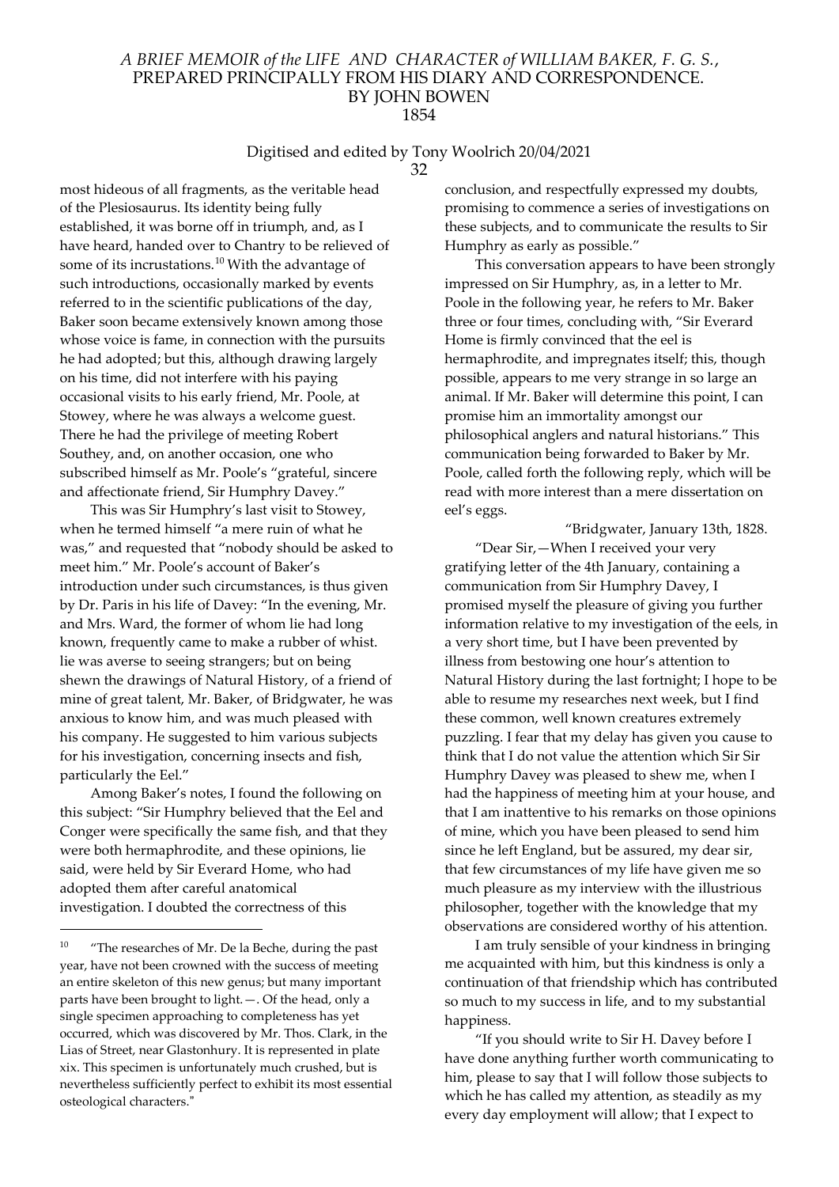most hideous of all fragments, as the veritable head of the Plesiosaurus. Its identity being fully established, it was borne off in triumph, and, as I have heard, handed over to Chantry to be relieved of some of its incrustations.[10] With the advantage of such introductions, occasionally marked by events referred to in the scientific publications of the day, Baker soon became extensively known among those whose voice is fame, in connection with the pursuits he had adopted; but this, although drawing largely on his time, did not interfere with his paying occasional visits to his early friend, Mr. Poole, at Stowey, where he was always a welcome guest. There he had the privilege of meeting Robert Southey, and, on another occasion, one who subscribed himself as Mr. Poole's "grateful, sincere and affectionate friend, Sir Humphry Davey."

This was Sir Humphry's last visit to Stowey, when he termed himself "a mere ruin of what he was," and requested that "nobody should be asked to meet him." Mr. Poole's account of Baker's introduction under such circumstances, is thus given by Dr. Paris in his life of Davey: "In the evening, Mr. and Mrs. Ward, the former of whom lie had long known, frequently came to make a rubber of whist. lie was averse to seeing strangers; but on being shewn the drawings of Natural History, of a friend of mine of great talent, Mr. Baker, of Bridgwater, he was anxious to know him, and was much pleased with his company. He suggested to him various subjects for his investigation, concerning insects and fish, particularly the Eel."

Among Baker's notes, I found the following on this subject: "Sir Humphry believed that the Eel and Conger were specifically the same fish, and that they were both hermaphrodite, and these opinions, lie said, were held by Sir Everard Home, who had adopted them after careful anatomical investigation. I doubted the correctness of this conclusion, and respectfully expressed my doubts, promising to commence a series of investigations on these subjects, and to communicate the results to Sir Humphry as early as possible."

This conversation appears to have been strongly impressed on Sir Humphry, as, in a letter to Mr. Poole in the following year, he refers to Mr. Baker three or four times, concluding with, "Sir Everard Home is firmly convinced that the eel is hermaphrodite, and impregnates itself; this, though possible, appears to me very strange in so large an animal. If Mr. Baker will determine this point, I can promise him an immortality amongst our philosophical anglers and natural historians." This communication being forwarded to Baker by Mr. Poole, called forth the following reply, which will be read with more interest than a mere dissertation on eel's eggs.

"Bridgwater, January 13th, 1828.

"Dear Sir,—When I received your very gratifying letter of the 4th January, containing a communication from Sir Humphry Davey, I promised myself the pleasure of giving you further information relative to my investigation of the eels, in a very short time, but I have been prevented by illness from bestowing one hour's attention to Natural History during the last fortnight; I hope to be able to resume my researches next week, but I find these common, well known creatures extremely puzzling. I fear that my delay has given you cause to think that I do not value the attention which Sir Sir Humphry Davey was pleased to shew me, when I had the happiness of meeting him at your house, and that I am inattentive to his remarks on those opinions of mine, which you have been pleased to send him since he left England, but be assured, my dear sir, that few circumstances of my life have given me so much pleasure as my interview with the illustrious philosopher, together with the knowledge that my observations are considered worthy of his attention.

I am truly sensible of your kindness in bringing me acquainted with him, but this kindness is only a continuation of that friendship which has contributed so much to my success in life, and to my substantial happiness.

"If you should write to Sir H. Davey before I have done anything further worth communicating to him, please to say that I will follow those subjects to which he has called my attention, as steadily as my every day employment will allow; that I expect to

[10] "The researches of Mr. De la Beche, during the past year, have not been crowned with the success of meeting an entire skeleton of this new genus; but many important parts have been brought to light.—. Of the head, only a single specimen approaching to completeness has yet occurred, which was discovered by Mr. Thos. Clark, in the Lias of Street, near Glastonhury. It is represented in plate xix. This specimen is unfortunately much crushed, but is nevertheless sufficiently perfect to exhibit its most essential osteological characters."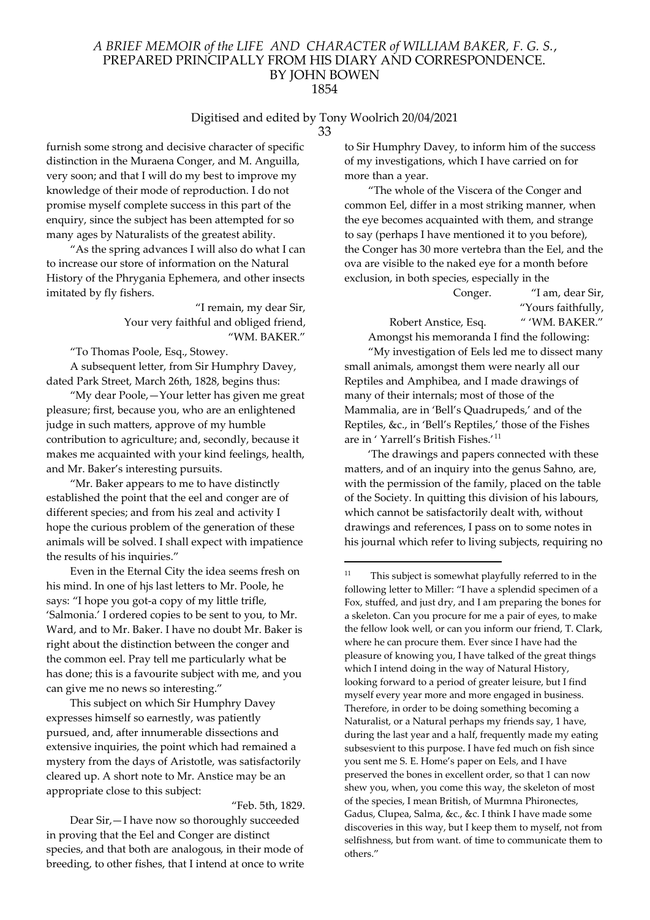furnish some strong and decisive character of specific distinction in the Muraena Conger, and M. Anguilla, very soon; and that I will do my best to improve my knowledge of their mode of reproduction. I do not promise myself complete success in this part of the enquiry, since the subject has been attempted for so many ages by Naturalists of the greatest ability.

"As the spring advances I will also do what I can to increase our store of information on the Natural History of the Phrygania Ephemera, and other insects imitated by fly fishers.

"I remain, my dear Sir,
Your very faithful and obliged friend,
"WM. BAKER."

"To Thomas Poole, Esq., Stowey.

A subsequent letter, from Sir Humphry Davey, dated Park Street, March 26th, 1828, begins thus:

"My dear Poole,—Your letter has given me great pleasure; first, because you, who are an enlightened judge in such matters, approve of my humble contribution to agriculture; and, secondly, because it makes me acquainted with your kind feelings, health, and Mr. Baker's interesting pursuits.

"Mr. Baker appears to me to have distinctly established the point that the eel and conger are of different species; and from his zeal and activity I hope the curious problem of the generation of these animals will be solved. I shall expect with impatience the results of his inquiries."

Even in the Eternal City the idea seems fresh on his mind. In one of hjs last letters to Mr. Poole, he says: "I hope you got-a copy of my little trifle, 'Salmonia.' I ordered copies to be sent to you, to Mr. Ward, and to Mr. Baker. I have no doubt Mr. Baker is right about the distinction between the conger and the common eel. Pray tell me particularly what be has done; this is a favourite subject with me, and you can give me no news so interesting."

This subject on which Sir Humphry Davey expresses himself so earnestly, was patiently pursued, and, after innumerable dissections and extensive inquiries, the point which had remained a mystery from the days of Aristotle, was satisfactorily cleared up. A short note to Mr. Anstice may be an appropriate close to this subject:

"Feb. 5th, 1829.

Dear Sir,—I have now so thoroughly succeeded in proving that the Eel and Conger are distinct species, and that both are analogous, in their mode of breeding, to other fishes, that I intend at once to write to Sir Humphry Davey, to inform him of the success of my investigations, which I have carried on for more than a year.

"The whole of the Viscera of the Conger and common Eel, differ in a most striking manner, when the eye becomes acquainted with them, and strange to say (perhaps I have mentioned it to you before), the Conger has 30 more vertebra than the Eel, and the ova are visible to the naked eye for a month before exclusion, in both species, especially in the Conger.

"I am, dear Sir,
"Yours faithfully,
Robert Anstice, Esq. " 'WM. BAKER."

Amongst his memoranda I find the following:

"My investigation of Eels led me to dissect many small animals, amongst them were nearly all our Reptiles and Amphibea, and I made drawings of many of their internals; most of those of the Mammalia, are in 'Bell's Quadrupeds,' and of the Reptiles, &c., in 'Bell's Reptiles,' those of the Fishes are in ' Yarrell's British Fishes.'[11]

'The drawings and papers connected with these matters, and of an inquiry into the genus Sahno, are, with the permission of the family, placed on the table of the Society. In quitting this division of his labours, which cannot be satisfactorily dealt with, without drawings and references, I pass on to some notes in his journal which refer to living subjects, requiring no

---

[11] This subject is somewhat playfully referred to in the following letter to Miller: "I have a splendid specimen of a Fox, stuffed, and just dry, and I am preparing the bones for a skeleton. Can you procure for me a pair of eyes, to make the fellow look well, or can you inform our friend, T. Clark, where he can procure them. Ever since I have had the pleasure of knowing you, I have talked of the great things which I intend doing in the way of Natural History, looking forward to a period of greater leisure, but I find myself every year more and more engaged in business. Therefore, in order to be doing something becoming a Naturalist, or a Natural perhaps my friends say, 1 have, during the last year and a half, frequently made my eating subsesvient to this purpose. I have fed much on fish since you sent me S. E. Home's paper on Eels, and I have preserved the bones in excellent order, so that 1 can now shew you, when, you come this way, the skeleton of most of the species, I mean British, of Murmna Phironectes, Gadus, Clupea, Salma, &c., &c. I think I have made some discoveries in this way, but I keep them to myself, not from selfishness, but from want. of time to communicate them to others."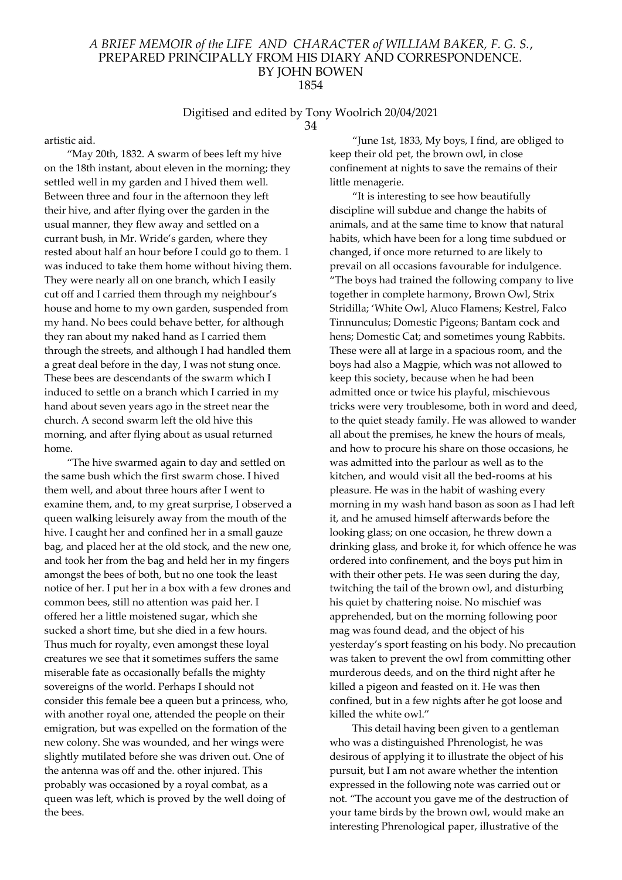artistic aid.

"May 20th, 1832. A swarm of bees left my hive on the 18th instant, about eleven in the morning; they settled well in my garden and I hived them well. Between three and four in the afternoon they left their hive, and after flying over the garden in the usual manner, they flew away and settled on a currant bush, in Mr. Wride's garden, where they rested about half an hour before I could go to them. 1 was induced to take them home without hiving them. They were nearly all on one branch, which I easily cut off and I carried them through my neighbour's house and home to my own garden, suspended from my hand. No bees could behave better, for although they ran about my naked hand as I carried them through the streets, and although I had handled them a great deal before in the day, I was not stung once. These bees are descendants of the swarm which I induced to settle on a branch which I carried in my hand about seven years ago in the street near the church. A second swarm left the old hive this morning, and after flying about as usual returned home.

"The hive swarmed again to day and settled on the same bush which the first swarm chose. I hived them well, and about three hours after I went to examine them, and, to my great surprise, I observed a queen walking leisurely away from the mouth of the hive. I caught her and confined her in a small gauze bag, and placed her at the old stock, and the new one, and took her from the bag and held her in my fingers amongst the bees of both, but no one took the least notice of her. I put her in a box with a few drones and common bees, still no attention was paid her. I offered her a little moistened sugar, which she sucked a short time, but she died in a few hours. Thus much for royalty, even amongst these loyal creatures we see that it sometimes suffers the same miserable fate as occasionally befalls the mighty sovereigns of the world. Perhaps I should not consider this female bee a queen but a princess, who, with another royal one, attended the people on their emigration, but was expelled on the formation of the new colony. She was wounded, and her wings were slightly mutilated before she was driven out. One of the antenna was off and the. other injured. This probably was occasioned by a royal combat, as a queen was left, which is proved by the well doing of the bees.

"June 1st, 1833, My boys, I find, are obliged to keep their old pet, the brown owl, in close confinement at nights to save the remains of their little menagerie.

"It is interesting to see how beautifully discipline will subdue and change the habits of animals, and at the same time to know that natural habits, which have been for a long time subdued or changed, if once more returned to are likely to prevail on all occasions favourable for indulgence. "The boys had trained the following company to live together in complete harmony, Brown Owl, Strix Stridilla; 'White Owl, Aluco Flamens; Kestrel, Falco Tinnunculus; Domestic Pigeons; Bantam cock and hens; Domestic Cat; and sometimes young Rabbits. These were all at large in a spacious room, and the boys had also a Magpie, which was not allowed to keep this society, because when he had been admitted once or twice his playful, mischievous tricks were very troublesome, both in word and deed, to the quiet steady family. He was allowed to wander all about the premises, he knew the hours of meals, and how to procure his share on those occasions, he was admitted into the parlour as well as to the kitchen, and would visit all the bed-rooms at his pleasure. He was in the habit of washing every morning in my wash hand bason as soon as I had left it, and he amused himself afterwards before the looking glass; on one occasion, he threw down a drinking glass, and broke it, for which offence he was ordered into confinement, and the boys put him in with their other pets. He was seen during the day, twitching the tail of the brown owl, and disturbing his quiet by chattering noise. No mischief was apprehended, but on the morning following poor mag was found dead, and the object of his yesterday's sport feasting on his body. No precaution was taken to prevent the owl from committing other murderous deeds, and on the third night after he killed a pigeon and feasted on it. He was then confined, but in a few nights after he got loose and killed the white owl."

This detail having been given to a gentleman who was a distinguished Phrenologist, he was desirous of applying it to illustrate the object of his pursuit, but I am not aware whether the intention expressed in the following note was carried out or not. "The account you gave me of the destruction of your tame birds by the brown owl, would make an interesting Phrenological paper, illustrative of the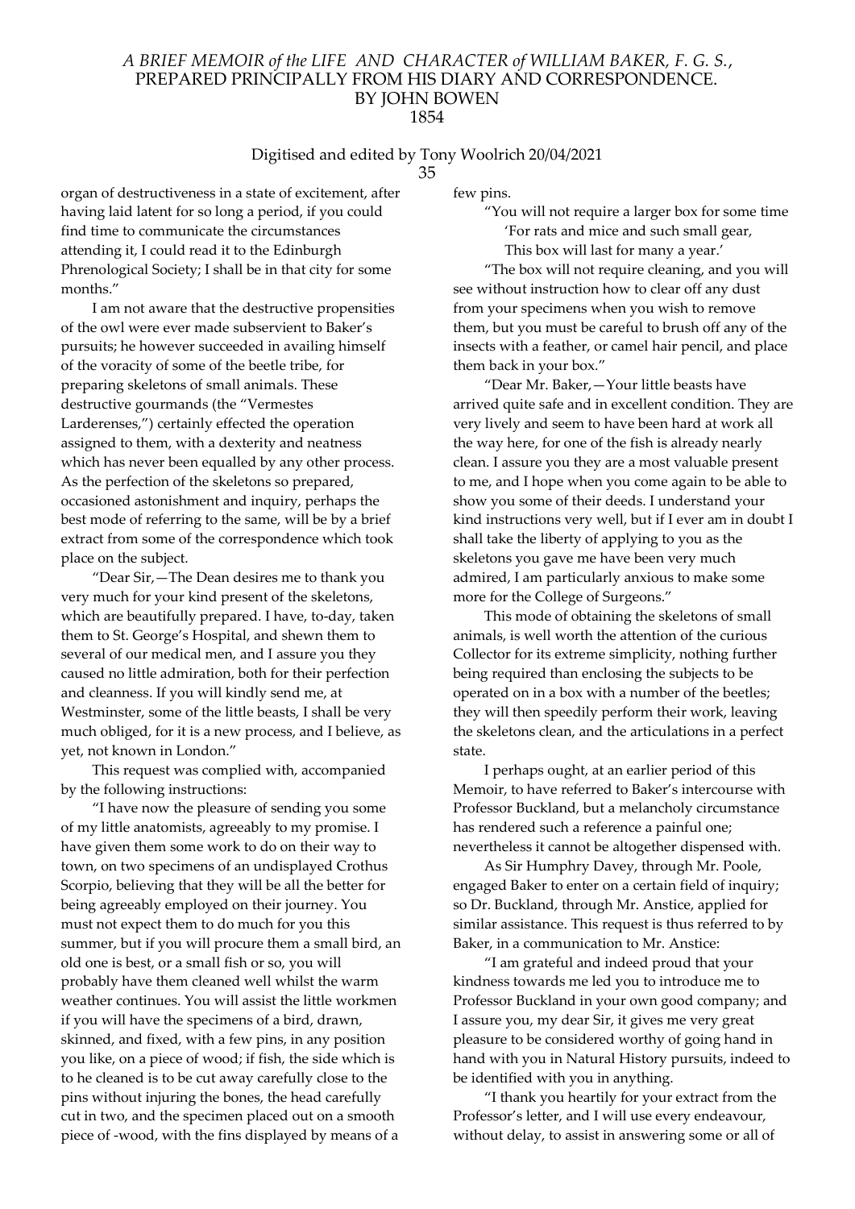organ of destructiveness in a state of excitement, after having laid latent for so long a period, if you could find time to communicate the circumstances attending it, I could read it to the Edinburgh Phrenological Society; I shall be in that city for some months."

I am not aware that the destructive propensities of the owl were ever made subservient to Baker's pursuits; he however succeeded in availing himself of the voracity of some of the beetle tribe, for preparing skeletons of small animals. These destructive gourmands (the "Vermestes Larderenses,") certainly effected the operation assigned to them, with a dexterity and neatness which has never been equalled by any other process. As the perfection of the skeletons so prepared, occasioned astonishment and inquiry, perhaps the best mode of referring to the same, will be by a brief extract from some of the correspondence which took place on the subject.

"Dear Sir,—The Dean desires me to thank you very much for your kind present of the skeletons, which are beautifully prepared. I have, to-day, taken them to St. George's Hospital, and shewn them to several of our medical men, and I assure you they caused no little admiration, both for their perfection and cleanness. If you will kindly send me, at Westminster, some of the little beasts, I shall be very much obliged, for it is a new process, and I believe, as yet, not known in London."

This request was complied with, accompanied by the following instructions:

"I have now the pleasure of sending you some of my little anatomists, agreeably to my promise. I have given them some work to do on their way to town, on two specimens of an undisplayed Crothus Scorpio, believing that they will be all the better for being agreeably employed on their journey. You must not expect them to do much for you this summer, but if you will procure them a small bird, an old one is best, or a small fish or so, you will probably have them cleaned well whilst the warm weather continues. You will assist the little workmen if you will have the specimens of a bird, drawn, skinned, and fixed, with a few pins, in any position you like, on a piece of wood; if fish, the side which is to he cleaned is to be cut away carefully close to the pins without injuring the bones, the head carefully cut in two, and the specimen placed out on a smooth piece of -wood, with the fins displayed by means of a few pins.

"You will not require a larger box for some time
'For rats and mice and such small gear,
This box will last for many a year.'

"The box will not require cleaning, and you will see without instruction how to clear off any dust from your specimens when you wish to remove them, but you must be careful to brush off any of the insects with a feather, or camel hair pencil, and place them back in your box."

"Dear Mr. Baker,—Your little beasts have arrived quite safe and in excellent condition. They are very lively and seem to have been hard at work all the way here, for one of the fish is already nearly clean. I assure you they are a most valuable present to me, and I hope when you come again to be able to show you some of their deeds. I understand your kind instructions very well, but if I ever am in doubt I shall take the liberty of applying to you as the skeletons you gave me have been very much admired, I am particularly anxious to make some more for the College of Surgeons."

This mode of obtaining the skeletons of small animals, is well worth the attention of the curious Collector for its extreme simplicity, nothing further being required than enclosing the subjects to be operated on in a box with a number of the beetles; they will then speedily perform their work, leaving the skeletons clean, and the articulations in a perfect state.

I perhaps ought, at an earlier period of this Memoir, to have referred to Baker's intercourse with Professor Buckland, but a melancholy circumstance has rendered such a reference a painful one; nevertheless it cannot be altogether dispensed with.

As Sir Humphry Davey, through Mr. Poole, engaged Baker to enter on a certain field of inquiry; so Dr. Buckland, through Mr. Anstice, applied for similar assistance. This request is thus referred to by Baker, in a communication to Mr. Anstice:

"I am grateful and indeed proud that your kindness towards me led you to introduce me to Professor Buckland in your own good company; and I assure you, my dear Sir, it gives me very great pleasure to be considered worthy of going hand in hand with you in Natural History pursuits, indeed to be identified with you in anything.

"I thank you heartily for your extract from the Professor's letter, and I will use every endeavour, without delay, to assist in answering some or all of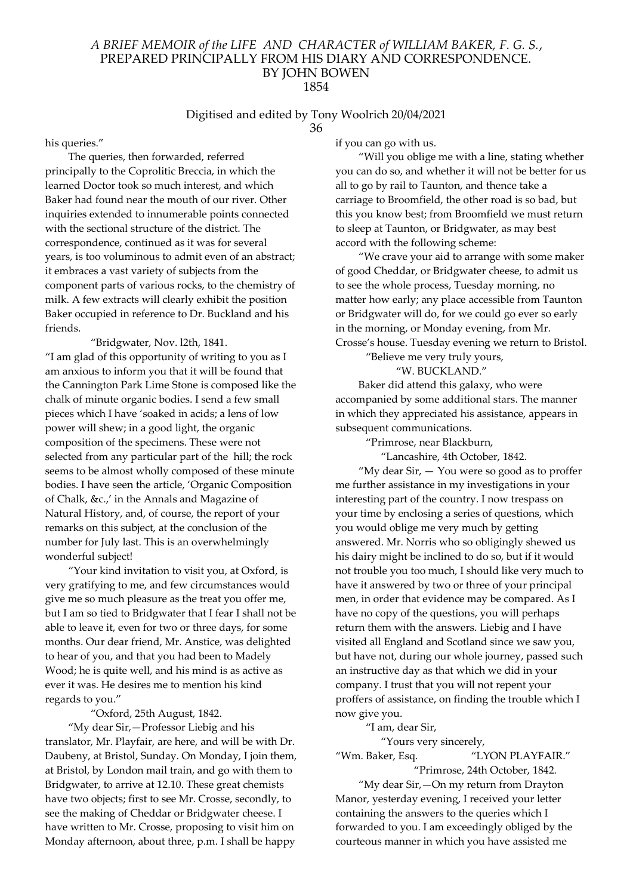his queries."

The queries, then forwarded, referred principally to the Coprolitic Breccia, in which the learned Doctor took so much interest, and which Baker had found near the mouth of our river. Other inquiries extended to innumerable points connected with the sectional structure of the district. The correspondence, continued as it was for several years, is too voluminous to admit even of an abstract; it embraces a vast variety of subjects from the component parts of various rocks, to the chemistry of milk. A few extracts will clearly exhibit the position Baker occupied in reference to Dr. Buckland and his friends.

"Bridgwater, Nov. l2th, 1841.

"I am glad of this opportunity of writing to you as I am anxious to inform you that it will be found that the Cannington Park Lime Stone is composed like the chalk of minute organic bodies. I send a few small pieces which I have 'soaked in acids; a lens of low power will shew; in a good light, the organic composition of the specimens. These were not selected from any particular part of the hill; the rock seems to be almost wholly composed of these minute bodies. I have seen the article, 'Organic Composition of Chalk, &c.,' in the Annals and Magazine of Natural History, and, of course, the report of your remarks on this subject, at the conclusion of the number for July last. This is an overwhelmingly wonderful subject!

"Your kind invitation to visit you, at Oxford, is very gratifying to me, and few circumstances would give me so much pleasure as the treat you offer me, but I am so tied to Bridgwater that I fear I shall not be able to leave it, even for two or three days, for some months. Our dear friend, Mr. Anstice, was delighted to hear of you, and that you had been to Madely Wood; he is quite well, and his mind is as active as ever it was. He desires me to mention his kind regards to you."

"Oxford, 25th August, 1842.

"My dear Sir,—Professor Liebig and his translator, Mr. Playfair, are here, and will be with Dr. Daubeny, at Bristol, Sunday. On Monday, I join them, at Bristol, by London mail train, and go with them to Bridgwater, to arrive at 12.10. These great chemists have two objects; first to see Mr. Crosse, secondly, to see the making of Cheddar or Bridgwater cheese. I have written to Mr. Crosse, proposing to visit him on Monday afternoon, about three, p.m. I shall be happy if you can go with us.

"Will you oblige me with a line, stating whether you can do so, and whether it will not be better for us all to go by rail to Taunton, and thence take a carriage to Broomfield, the other road is so bad, but this you know best; from Broomfield we must return to sleep at Taunton, or Bridgwater, as may best accord with the following scheme:

"We crave your aid to arrange with some maker of good Cheddar, or Bridgwater cheese, to admit us to see the whole process, Tuesday morning, no matter how early; any place accessible from Taunton or Bridgwater will do, for we could go ever so early in the morning, or Monday evening, from Mr. Crosse's house. Tuesday evening we return to Bristol.

"Believe me very truly yours,

"W. BUCKLAND."

Baker did attend this galaxy, who were accompanied by some additional stars. The manner in which they appreciated his assistance, appears in subsequent communications.

"Primrose, near Blackburn,

"Lancashire, 4th October, 1842.

"My dear Sir, — You were so good as to proffer me further assistance in my investigations in your interesting part of the country. I now trespass on your time by enclosing a series of questions, which you would oblige me very much by getting answered. Mr. Norris who so obligingly shewed us his dairy might be inclined to do so, but if it would not trouble you too much, I should like very much to have it answered by two or three of your principal men, in order that evidence may be compared. As I have no copy of the questions, you will perhaps return them with the answers. Liebig and I have visited all England and Scotland since we saw you, but have not, during our whole journey, passed such an instructive day as that which we did in your company. I trust that you will not repent your proffers of assistance, on finding the trouble which I now give you.

"I am, dear Sir,

"Yours very sincerely,

"Wm. Baker, Esq. "LYON PLAYFAIR."

"Primrose, 24th October, 1842.

"My dear Sir,—On my return from Drayton Manor, yesterday evening, I received your letter containing the answers to the queries which I forwarded to you. I am exceedingly obliged by the courteous manner in which you have assisted me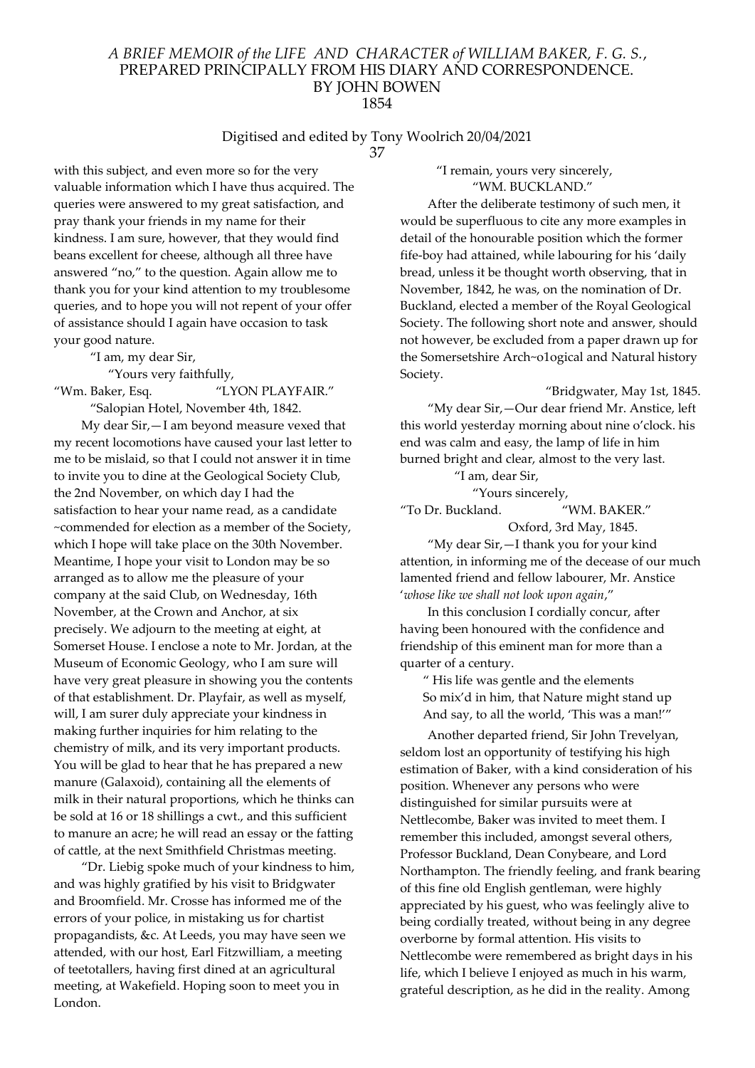with this subject, and even more so for the very valuable information which I have thus acquired. The queries were answered to my great satisfaction, and pray thank your friends in my name for their kindness. I am sure, however, that they would find beans excellent for cheese, although all three have answered "no," to the question. Again allow me to thank you for your kind attention to my troublesome queries, and to hope you will not repent of your offer of assistance should I again have occasion to task your good nature.

"I am, my dear Sir,

"Yours very faithfully,

"Wm. Baker, Esq. "LYON PLAYFAIR."

"Salopian Hotel, November 4th, 1842.

My dear Sir,—I am beyond measure vexed that my recent locomotions have caused your last letter to me to be mislaid, so that I could not answer it in time to invite you to dine at the Geological Society Club, the 2nd November, on which day I had the satisfaction to hear your name read, as a candidate ~commended for election as a member of the Society, which I hope will take place on the 30th November. Meantime, I hope your visit to London may be so arranged as to allow me the pleasure of your company at the said Club, on Wednesday, 16th November, at the Crown and Anchor, at six precisely. We adjourn to the meeting at eight, at Somerset House. I enclose a note to Mr. Jordan, at the Museum of Economic Geology, who I am sure will have very great pleasure in showing you the contents of that establishment. Dr. Playfair, as well as myself, will, I am surer duly appreciate your kindness in making further inquiries for him relating to the chemistry of milk, and its very important products. You will be glad to hear that he has prepared a new manure (Galaxoid), containing all the elements of milk in their natural proportions, which he thinks can be sold at 16 or 18 shillings a cwt., and this sufficient to manure an acre; he will read an essay or the fatting of cattle, at the next Smithfield Christmas meeting.

"Dr. Liebig spoke much of your kindness to him, and was highly gratified by his visit to Bridgwater and Broomfield. Mr. Crosse has informed me of the errors of your police, in mistaking us for chartist propagandists, &c. At Leeds, you may have seen we attended, with our host, Earl Fitzwilliam, a meeting of teetotallers, having first dined at an agricultural meeting, at Wakefield. Hoping soon to meet you in London.

"I remain, yours very sincerely,

"WM. BUCKLAND."

After the deliberate testimony of such men, it would be superfluous to cite any more examples in detail of the honourable position which the former fife-boy had attained, while labouring for his 'daily bread, unless it be thought worth observing, that in November, 1842, he was, on the nomination of Dr. Buckland, elected a member of the Royal Geological Society. The following short note and answer, should not however, be excluded from a paper drawn up for the Somersetshire Arch~o1ogical and Natural history Society.

"Bridgwater, May 1st, 1845.

"My dear Sir,—Our dear friend Mr. Anstice, left this world yesterday morning about nine o'clock. his end was calm and easy, the lamp of life in him burned bright and clear, almost to the very last.

"I am, dear Sir,

"Yours sincerely,

"To Dr. Buckland. "WM. BAKER."

Oxford, 3rd May, 1845.

"My dear Sir,—I thank you for your kind attention, in informing me of the decease of our much lamented friend and fellow labourer, Mr. Anstice '*whose like we shall not look upon again*,"

In this conclusion I cordially concur, after having been honoured with the confidence and friendship of this eminent man for more than a quarter of a century.

" His life was gentle and the elements
So mix'd in him, that Nature might stand up
And say, to all the world, 'This was a man!'"

Another departed friend, Sir John Trevelyan, seldom lost an opportunity of testifying his high estimation of Baker, with a kind consideration of his position. Whenever any persons who were distinguished for similar pursuits were at Nettlecombe, Baker was invited to meet them. I remember this included, amongst several others, Professor Buckland, Dean Conybeare, and Lord Northampton. The friendly feeling, and frank bearing of this fine old English gentleman, were highly appreciated by his guest, who was feelingly alive to being cordially treated, without being in any degree overborne by formal attention. His visits to Nettlecombe were remembered as bright days in his life, which I believe I enjoyed as much in his warm, grateful description, as he did in the reality. Among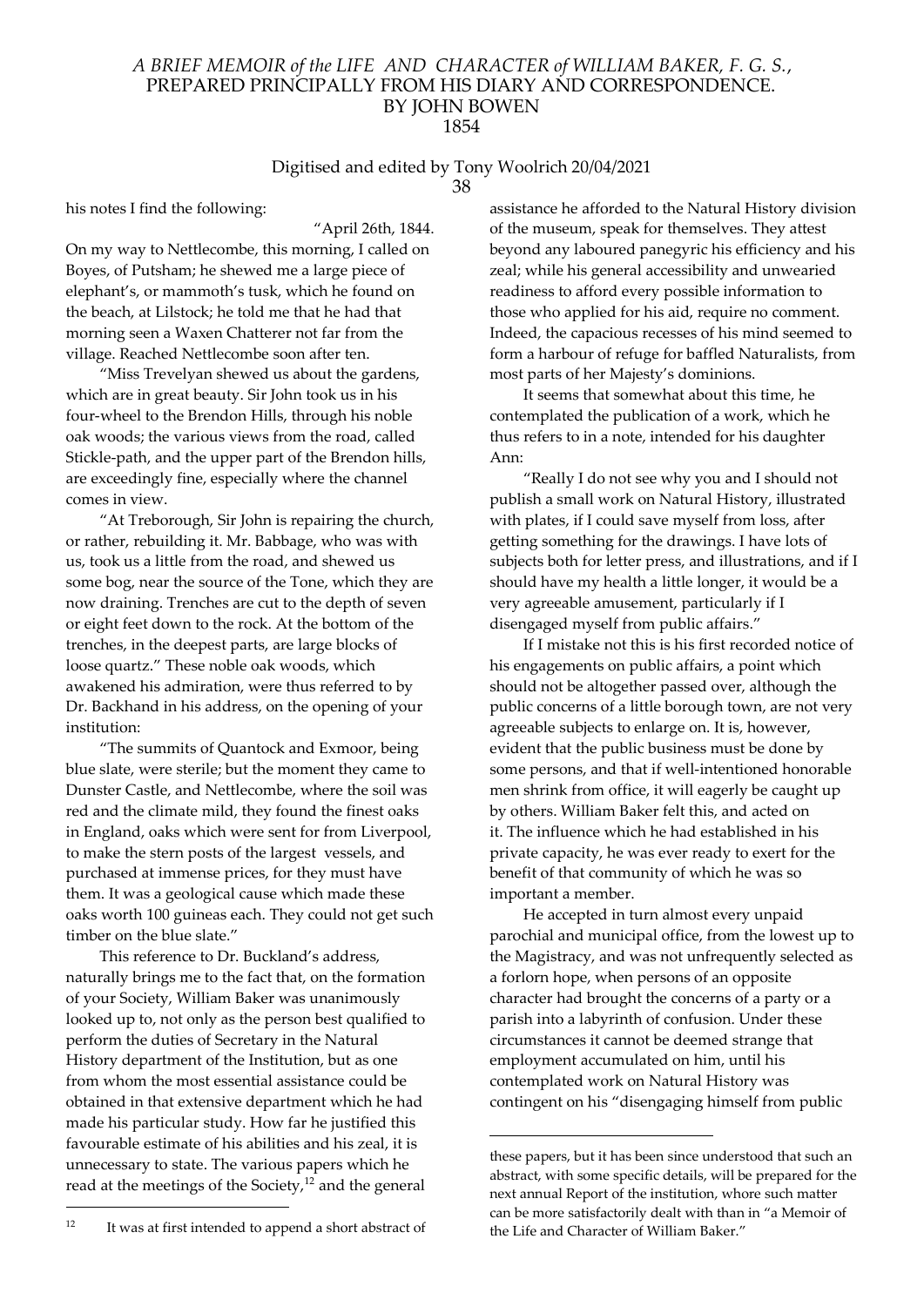his notes I find the following:

"April 26th, 1844.

On my way to Nettlecombe, this morning, I called on Boyes, of Putsham; he shewed me a large piece of elephant's, or mammoth's tusk, which he found on the beach, at Lilstock; he told me that he had that morning seen a Waxen Chatterer not far from the village. Reached Nettlecombe soon after ten.

"Miss Trevelyan shewed us about the gardens, which are in great beauty. Sir John took us in his four-wheel to the Brendon Hills, through his noble oak woods; the various views from the road, called Stickle-path, and the upper part of the Brendon hills, are exceedingly fine, especially where the channel comes in view.

"At Treborough, Sir John is repairing the church, or rather, rebuilding it. Mr. Babbage, who was with us, took us a little from the road, and shewed us some bog, near the source of the Tone, which they are now draining. Trenches are cut to the depth of seven or eight feet down to the rock. At the bottom of the trenches, in the deepest parts, are large blocks of loose quartz." These noble oak woods, which awakened his admiration, were thus referred to by Dr. Backhand in his address, on the opening of your institution:

"The summits of Quantock and Exmoor, being blue slate, were sterile; but the moment they came to Dunster Castle, and Nettlecombe, where the soil was red and the climate mild, they found the finest oaks in England, oaks which were sent for from Liverpool, to make the stern posts of the largest vessels, and purchased at immense prices, for they must have them. It was a geological cause which made these oaks worth 100 guineas each. They could not get such timber on the blue slate."

This reference to Dr. Buckland's address, naturally brings me to the fact that, on the formation of your Society, William Baker was unanimously looked up to, not only as the person best qualified to perform the duties of Secretary in the Natural History department of the Institution, but as one from whom the most essential assistance could be obtained in that extensive department which he had made his particular study. How far he justified this favourable estimate of his abilities and his zeal, it is unnecessary to state. The various papers which he read at the meetings of the Society,[12] and the general assistance he afforded to the Natural History division of the museum, speak for themselves. They attest beyond any laboured panegyric his efficiency and his zeal; while his general accessibility and unwearied readiness to afford every possible information to those who applied for his aid, require no comment. Indeed, the capacious recesses of his mind seemed to form a harbour of refuge for baffled Naturalists, from most parts of her Majesty's dominions.

It seems that somewhat about this time, he contemplated the publication of a work, which he thus refers to in a note, intended for his daughter Ann:

"Really I do not see why you and I should not publish a small work on Natural History, illustrated with plates, if I could save myself from loss, after getting something for the drawings. I have lots of subjects both for letter press, and illustrations, and if I should have my health a little longer, it would be a very agreeable amusement, particularly if I disengaged myself from public affairs."

If I mistake not this is his first recorded notice of his engagements on public affairs, a point which should not be altogether passed over, although the public concerns of a little borough town, are not very agreeable subjects to enlarge on. It is, however, evident that the public business must be done by some persons, and that if well-intentioned honorable men shrink from office, it will eagerly be caught up by others. William Baker felt this, and acted on it. The influence which he had established in his private capacity, he was ever ready to exert for the benefit of that community of which he was so important a member.

He accepted in turn almost every unpaid parochial and municipal office, from the lowest up to the Magistracy, and was not unfrequently selected as a forlorn hope, when persons of an opposite character had brought the concerns of a party or a parish into a labyrinth of confusion. Under these circumstances it cannot be deemed strange that employment accumulated on him, until his contemplated work on Natural History was contingent on his "disengaging himself from public

---

[12] It was at first intended to append a short abstract of these papers, but it has been since understood that such an abstract, with some specific details, will be prepared for the next annual Report of the institution, whore such matter can be more satisfactorily dealt with than in "a Memoir of the Life and Character of William Baker."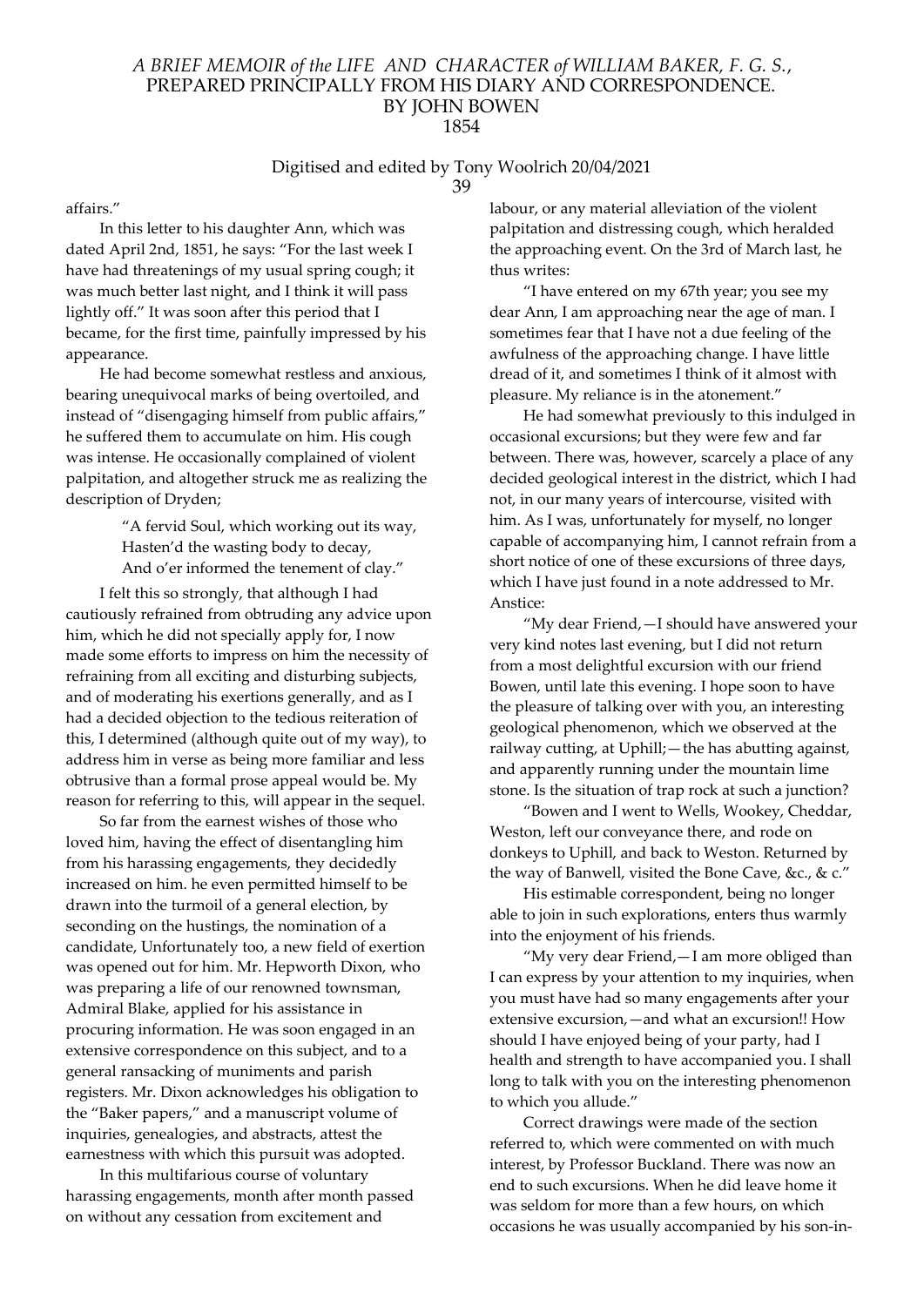affairs."

In this letter to his daughter Ann, which was dated April 2nd, 1851, he says: "For the last week I have had threatenings of my usual spring cough; it was much better last night, and I think it will pass lightly off." It was soon after this period that I became, for the first time, painfully impressed by his appearance.

He had become somewhat restless and anxious, bearing unequivocal marks of being overtoiled, and instead of "disengaging himself from public affairs," he suffered them to accumulate on him. His cough was intense. He occasionally complained of violent palpitation, and altogether struck me as realizing the description of Dryden;

> "A fervid Soul, which working out its way,
> Hasten'd the wasting body to decay,
> And o'er informed the tenement of clay."

I felt this so strongly, that although I had cautiously refrained from obtruding any advice upon him, which he did not specially apply for, I now made some efforts to impress on him the necessity of refraining from all exciting and disturbing subjects, and of moderating his exertions generally, and as I had a decided objection to the tedious reiteration of this, I determined (although quite out of my way), to address him in verse as being more familiar and less obtrusive than a formal prose appeal would be. My reason for referring to this, will appear in the sequel.

So far from the earnest wishes of those who loved him, having the effect of disentangling him from his harassing engagements, they decidedly increased on him. he even permitted himself to be drawn into the turmoil of a general election, by seconding on the hustings, the nomination of a candidate, Unfortunately too, a new field of exertion was opened out for him. Mr. Hepworth Dixon, who was preparing a life of our renowned townsman, Admiral Blake, applied for his assistance in procuring information. He was soon engaged in an extensive correspondence on this subject, and to a general ransacking of muniments and parish registers. Mr. Dixon acknowledges his obligation to the "Baker papers," and a manuscript volume of inquiries, genealogies, and abstracts, attest the earnestness with which this pursuit was adopted.

In this multifarious course of voluntary harassing engagements, month after month passed on without any cessation from excitement and labour, or any material alleviation of the violent palpitation and distressing cough, which heralded the approaching event. On the 3rd of March last, he thus writes:

"I have entered on my 67th year; you see my dear Ann, I am approaching near the age of man. I sometimes fear that I have not a due feeling of the awfulness of the approaching change. I have little dread of it, and sometimes I think of it almost with pleasure. My reliance is in the atonement."

He had somewhat previously to this indulged in occasional excursions; but they were few and far between. There was, however, scarcely a place of any decided geological interest in the district, which I had not, in our many years of intercourse, visited with him. As I was, unfortunately for myself, no longer capable of accompanying him, I cannot refrain from a short notice of one of these excursions of three days, which I have just found in a note addressed to Mr. Anstice:

"My dear Friend,—I should have answered your very kind notes last evening, but I did not return from a most delightful excursion with our friend Bowen, until late this evening. I hope soon to have the pleasure of talking over with you, an interesting geological phenomenon, which we observed at the railway cutting, at Uphill;—the has abutting against, and apparently running under the mountain lime stone. Is the situation of trap rock at such a junction?

"Bowen and I went to Wells, Wookey, Cheddar, Weston, left our conveyance there, and rode on donkeys to Uphill, and back to Weston. Returned by the way of Banwell, visited the Bone Cave, &c., & c."

His estimable correspondent, being no longer able to join in such explorations, enters thus warmly into the enjoyment of his friends.

"My very dear Friend,—I am more obliged than I can express by your attention to my inquiries, when you must have had so many engagements after your extensive excursion,—and what an excursion!! How should I have enjoyed being of your party, had I health and strength to have accompanied you. I shall long to talk with you on the interesting phenomenon to which you allude."

Correct drawings were made of the section referred to, which were commented on with much interest, by Professor Buckland. There was now an end to such excursions. When he did leave home it was seldom for more than a few hours, on which occasions he was usually accompanied by his son-in-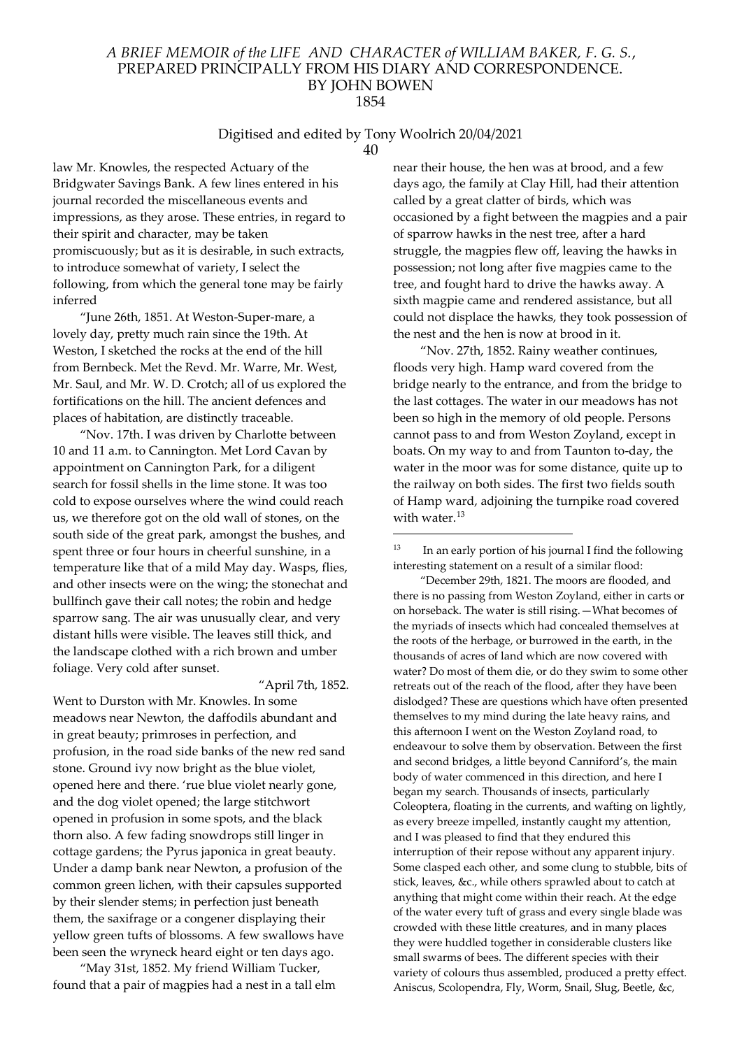law Mr. Knowles, the respected Actuary of the Bridgwater Savings Bank. A few lines entered in his journal recorded the miscellaneous events and impressions, as they arose. These entries, in regard to their spirit and character, may be taken promiscuously; but as it is desirable, in such extracts, to introduce somewhat of variety, I select the following, from which the general tone may be fairly inferred

"June 26th, 1851. At Weston-Super-mare, a lovely day, pretty much rain since the 19th. At Weston, I sketched the rocks at the end of the hill from Bernbeck. Met the Revd. Mr. Warre, Mr. West, Mr. Saul, and Mr. W. D. Crotch; all of us explored the fortifications on the hill. The ancient defences and places of habitation, are distinctly traceable.

"Nov. 17th. I was driven by Charlotte between 10 and 11 a.m. to Cannington. Met Lord Cavan by appointment on Cannington Park, for a diligent search for fossil shells in the lime stone. It was too cold to expose ourselves where the wind could reach us, we therefore got on the old wall of stones, on the south side of the great park, amongst the bushes, and spent three or four hours in cheerful sunshine, in a temperature like that of a mild May day. Wasps, flies, and other insects were on the wing; the stonechat and bullfinch gave their call notes; the robin and hedge sparrow sang. The air was unusually clear, and very distant hills were visible. The leaves still thick, and the landscape clothed with a rich brown and umber foliage. Very cold after sunset.

"April 7th, 1852. Went to Durston with Mr. Knowles. In some meadows near Newton, the daffodils abundant and in great beauty; primroses in perfection, and profusion, in the road side banks of the new red sand stone. Ground ivy now bright as the blue violet, opened here and there. 'rue blue violet nearly gone, and the dog violet opened; the large stitchwort opened in profusion in some spots, and the black thorn also. A few fading snowdrops still linger in cottage gardens; the Pyrus japonica in great beauty. Under a damp bank near Newton, a profusion of the common green lichen, with their capsules supported by their slender stems; in perfection just beneath them, the saxifrage or a congener displaying their yellow green tufts of blossoms. A few swallows have been seen the wryneck heard eight or ten days ago.

"May 31st, 1852. My friend William Tucker, found that a pair of magpies had a nest in a tall elm near their house, the hen was at brood, and a few days ago, the family at Clay Hill, had their attention called by a great clatter of birds, which was occasioned by a fight between the magpies and a pair of sparrow hawks in the nest tree, after a hard struggle, the magpies flew off, leaving the hawks in possession; not long after five magpies came to the tree, and fought hard to drive the hawks away. A sixth magpie came and rendered assistance, but all could not displace the hawks, they took possession of the nest and the hen is now at brood in it.

"Nov. 27th, 1852. Rainy weather continues, floods very high. Hamp ward covered from the bridge nearly to the entrance, and from the bridge to the last cottages. The water in our meadows has not been so high in the memory of old people. Persons cannot pass to and from Weston Zoyland, except in boats. On my way to and from Taunton to-day, the water in the moor was for some distance, quite up to the railway on both sides. The first two fields south of Hamp ward, adjoining the turnpike road covered with water.[13]

---

[13] In an early portion of his journal I find the following interesting statement on a result of a similar flood:

"December 29th, 1821. The moors are flooded, and there is no passing from Weston Zoyland, either in carts or on horseback. The water is still rising.—What becomes of the myriads of insects which had concealed themselves at the roots of the herbage, or burrowed in the earth, in the thousands of acres of land which are now covered with water? Do most of them die, or do they swim to some other retreats out of the reach of the flood, after they have been dislodged? These are questions which have often presented themselves to my mind during the late heavy rains, and this afternoon I went on the Weston Zoyland road, to endeavour to solve them by observation. Between the first and second bridges, a little beyond Canniford's, the main body of water commenced in this direction, and here I began my search. Thousands of insects, particularly Coleoptera, floating in the currents, and wafting on lightly, as every breeze impelled, instantly caught my attention, and I was pleased to find that they endured this interruption of their repose without any apparent injury. Some clasped each other, and some clung to stubble, bits of stick, leaves, &c., while others sprawled about to catch at anything that might come within their reach. At the edge of the water every tuft of grass and every single blade was crowded with these little creatures, and in many places they were huddled together in considerable clusters like small swarms of bees. The different species with their variety of colours thus assembled, produced a pretty effect. Aniscus, Scolopendra, Fly, Worm, Snail, Slug, Beetle, &c,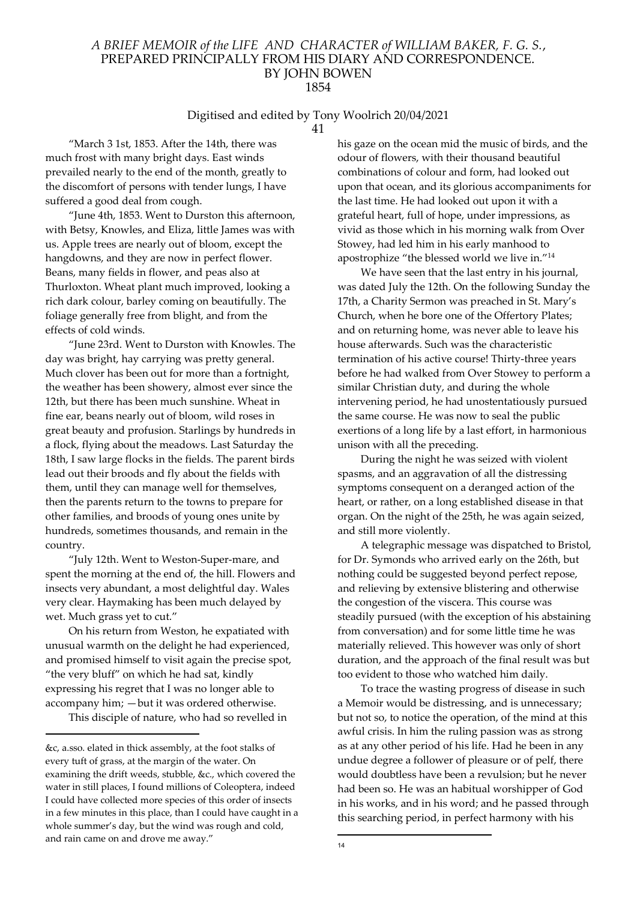"March 3 1st, 1853. After the 14th, there was much frost with many bright days. East winds prevailed nearly to the end of the month, greatly to the discomfort of persons with tender lungs, I have suffered a good deal from cough.

"June 4th, 1853. Went to Durston this afternoon, with Betsy, Knowles, and Eliza, little James was with us. Apple trees are nearly out of bloom, except the hangdowns, and they are now in perfect flower. Beans, many fields in flower, and peas also at Thurloxton. Wheat plant much improved, looking a rich dark colour, barley coming on beautifully. The foliage generally free from blight, and from the effects of cold winds.

"June 23rd. Went to Durston with Knowles. The day was bright, hay carrying was pretty general. Much clover has been out for more than a fortnight, the weather has been showery, almost ever since the 12th, but there has been much sunshine. Wheat in fine ear, beans nearly out of bloom, wild roses in great beauty and profusion. Starlings by hundreds in a flock, flying about the meadows. Last Saturday the 18th, I saw large flocks in the fields. The parent birds lead out their broods and fly about the fields with them, until they can manage well for themselves, then the parents return to the towns to prepare for other families, and broods of young ones unite by hundreds, sometimes thousands, and remain in the country.

"July 12th. Went to Weston-Super-mare, and spent the morning at the end of, the hill. Flowers and insects very abundant, a most delightful day. Wales very clear. Haymaking has been much delayed by wet. Much grass yet to cut."

On his return from Weston, he expatiated with unusual warmth on the delight he had experienced, and promised himself to visit again the precise spot, "the very bluff" on which he had sat, kindly expressing his regret that I was no longer able to accompany him; —but it was ordered otherwise.

This disciple of nature, who had so revelled in his gaze on the ocean mid the music of birds, and the odour of flowers, with their thousand beautiful combinations of colour and form, had looked out upon that ocean, and its glorious accompaniments for the last time. He had looked out upon it with a grateful heart, full of hope, under impressions, as vivid as those which in his morning walk from Over Stowey, had led him in his early manhood to apostrophize "the blessed world we live in."[14]

We have seen that the last entry in his journal, was dated July the 12th. On the following Sunday the 17th, a Charity Sermon was preached in St. Mary's Church, when he bore one of the Offertory Plates; and on returning home, was never able to leave his house afterwards. Such was the characteristic termination of his active course! Thirty-three years before he had walked from Over Stowey to perform a similar Christian duty, and during the whole intervening period, he had unostentatiously pursued the same course. He was now to seal the public exertions of a long life by a last effort, in harmonious unison with all the preceding.

During the night he was seized with violent spasms, and an aggravation of all the distressing symptoms consequent on a deranged action of the heart, or rather, on a long established disease in that organ. On the night of the 25th, he was again seized, and still more violently.

A telegraphic message was dispatched to Bristol, for Dr. Symonds who arrived early on the 26th, but nothing could be suggested beyond perfect repose, and relieving by extensive blistering and otherwise the congestion of the viscera. This course was steadily pursued (with the exception of his abstaining from conversation) and for some little time he was materially relieved. This however was only of short duration, and the approach of the final result was but too evident to those who watched him daily.

To trace the wasting progress of disease in such a Memoir would be distressing, and is unnecessary; but not so, to notice the operation, of the mind at this awful crisis. In him the ruling passion was as strong as at any other period of his life. Had he been in any undue degree a follower of pleasure or of pelf, there would doubtless have been a revulsion; but he never had been so. He was an habitual worshipper of God in his works, and in his word; and he passed through this searching period, in perfect harmony with his

---

&c, a.sso. elated in thick assembly, at the foot stalks of every tuft of grass, at the margin of the water. On examining the drift weeds, stubble, &c., which covered the water in still places, I found millions of Coleoptera, indeed I could have collected more species of this order of insects in a few minutes in this place, than I could have caught in a whole summer's day, but the wind was rough and cold, and rain came on and drove me away."

[14]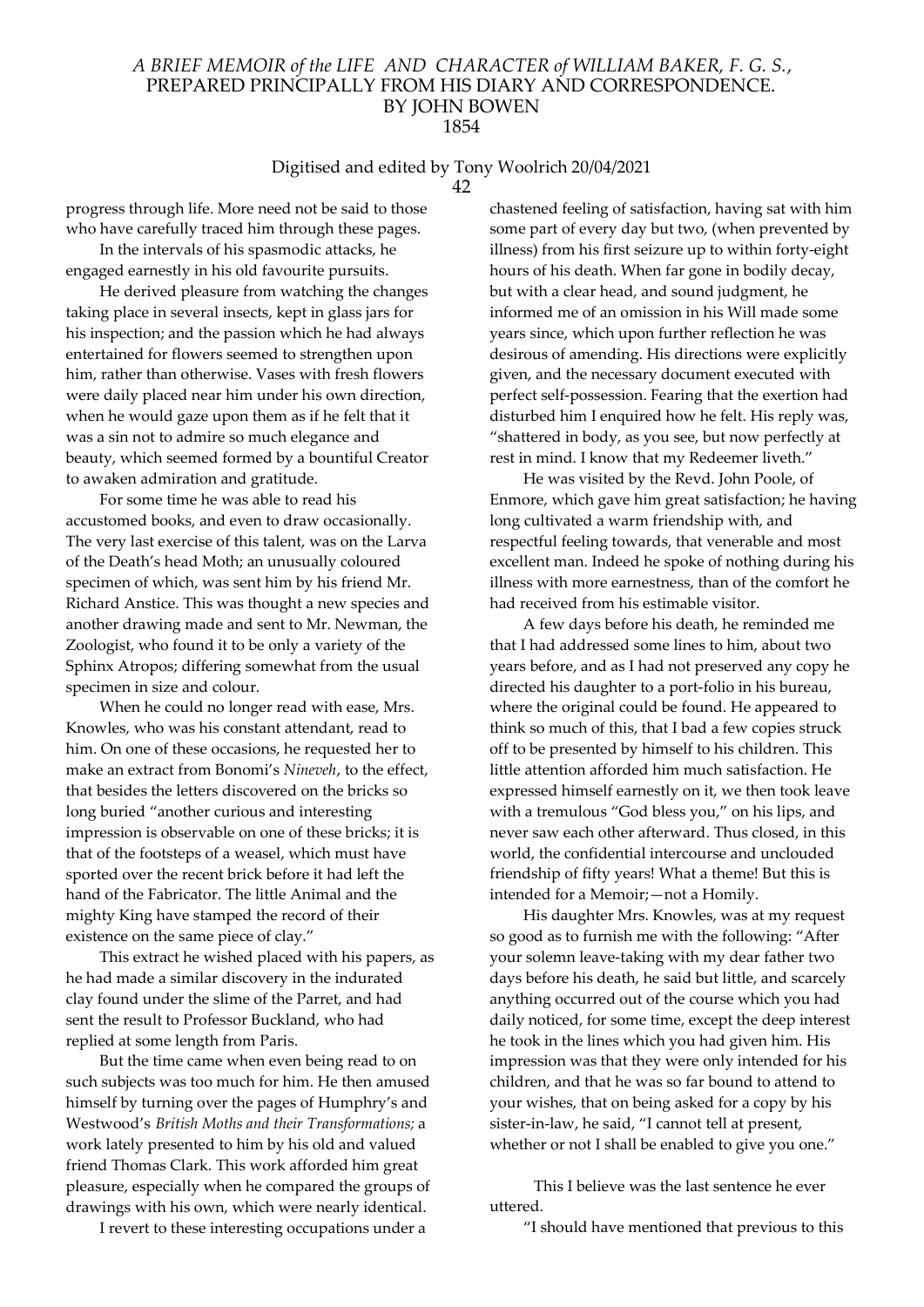progress through life. More need not be said to those who have carefully traced him through these pages.

In the intervals of his spasmodic attacks, he engaged earnestly in his old favourite pursuits.

He derived pleasure from watching the changes taking place in several insects, kept in glass jars for his inspection; and the passion which he had always entertained for flowers seemed to strengthen upon him, rather than otherwise. Vases with fresh flowers were daily placed near him under his own direction, when he would gaze upon them as if he felt that it was a sin not to admire so much elegance and beauty, which seemed formed by a bountiful Creator to awaken admiration and gratitude.

For some time he was able to read his accustomed books, and even to draw occasionally. The very last exercise of this talent, was on the Larva of the Death's head Moth; an unusually coloured specimen of which, was sent him by his friend Mr. Richard Anstice. This was thought a new species and another drawing made and sent to Mr. Newman, the Zoologist, who found it to be only a variety of the Sphinx Atropos; differing somewhat from the usual specimen in size and colour.

When he could no longer read with ease, Mrs. Knowles, who was his constant attendant, read to him. On one of these occasions, he requested her to make an extract from Bonomi's *Nineveh*, to the effect, that besides the letters discovered on the bricks so long buried "another curious and interesting impression is observable on one of these bricks; it is that of the footsteps of a weasel, which must have sported over the recent brick before it had left the hand of the Fabricator. The little Animal and the mighty King have stamped the record of their existence on the same piece of clay."

This extract he wished placed with his papers, as he had made a similar discovery in the indurated clay found under the slime of the Parret, and had sent the result to Professor Buckland, who had replied at some length from Paris.

But the time came when even being read to on such subjects was too much for him. He then amused himself by turning over the pages of Humphry's and Westwood's *British Moths and their Transformations;* a work lately presented to him by his old and valued friend Thomas Clark. This work afforded him great pleasure, especially when he compared the groups of drawings with his own, which were nearly identical.

I revert to these interesting occupations under a chastened feeling of satisfaction, having sat with him some part of every day but two, (when prevented by illness) from his first seizure up to within forty-eight hours of his death. When far gone in bodily decay, but with a clear head, and sound judgment, he informed me of an omission in his Will made some years since, which upon further reflection he was desirous of amending. His directions were explicitly given, and the necessary document executed with perfect self-possession. Fearing that the exertion had disturbed him I enquired how he felt. His reply was, "shattered in body, as you see, but now perfectly at rest in mind. I know that my Redeemer liveth."

He was visited by the Revd. John Poole, of Enmore, which gave him great satisfaction; he having long cultivated a warm friendship with, and respectful feeling towards, that venerable and most excellent man. Indeed he spoke of nothing during his illness with more earnestness, than of the comfort he had received from his estimable visitor.

A few days before his death, he reminded me that I had addressed some lines to him, about two years before, and as I had not preserved any copy he directed his daughter to a port-folio in his bureau, where the original could be found. He appeared to think so much of this, that I bad a few copies struck off to be presented by himself to his children. This little attention afforded him much satisfaction. He expressed himself earnestly on it, we then took leave with a tremulous "God bless you," on his lips, and never saw each other afterward. Thus closed, in this world, the confidential intercourse and unclouded friendship of fifty years! What a theme! But this is intended for a Memoir;—not a Homily.

His daughter Mrs. Knowles, was at my request so good as to furnish me with the following: "After your solemn leave-taking with my dear father two days before his death, he said but little, and scarcely anything occurred out of the course which you had daily noticed, for some time, except the deep interest he took in the lines which you had given him. His impression was that they were only intended for his children, and that he was so far bound to attend to your wishes, that on being asked for a copy by his sister-in-law, he said, "I cannot tell at present, whether or not I shall be enabled to give you one."

This I believe was the last sentence he ever uttered.

"I should have mentioned that previous to this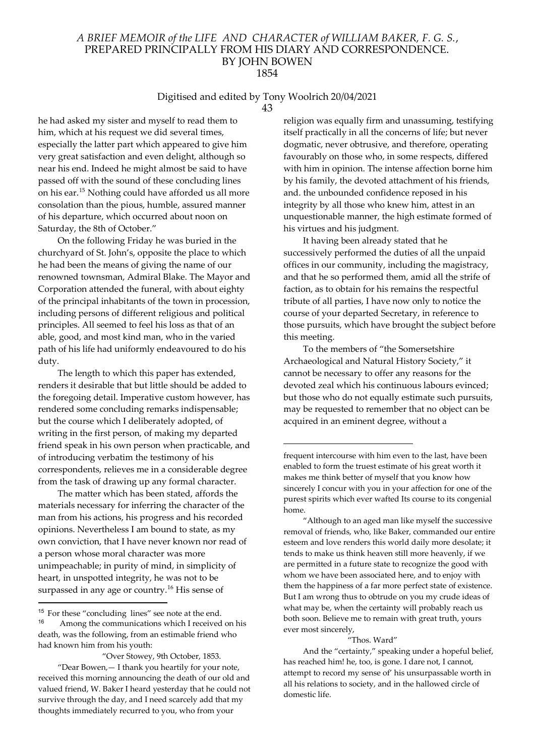he had asked my sister and myself to read them to him, which at his request we did several times, especially the latter part which appeared to give him very great satisfaction and even delight, although so near his end. Indeed he might almost be said to have passed off with the sound of these concluding lines on his ear.[15] Nothing could have afforded us all more consolation than the pious, humble, assured manner of his departure, which occurred about noon on Saturday, the 8th of October."

On the following Friday he was buried in the churchyard of St. John's, opposite the place to which he had been the means of giving the name of our renowned townsman, Admiral Blake. The Mayor and Corporation attended the funeral, with about eighty of the principal inhabitants of the town in procession, including persons of different religious and political principles. All seemed to feel his loss as that of an able, good, and most kind man, who in the varied path of his life had uniformly endeavoured to do his duty.

The length to which this paper has extended, renders it desirable that but little should be added to the foregoing detail. Imperative custom however, has rendered some concluding remarks indispensable; but the course which I deliberately adopted, of writing in the first person, of making my departed friend speak in his own person when practicable, and of introducing verbatim the testimony of his correspondents, relieves me in a considerable degree from the task of drawing up any formal character.

The matter which has been stated, affords the materials necessary for inferring the character of the man from his actions, his progress and his recorded opinions. Nevertheless I am bound to state, as my own conviction, that I have never known nor read of a person whose moral character was more unimpeachable; in purity of mind, in simplicity of heart, in unspotted integrity, he was not to be surpassed in any age or country.[16] His sense of religion was equally firm and unassuming, testifying itself practically in all the concerns of life; but never dogmatic, never obtrusive, and therefore, operating favourably on those who, in some respects, differed with him in opinion. The intense affection borne him by his family, the devoted attachment of his friends, and. the unbounded confidence reposed in his integrity by all those who knew him, attest in an unquestionable manner, the high estimate formed of his virtues and his judgment.

It having been already stated that he successively performed the duties of all the unpaid offices in our community, including the magistracy, and that he so performed them, amid all the strife of faction, as to obtain for his remains the respectful tribute of all parties, I have now only to notice the course of your departed Secretary, in reference to those pursuits, which have brought the subject before this meeting.

To the members of "the Somersetshire Archaeological and Natural History Society," it cannot be necessary to offer any reasons for the devoted zeal which his continuous labours evinced; but those who do not equally estimate such pursuits, may be requested to remember that no object can be acquired in an eminent degree, without a

---

[15] For these "concluding lines" see note at the end.

[16] Among the communications which I received on his death, was the following, from an estimable friend who had known him from his youth:

"Over Stowey, 9th October, 1853.

"Dear Bowen,— I thank you heartily for your note, received this morning announcing the death of our old and valued friend, W. Baker I heard yesterday that he could not survive through the day, and I need scarcely add that my thoughts immediately recurred to you, who from your frequent intercourse with him even to the last, have been enabled to form the truest estimate of his great worth it makes me think better of myself that you know how sincerely I concur with you in your affection for one of the purest spirits which ever wafted Its course to its congenial home.

"Although to an aged man like myself the successive removal of friends, who, like Baker, commanded our entire esteem and love renders this world daily more desolate; it tends to make us think heaven still more heavenly, if we are permitted in a future state to recognize the good with whom we have been associated here, and to enjoy with them the happiness of a far more perfect state of existence. But I am wrong thus to obtrude on you my crude ideas of what may be, when the certainty will probably reach us both soon. Believe me to remain with great truth, yours ever most sincerely,

"Thos. Ward"

And the "certainty," speaking under a hopeful belief, has reached him! he, too, is gone. I dare not, I cannot, attempt to record my sense of' his unsurpassable worth in all his relations to society, and in the hallowed circle of domestic life.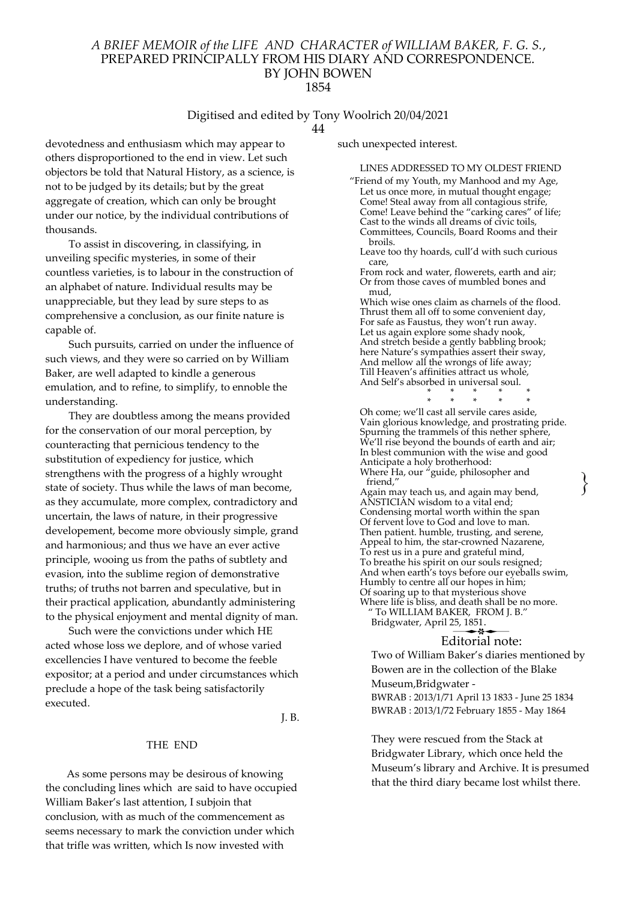devotedness and enthusiasm which may appear to others disproportioned to the end in view. Let such objectors be told that Natural History, as a science, is not to be judged by its details; but by the great aggregate of creation, which can only be brought under our notice, by the individual contributions of thousands.

To assist in discovering, in classifying, in unveiling specific mysteries, in some of their countless varieties, is to labour in the construction of an alphabet of nature. Individual results may be unappreciable, but they lead by sure steps to as comprehensive a conclusion, as our finite nature is capable of.

Such pursuits, carried on under the influence of such views, and they were so carried on by William Baker, are well adapted to kindle a generous emulation, and to refine, to simplify, to ennoble the understanding.

They are doubtless among the means provided for the conservation of our moral perception, by counteracting that pernicious tendency to the substitution of expediency for justice, which strengthens with the progress of a highly wrought state of society. Thus while the laws of man become, as they accumulate, more complex, contradictory and uncertain, the laws of nature, in their progressive developement, become more obviously simple, grand and harmonious; and thus we have an ever active principle, wooing us from the paths of subtlety and evasion, into the sublime region of demonstrative truths; of truths not barren and speculative, but in their practical application, abundantly administering to the physical enjoyment and mental dignity of man.

Such were the convictions under which HE acted whose loss we deplore, and of whose varied excellencies I have ventured to become the feeble expositor; at a period and under circumstances which preclude a hope of the task being satisfactorily executed.

J. B.

THE END

As some persons may be desirous of knowing the concluding lines which are said to have occupied William Baker's last attention, I subjoin that conclusion, with as much of the commencement as seems necessary to mark the conviction under which that trifle was written, which Is now invested with such unexpected interest.

LINES ADDRESSED TO MY OLDEST FRIEND

"Friend of my Youth, my Manhood and my Age,  
Let us once more, in mutual thought engage;  
Come! Steal away from all contagious strife,  
Come! Leave behind the "carking cares" of life;  
Cast to the winds all dreams of civic toils,  
Committees, Councils, Board Rooms and their broils.  
Leave too thy hoards, cull'd with such curious care,  
From rock and water, flowerets, earth and air;  
Or from those caves of mumbled bones and mud,  
Which wise ones claim as charnels of the flood.  
Thrust them all off to some convenient day,  
For safe as Faustus, they won't run away.  
Let us again explore some shady nook,  
And stretch beside a gently babbling brook;  
here Nature's sympathies assert their sway,  
And mellow all the wrongs of life away;  
Till Heaven's affinities attract us whole,  
And Self's absorbed in universal soul.

\* \* \* \* \*  
\* \* \* \* \*

Oh come; we'll cast all servile cares aside,  
Vain glorious knowledge, and prostrating pride.  
Spurning the trammels of this nether sphere,  
We'll rise beyond the bounds of earth and air;  
In blest communion with the wise and good  
Anticipate a holy brotherhood:  
Where Ha, our "guide, philosopher and friend,"  
Again may teach us, and again may bend,  
ANSTICIAN wisdom to a vital end;  
Condensing mortal worth within the span  
Of fervent love to God and love to man.  
Then patient. humble, trusting, and serene,  
Appeal to him, the star-crowned Nazarene,  
To rest us in a pure and grateful mind,  
To breathe his spirit on our souls resigned;  
And when earth's toys before our eyeballs swim,  
Humbly to centre all our hopes in him;  
Of soaring up to that mysterious shove  
Where life is bliss, and death shall be no more.  
" To WILLIAM BAKER, FROM J. B."  
Bridgwater, April 25, 1851.

## Editorial note:

Two of William Baker's diaries mentioned by Bowen are in the collection of the Blake Museum,Bridgwater -

BWRAB : 2013/1/71 April 13 1833 - June 25 1834  
BWRAB : 2013/1/72 February 1855 - May 1864

They were rescued from the Stack at Bridgwater Library, which once held the Museum's library and Archive. It is presumed that the third diary became lost whilst there.